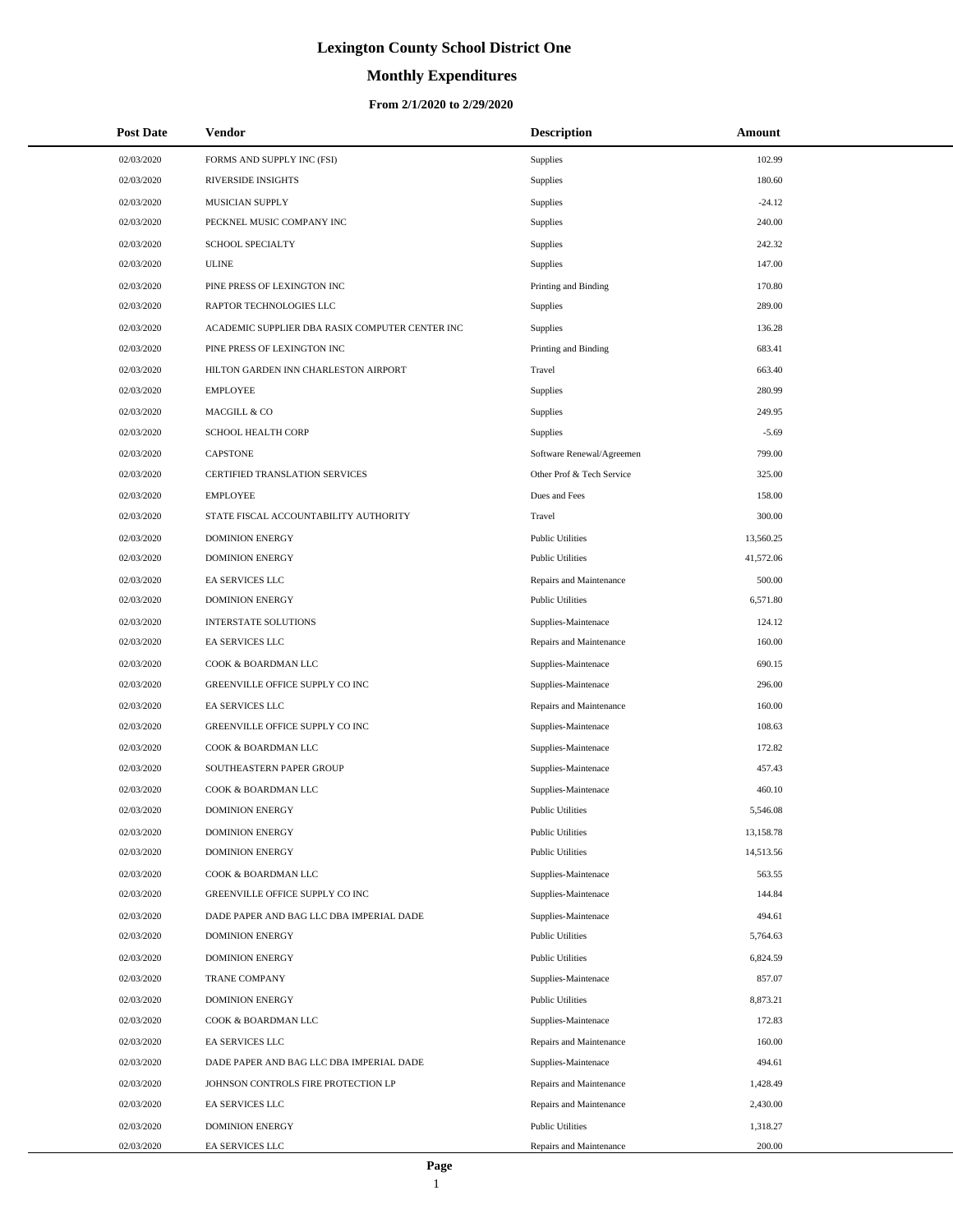# Lexington County School District One

## Monthly Expenditures

### From 2/1/2020 to 2/29/2020

| Post Date | Vendor | Description | Amount |
|---|---|---|---|
| 02/03/2020 | FORMS AND SUPPLY INC (FSI) | Supplies | 102.99 |
| 02/03/2020 | RIVERSIDE INSIGHTS | Supplies | 180.60 |
| 02/03/2020 | MUSICIAN SUPPLY | Supplies | -24.12 |
| 02/03/2020 | PECKNEL MUSIC COMPANY INC | Supplies | 240.00 |
| 02/03/2020 | SCHOOL SPECIALTY | Supplies | 242.32 |
| 02/03/2020 | ULINE | Supplies | 147.00 |
| 02/03/2020 | PINE PRESS OF LEXINGTON INC | Printing and Binding | 170.80 |
| 02/03/2020 | RAPTOR TECHNOLOGIES LLC | Supplies | 289.00 |
| 02/03/2020 | ACADEMIC SUPPLIER DBA RASIX COMPUTER CENTER INC | Supplies | 136.28 |
| 02/03/2020 | PINE PRESS OF LEXINGTON INC | Printing and Binding | 683.41 |
| 02/03/2020 | HILTON GARDEN INN CHARLESTON AIRPORT | Travel | 663.40 |
| 02/03/2020 | EMPLOYEE | Supplies | 280.99 |
| 02/03/2020 | MACGILL & CO | Supplies | 249.95 |
| 02/03/2020 | SCHOOL HEALTH CORP | Supplies | -5.69 |
| 02/03/2020 | CAPSTONE | Software Renewal/Agreemen | 799.00 |
| 02/03/2020 | CERTIFIED TRANSLATION SERVICES | Other Prof & Tech Service | 325.00 |
| 02/03/2020 | EMPLOYEE | Dues and Fees | 158.00 |
| 02/03/2020 | STATE FISCAL ACCOUNTABILITY AUTHORITY | Travel | 300.00 |
| 02/03/2020 | DOMINION ENERGY | Public Utilities | 13,560.25 |
| 02/03/2020 | DOMINION ENERGY | Public Utilities | 41,572.06 |
| 02/03/2020 | EA SERVICES LLC | Repairs and Maintenance | 500.00 |
| 02/03/2020 | DOMINION ENERGY | Public Utilities | 6,571.80 |
| 02/03/2020 | INTERSTATE SOLUTIONS | Supplies-Maintenace | 124.12 |
| 02/03/2020 | EA SERVICES LLC | Repairs and Maintenance | 160.00 |
| 02/03/2020 | COOK & BOARDMAN LLC | Supplies-Maintenace | 690.15 |
| 02/03/2020 | GREENVILLE OFFICE SUPPLY CO INC | Supplies-Maintenace | 296.00 |
| 02/03/2020 | EA SERVICES LLC | Repairs and Maintenance | 160.00 |
| 02/03/2020 | GREENVILLE OFFICE SUPPLY CO INC | Supplies-Maintenace | 108.63 |
| 02/03/2020 | COOK & BOARDMAN LLC | Supplies-Maintenace | 172.82 |
| 02/03/2020 | SOUTHEASTERN PAPER GROUP | Supplies-Maintenace | 457.43 |
| 02/03/2020 | COOK & BOARDMAN LLC | Supplies-Maintenace | 460.10 |
| 02/03/2020 | DOMINION ENERGY | Public Utilities | 5,546.08 |
| 02/03/2020 | DOMINION ENERGY | Public Utilities | 13,158.78 |
| 02/03/2020 | DOMINION ENERGY | Public Utilities | 14,513.56 |
| 02/03/2020 | COOK & BOARDMAN LLC | Supplies-Maintenace | 563.55 |
| 02/03/2020 | GREENVILLE OFFICE SUPPLY CO INC | Supplies-Maintenace | 144.84 |
| 02/03/2020 | DADE PAPER AND BAG LLC DBA IMPERIAL DADE | Supplies-Maintenace | 494.61 |
| 02/03/2020 | DOMINION ENERGY | Public Utilities | 5,764.63 |
| 02/03/2020 | DOMINION ENERGY | Public Utilities | 6,824.59 |
| 02/03/2020 | TRANE COMPANY | Supplies-Maintenace | 857.07 |
| 02/03/2020 | DOMINION ENERGY | Public Utilities | 8,873.21 |
| 02/03/2020 | COOK & BOARDMAN LLC | Supplies-Maintenace | 172.83 |
| 02/03/2020 | EA SERVICES LLC | Repairs and Maintenance | 160.00 |
| 02/03/2020 | DADE PAPER AND BAG LLC DBA IMPERIAL DADE | Supplies-Maintenace | 494.61 |
| 02/03/2020 | JOHNSON CONTROLS FIRE PROTECTION LP | Repairs and Maintenance | 1,428.49 |
| 02/03/2020 | EA SERVICES LLC | Repairs and Maintenance | 2,430.00 |
| 02/03/2020 | DOMINION ENERGY | Public Utilities | 1,318.27 |
| 02/03/2020 | EA SERVICES LLC | Repairs and Maintenance | 200.00 |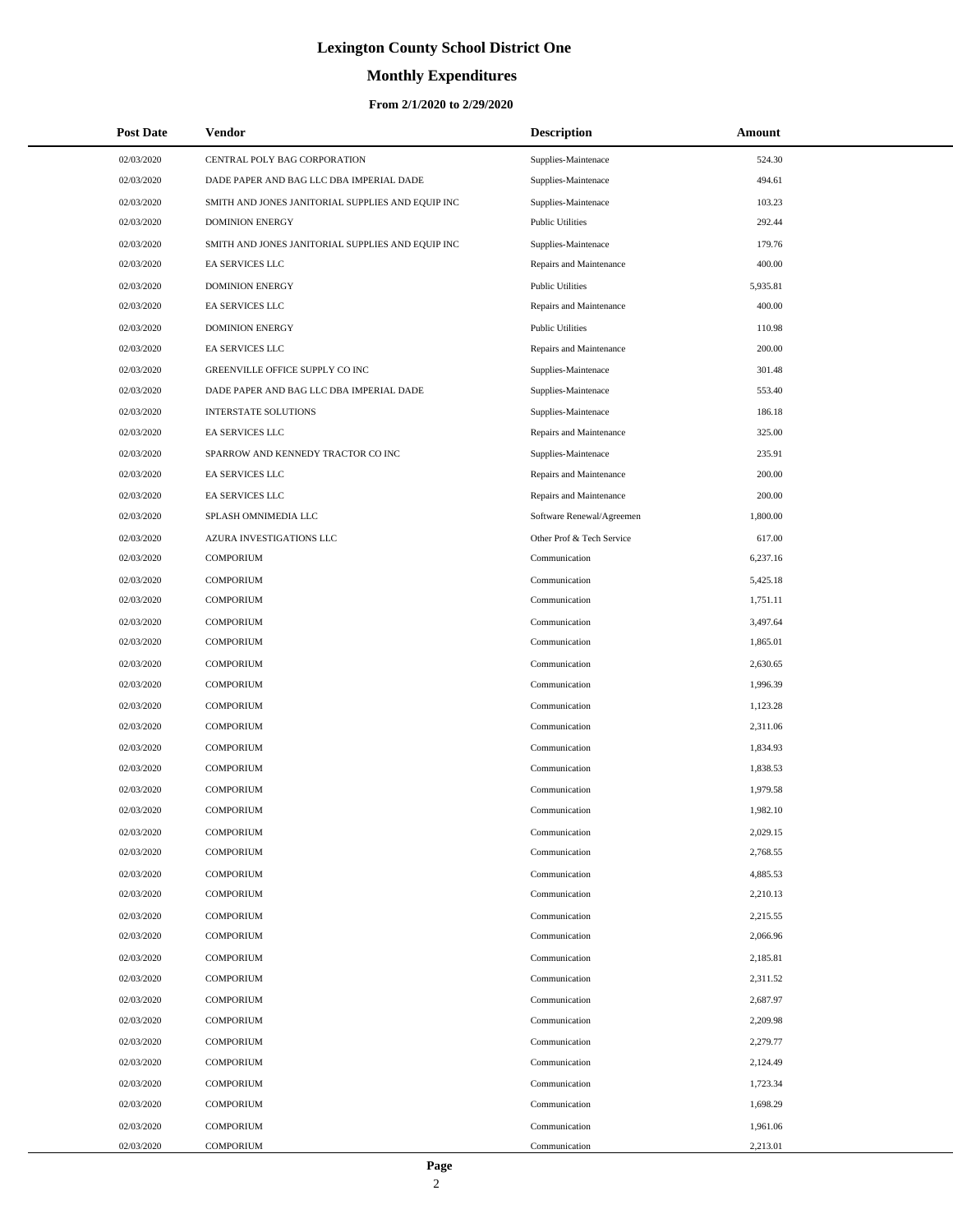# Lexington County School District One

## Monthly Expenditures

### From 2/1/2020 to 2/29/2020

| Post Date | Vendor | Description | Amount |
|---|---|---|---|
| 02/03/2020 | CENTRAL POLY BAG CORPORATION | Supplies-Maintenace | 524.30 |
| 02/03/2020 | DADE PAPER AND BAG LLC DBA IMPERIAL DADE | Supplies-Maintenace | 494.61 |
| 02/03/2020 | SMITH AND JONES JANITORIAL SUPPLIES AND EQUIP INC | Supplies-Maintenace | 103.23 |
| 02/03/2020 | DOMINION ENERGY | Public Utilities | 292.44 |
| 02/03/2020 | SMITH AND JONES JANITORIAL SUPPLIES AND EQUIP INC | Supplies-Maintenace | 179.76 |
| 02/03/2020 | EA SERVICES LLC | Repairs and Maintenance | 400.00 |
| 02/03/2020 | DOMINION ENERGY | Public Utilities | 5,935.81 |
| 02/03/2020 | EA SERVICES LLC | Repairs and Maintenance | 400.00 |
| 02/03/2020 | DOMINION ENERGY | Public Utilities | 110.98 |
| 02/03/2020 | EA SERVICES LLC | Repairs and Maintenance | 200.00 |
| 02/03/2020 | GREENVILLE OFFICE SUPPLY CO INC | Supplies-Maintenace | 301.48 |
| 02/03/2020 | DADE PAPER AND BAG LLC DBA IMPERIAL DADE | Supplies-Maintenace | 553.40 |
| 02/03/2020 | INTERSTATE SOLUTIONS | Supplies-Maintenace | 186.18 |
| 02/03/2020 | EA SERVICES LLC | Repairs and Maintenance | 325.00 |
| 02/03/2020 | SPARROW AND KENNEDY TRACTOR CO INC | Supplies-Maintenace | 235.91 |
| 02/03/2020 | EA SERVICES LLC | Repairs and Maintenance | 200.00 |
| 02/03/2020 | EA SERVICES LLC | Repairs and Maintenance | 200.00 |
| 02/03/2020 | SPLASH OMNIMEDIA LLC | Software Renewal/Agreemen | 1,800.00 |
| 02/03/2020 | AZURA INVESTIGATIONS LLC | Other Prof & Tech Service | 617.00 |
| 02/03/2020 | COMPORIUM | Communication | 6,237.16 |
| 02/03/2020 | COMPORIUM | Communication | 5,425.18 |
| 02/03/2020 | COMPORIUM | Communication | 1,751.11 |
| 02/03/2020 | COMPORIUM | Communication | 3,497.64 |
| 02/03/2020 | COMPORIUM | Communication | 1,865.01 |
| 02/03/2020 | COMPORIUM | Communication | 2,630.65 |
| 02/03/2020 | COMPORIUM | Communication | 1,996.39 |
| 02/03/2020 | COMPORIUM | Communication | 1,123.28 |
| 02/03/2020 | COMPORIUM | Communication | 2,311.06 |
| 02/03/2020 | COMPORIUM | Communication | 1,834.93 |
| 02/03/2020 | COMPORIUM | Communication | 1,838.53 |
| 02/03/2020 | COMPORIUM | Communication | 1,979.58 |
| 02/03/2020 | COMPORIUM | Communication | 1,982.10 |
| 02/03/2020 | COMPORIUM | Communication | 2,029.15 |
| 02/03/2020 | COMPORIUM | Communication | 2,768.55 |
| 02/03/2020 | COMPORIUM | Communication | 4,885.53 |
| 02/03/2020 | COMPORIUM | Communication | 2,210.13 |
| 02/03/2020 | COMPORIUM | Communication | 2,215.55 |
| 02/03/2020 | COMPORIUM | Communication | 2,066.96 |
| 02/03/2020 | COMPORIUM | Communication | 2,185.81 |
| 02/03/2020 | COMPORIUM | Communication | 2,311.52 |
| 02/03/2020 | COMPORIUM | Communication | 2,687.97 |
| 02/03/2020 | COMPORIUM | Communication | 2,209.98 |
| 02/03/2020 | COMPORIUM | Communication | 2,279.77 |
| 02/03/2020 | COMPORIUM | Communication | 2,124.49 |
| 02/03/2020 | COMPORIUM | Communication | 1,723.34 |
| 02/03/2020 | COMPORIUM | Communication | 1,698.29 |
| 02/03/2020 | COMPORIUM | Communication | 1,961.06 |
| 02/03/2020 | COMPORIUM | Communication | 2,213.01 |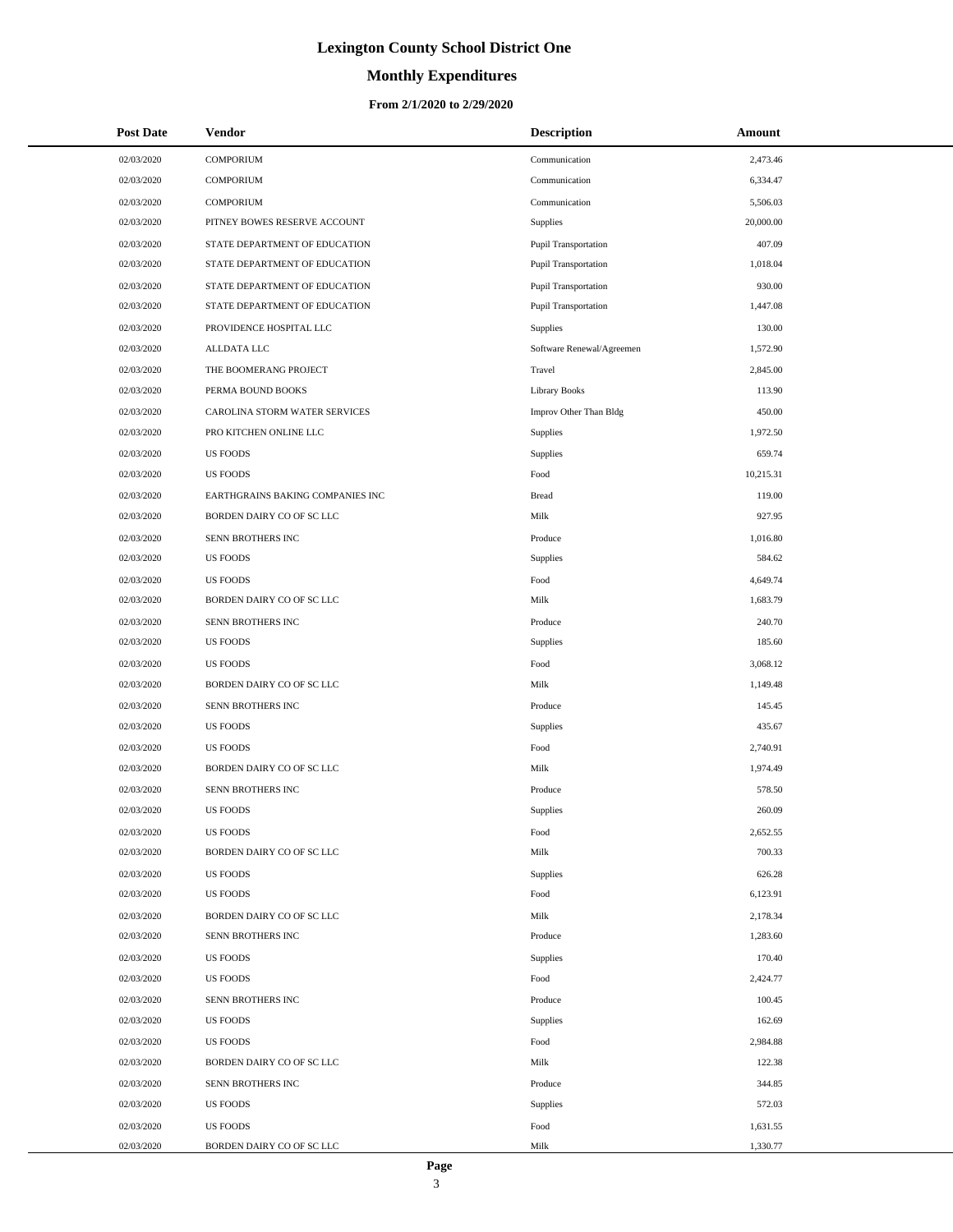# Lexington County School District One

## Monthly Expenditures

### From 2/1/2020 to 2/29/2020

| Post Date | Vendor | Description | Amount |
|---|---|---|---|
| 02/03/2020 | COMPORIUM | Communication | 2,473.46 |
| 02/03/2020 | COMPORIUM | Communication | 6,334.47 |
| 02/03/2020 | COMPORIUM | Communication | 5,506.03 |
| 02/03/2020 | PITNEY BOWES RESERVE ACCOUNT | Supplies | 20,000.00 |
| 02/03/2020 | STATE DEPARTMENT OF EDUCATION | Pupil Transportation | 407.09 |
| 02/03/2020 | STATE DEPARTMENT OF EDUCATION | Pupil Transportation | 1,018.04 |
| 02/03/2020 | STATE DEPARTMENT OF EDUCATION | Pupil Transportation | 930.00 |
| 02/03/2020 | STATE DEPARTMENT OF EDUCATION | Pupil Transportation | 1,447.08 |
| 02/03/2020 | PROVIDENCE HOSPITAL LLC | Supplies | 130.00 |
| 02/03/2020 | ALLDATA LLC | Software Renewal/Agreemen | 1,572.90 |
| 02/03/2020 | THE BOOMERANG PROJECT | Travel | 2,845.00 |
| 02/03/2020 | PERMA BOUND BOOKS | Library Books | 113.90 |
| 02/03/2020 | CAROLINA STORM WATER SERVICES | Improv Other Than Bldg | 450.00 |
| 02/03/2020 | PRO KITCHEN ONLINE LLC | Supplies | 1,972.50 |
| 02/03/2020 | US FOODS | Supplies | 659.74 |
| 02/03/2020 | US FOODS | Food | 10,215.31 |
| 02/03/2020 | EARTHGRAINS BAKING COMPANIES INC | Bread | 119.00 |
| 02/03/2020 | BORDEN DAIRY CO OF SC LLC | Milk | 927.95 |
| 02/03/2020 | SENN BROTHERS INC | Produce | 1,016.80 |
| 02/03/2020 | US FOODS | Supplies | 584.62 |
| 02/03/2020 | US FOODS | Food | 4,649.74 |
| 02/03/2020 | BORDEN DAIRY CO OF SC LLC | Milk | 1,683.79 |
| 02/03/2020 | SENN BROTHERS INC | Produce | 240.70 |
| 02/03/2020 | US FOODS | Supplies | 185.60 |
| 02/03/2020 | US FOODS | Food | 3,068.12 |
| 02/03/2020 | BORDEN DAIRY CO OF SC LLC | Milk | 1,149.48 |
| 02/03/2020 | SENN BROTHERS INC | Produce | 145.45 |
| 02/03/2020 | US FOODS | Supplies | 435.67 |
| 02/03/2020 | US FOODS | Food | 2,740.91 |
| 02/03/2020 | BORDEN DAIRY CO OF SC LLC | Milk | 1,974.49 |
| 02/03/2020 | SENN BROTHERS INC | Produce | 578.50 |
| 02/03/2020 | US FOODS | Supplies | 260.09 |
| 02/03/2020 | US FOODS | Food | 2,652.55 |
| 02/03/2020 | BORDEN DAIRY CO OF SC LLC | Milk | 700.33 |
| 02/03/2020 | US FOODS | Supplies | 626.28 |
| 02/03/2020 | US FOODS | Food | 6,123.91 |
| 02/03/2020 | BORDEN DAIRY CO OF SC LLC | Milk | 2,178.34 |
| 02/03/2020 | SENN BROTHERS INC | Produce | 1,283.60 |
| 02/03/2020 | US FOODS | Supplies | 170.40 |
| 02/03/2020 | US FOODS | Food | 2,424.77 |
| 02/03/2020 | SENN BROTHERS INC | Produce | 100.45 |
| 02/03/2020 | US FOODS | Supplies | 162.69 |
| 02/03/2020 | US FOODS | Food | 2,984.88 |
| 02/03/2020 | BORDEN DAIRY CO OF SC LLC | Milk | 122.38 |
| 02/03/2020 | SENN BROTHERS INC | Produce | 344.85 |
| 02/03/2020 | US FOODS | Supplies | 572.03 |
| 02/03/2020 | US FOODS | Food | 1,631.55 |
| 02/03/2020 | BORDEN DAIRY CO OF SC LLC | Milk | 1,330.77 |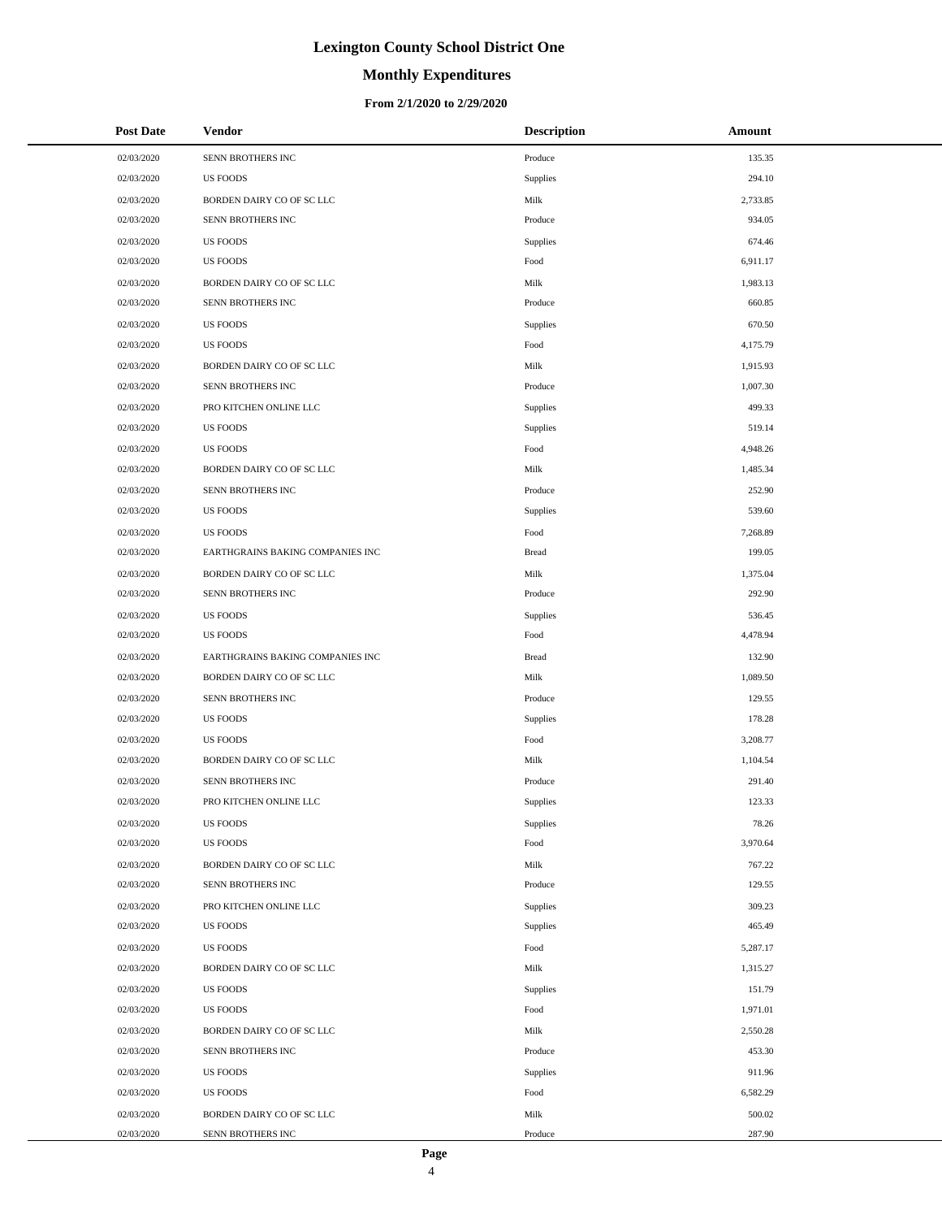# Lexington County School District One

## Monthly Expenditures

### From 2/1/2020 to 2/29/2020

| Post Date | Vendor | Description | Amount |
|---|---|---|---|
| 02/03/2020 | SENN BROTHERS INC | Produce | 135.35 |
| 02/03/2020 | US FOODS | Supplies | 294.10 |
| 02/03/2020 | BORDEN DAIRY CO OF SC LLC | Milk | 2,733.85 |
| 02/03/2020 | SENN BROTHERS INC | Produce | 934.05 |
| 02/03/2020 | US FOODS | Supplies | 674.46 |
| 02/03/2020 | US FOODS | Food | 6,911.17 |
| 02/03/2020 | BORDEN DAIRY CO OF SC LLC | Milk | 1,983.13 |
| 02/03/2020 | SENN BROTHERS INC | Produce | 660.85 |
| 02/03/2020 | US FOODS | Supplies | 670.50 |
| 02/03/2020 | US FOODS | Food | 4,175.79 |
| 02/03/2020 | BORDEN DAIRY CO OF SC LLC | Milk | 1,915.93 |
| 02/03/2020 | SENN BROTHERS INC | Produce | 1,007.30 |
| 02/03/2020 | PRO KITCHEN ONLINE LLC | Supplies | 499.33 |
| 02/03/2020 | US FOODS | Supplies | 519.14 |
| 02/03/2020 | US FOODS | Food | 4,948.26 |
| 02/03/2020 | BORDEN DAIRY CO OF SC LLC | Milk | 1,485.34 |
| 02/03/2020 | SENN BROTHERS INC | Produce | 252.90 |
| 02/03/2020 | US FOODS | Supplies | 539.60 |
| 02/03/2020 | US FOODS | Food | 7,268.89 |
| 02/03/2020 | EARTHGRAINS BAKING COMPANIES INC | Bread | 199.05 |
| 02/03/2020 | BORDEN DAIRY CO OF SC LLC | Milk | 1,375.04 |
| 02/03/2020 | SENN BROTHERS INC | Produce | 292.90 |
| 02/03/2020 | US FOODS | Supplies | 536.45 |
| 02/03/2020 | US FOODS | Food | 4,478.94 |
| 02/03/2020 | EARTHGRAINS BAKING COMPANIES INC | Bread | 132.90 |
| 02/03/2020 | BORDEN DAIRY CO OF SC LLC | Milk | 1,089.50 |
| 02/03/2020 | SENN BROTHERS INC | Produce | 129.55 |
| 02/03/2020 | US FOODS | Supplies | 178.28 |
| 02/03/2020 | US FOODS | Food | 3,208.77 |
| 02/03/2020 | BORDEN DAIRY CO OF SC LLC | Milk | 1,104.54 |
| 02/03/2020 | SENN BROTHERS INC | Produce | 291.40 |
| 02/03/2020 | PRO KITCHEN ONLINE LLC | Supplies | 123.33 |
| 02/03/2020 | US FOODS | Supplies | 78.26 |
| 02/03/2020 | US FOODS | Food | 3,970.64 |
| 02/03/2020 | BORDEN DAIRY CO OF SC LLC | Milk | 767.22 |
| 02/03/2020 | SENN BROTHERS INC | Produce | 129.55 |
| 02/03/2020 | PRO KITCHEN ONLINE LLC | Supplies | 309.23 |
| 02/03/2020 | US FOODS | Supplies | 465.49 |
| 02/03/2020 | US FOODS | Food | 5,287.17 |
| 02/03/2020 | BORDEN DAIRY CO OF SC LLC | Milk | 1,315.27 |
| 02/03/2020 | US FOODS | Supplies | 151.79 |
| 02/03/2020 | US FOODS | Food | 1,971.01 |
| 02/03/2020 | BORDEN DAIRY CO OF SC LLC | Milk | 2,550.28 |
| 02/03/2020 | SENN BROTHERS INC | Produce | 453.30 |
| 02/03/2020 | US FOODS | Supplies | 911.96 |
| 02/03/2020 | US FOODS | Food | 6,582.29 |
| 02/03/2020 | BORDEN DAIRY CO OF SC LLC | Milk | 500.02 |
| 02/03/2020 | SENN BROTHERS INC | Produce | 287.90 |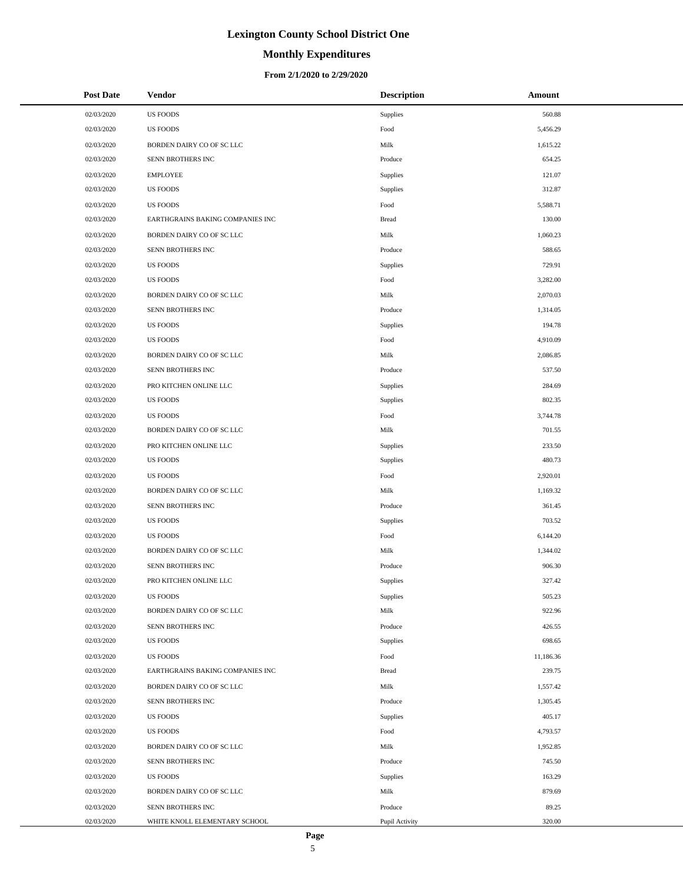# Lexington County School District One

## Monthly Expenditures

### From 2/1/2020 to 2/29/2020

| Post Date | Vendor | Description | Amount |
|---|---|---|---|
| 02/03/2020 | US FOODS | Supplies | 560.88 |
| 02/03/2020 | US FOODS | Food | 5,456.29 |
| 02/03/2020 | BORDEN DAIRY CO OF SC LLC | Milk | 1,615.22 |
| 02/03/2020 | SENN BROTHERS INC | Produce | 654.25 |
| 02/03/2020 | EMPLOYEE | Supplies | 121.07 |
| 02/03/2020 | US FOODS | Supplies | 312.87 |
| 02/03/2020 | US FOODS | Food | 5,588.71 |
| 02/03/2020 | EARTHGRAINS BAKING COMPANIES INC | Bread | 130.00 |
| 02/03/2020 | BORDEN DAIRY CO OF SC LLC | Milk | 1,060.23 |
| 02/03/2020 | SENN BROTHERS INC | Produce | 588.65 |
| 02/03/2020 | US FOODS | Supplies | 729.91 |
| 02/03/2020 | US FOODS | Food | 3,282.00 |
| 02/03/2020 | BORDEN DAIRY CO OF SC LLC | Milk | 2,070.03 |
| 02/03/2020 | SENN BROTHERS INC | Produce | 1,314.05 |
| 02/03/2020 | US FOODS | Supplies | 194.78 |
| 02/03/2020 | US FOODS | Food | 4,910.09 |
| 02/03/2020 | BORDEN DAIRY CO OF SC LLC | Milk | 2,086.85 |
| 02/03/2020 | SENN BROTHERS INC | Produce | 537.50 |
| 02/03/2020 | PRO KITCHEN ONLINE LLC | Supplies | 284.69 |
| 02/03/2020 | US FOODS | Supplies | 802.35 |
| 02/03/2020 | US FOODS | Food | 3,744.78 |
| 02/03/2020 | BORDEN DAIRY CO OF SC LLC | Milk | 701.55 |
| 02/03/2020 | PRO KITCHEN ONLINE LLC | Supplies | 233.50 |
| 02/03/2020 | US FOODS | Supplies | 480.73 |
| 02/03/2020 | US FOODS | Food | 2,920.01 |
| 02/03/2020 | BORDEN DAIRY CO OF SC LLC | Milk | 1,169.32 |
| 02/03/2020 | SENN BROTHERS INC | Produce | 361.45 |
| 02/03/2020 | US FOODS | Supplies | 703.52 |
| 02/03/2020 | US FOODS | Food | 6,144.20 |
| 02/03/2020 | BORDEN DAIRY CO OF SC LLC | Milk | 1,344.02 |
| 02/03/2020 | SENN BROTHERS INC | Produce | 906.30 |
| 02/03/2020 | PRO KITCHEN ONLINE LLC | Supplies | 327.42 |
| 02/03/2020 | US FOODS | Supplies | 505.23 |
| 02/03/2020 | BORDEN DAIRY CO OF SC LLC | Milk | 922.96 |
| 02/03/2020 | SENN BROTHERS INC | Produce | 426.55 |
| 02/03/2020 | US FOODS | Supplies | 698.65 |
| 02/03/2020 | US FOODS | Food | 11,186.36 |
| 02/03/2020 | EARTHGRAINS BAKING COMPANIES INC | Bread | 239.75 |
| 02/03/2020 | BORDEN DAIRY CO OF SC LLC | Milk | 1,557.42 |
| 02/03/2020 | SENN BROTHERS INC | Produce | 1,305.45 |
| 02/03/2020 | US FOODS | Supplies | 405.17 |
| 02/03/2020 | US FOODS | Food | 4,793.57 |
| 02/03/2020 | BORDEN DAIRY CO OF SC LLC | Milk | 1,952.85 |
| 02/03/2020 | SENN BROTHERS INC | Produce | 745.50 |
| 02/03/2020 | US FOODS | Supplies | 163.29 |
| 02/03/2020 | BORDEN DAIRY CO OF SC LLC | Milk | 879.69 |
| 02/03/2020 | SENN BROTHERS INC | Produce | 89.25 |
| 02/03/2020 | WHITE KNOLL ELEMENTARY SCHOOL | Pupil Activity | 320.00 |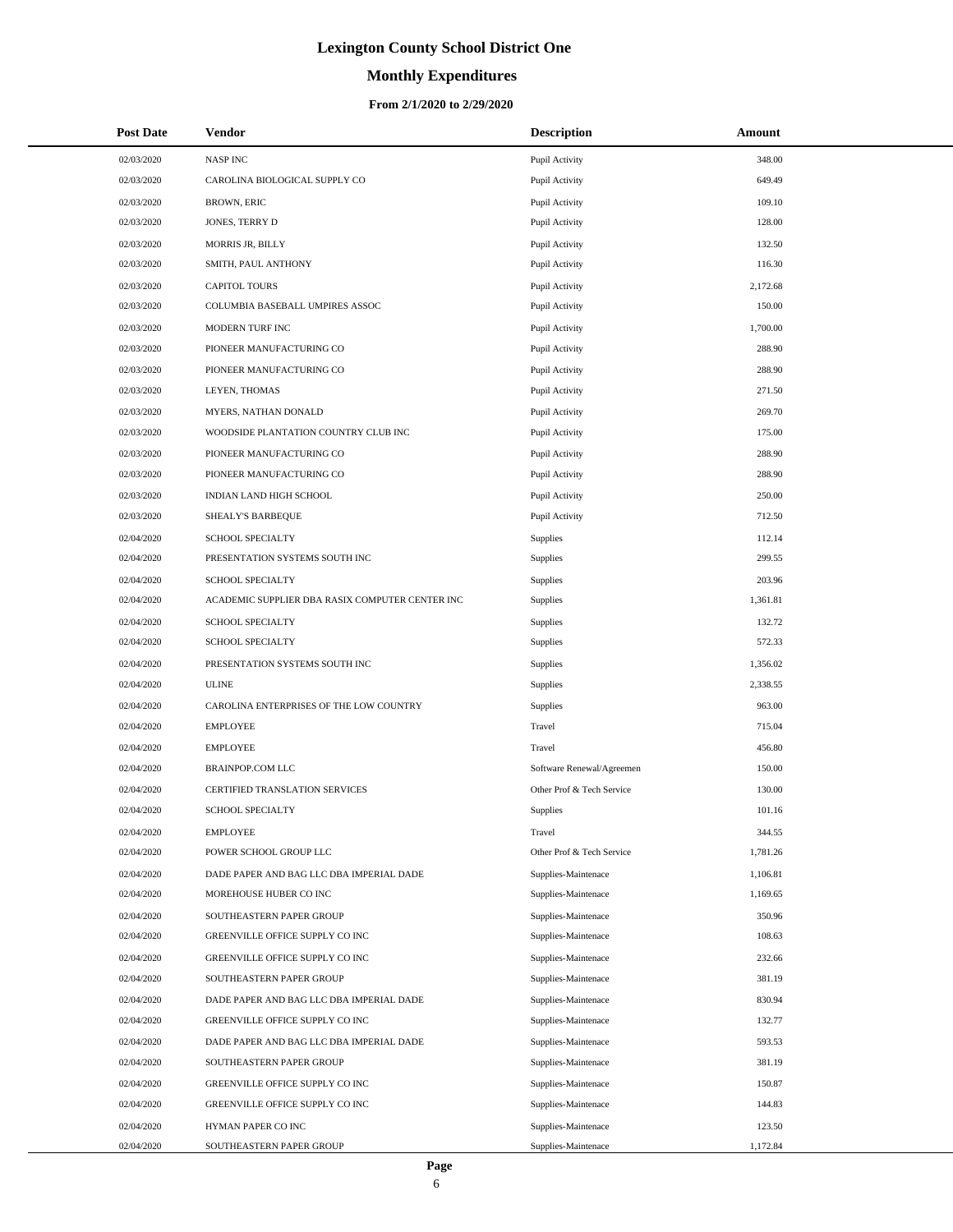# Lexington County School District One

## Monthly Expenditures

### From 2/1/2020 to 2/29/2020

| Post Date | Vendor | Description | Amount |
|---|---|---|---|
| 02/03/2020 | NASP INC | Pupil Activity | 348.00 |
| 02/03/2020 | CAROLINA BIOLOGICAL SUPPLY CO | Pupil Activity | 649.49 |
| 02/03/2020 | BROWN, ERIC | Pupil Activity | 109.10 |
| 02/03/2020 | JONES, TERRY D | Pupil Activity | 128.00 |
| 02/03/2020 | MORRIS JR, BILLY | Pupil Activity | 132.50 |
| 02/03/2020 | SMITH, PAUL ANTHONY | Pupil Activity | 116.30 |
| 02/03/2020 | CAPITOL TOURS | Pupil Activity | 2,172.68 |
| 02/03/2020 | COLUMBIA BASEBALL UMPIRES ASSOC | Pupil Activity | 150.00 |
| 02/03/2020 | MODERN TURF INC | Pupil Activity | 1,700.00 |
| 02/03/2020 | PIONEER MANUFACTURING CO | Pupil Activity | 288.90 |
| 02/03/2020 | PIONEER MANUFACTURING CO | Pupil Activity | 288.90 |
| 02/03/2020 | LEYEN, THOMAS | Pupil Activity | 271.50 |
| 02/03/2020 | MYERS, NATHAN DONALD | Pupil Activity | 269.70 |
| 02/03/2020 | WOODSIDE PLANTATION COUNTRY CLUB INC | Pupil Activity | 175.00 |
| 02/03/2020 | PIONEER MANUFACTURING CO | Pupil Activity | 288.90 |
| 02/03/2020 | PIONEER MANUFACTURING CO | Pupil Activity | 288.90 |
| 02/03/2020 | INDIAN LAND HIGH SCHOOL | Pupil Activity | 250.00 |
| 02/03/2020 | SHEALY'S BARBEQUE | Pupil Activity | 712.50 |
| 02/04/2020 | SCHOOL SPECIALTY | Supplies | 112.14 |
| 02/04/2020 | PRESENTATION SYSTEMS SOUTH INC | Supplies | 299.55 |
| 02/04/2020 | SCHOOL SPECIALTY | Supplies | 203.96 |
| 02/04/2020 | ACADEMIC SUPPLIER DBA RASIX COMPUTER CENTER INC | Supplies | 1,361.81 |
| 02/04/2020 | SCHOOL SPECIALTY | Supplies | 132.72 |
| 02/04/2020 | SCHOOL SPECIALTY | Supplies | 572.33 |
| 02/04/2020 | PRESENTATION SYSTEMS SOUTH INC | Supplies | 1,356.02 |
| 02/04/2020 | ULINE | Supplies | 2,338.55 |
| 02/04/2020 | CAROLINA ENTERPRISES OF THE LOW COUNTRY | Supplies | 963.00 |
| 02/04/2020 | EMPLOYEE | Travel | 715.04 |
| 02/04/2020 | EMPLOYEE | Travel | 456.80 |
| 02/04/2020 | BRAINPOP.COM LLC | Software Renewal/Agreemen | 150.00 |
| 02/04/2020 | CERTIFIED TRANSLATION SERVICES | Other Prof & Tech Service | 130.00 |
| 02/04/2020 | SCHOOL SPECIALTY | Supplies | 101.16 |
| 02/04/2020 | EMPLOYEE | Travel | 344.55 |
| 02/04/2020 | POWER SCHOOL GROUP LLC | Other Prof & Tech Service | 1,781.26 |
| 02/04/2020 | DADE PAPER AND BAG LLC DBA IMPERIAL DADE | Supplies-Maintenace | 1,106.81 |
| 02/04/2020 | MOREHOUSE HUBER CO INC | Supplies-Maintenace | 1,169.65 |
| 02/04/2020 | SOUTHEASTERN PAPER GROUP | Supplies-Maintenace | 350.96 |
| 02/04/2020 | GREENVILLE OFFICE SUPPLY CO INC | Supplies-Maintenace | 108.63 |
| 02/04/2020 | GREENVILLE OFFICE SUPPLY CO INC | Supplies-Maintenace | 232.66 |
| 02/04/2020 | SOUTHEASTERN PAPER GROUP | Supplies-Maintenace | 381.19 |
| 02/04/2020 | DADE PAPER AND BAG LLC DBA IMPERIAL DADE | Supplies-Maintenace | 830.94 |
| 02/04/2020 | GREENVILLE OFFICE SUPPLY CO INC | Supplies-Maintenace | 132.77 |
| 02/04/2020 | DADE PAPER AND BAG LLC DBA IMPERIAL DADE | Supplies-Maintenace | 593.53 |
| 02/04/2020 | SOUTHEASTERN PAPER GROUP | Supplies-Maintenace | 381.19 |
| 02/04/2020 | GREENVILLE OFFICE SUPPLY CO INC | Supplies-Maintenace | 150.87 |
| 02/04/2020 | GREENVILLE OFFICE SUPPLY CO INC | Supplies-Maintenace | 144.83 |
| 02/04/2020 | HYMAN PAPER CO INC | Supplies-Maintenace | 123.50 |
| 02/04/2020 | SOUTHEASTERN PAPER GROUP | Supplies-Maintenace | 1,172.84 |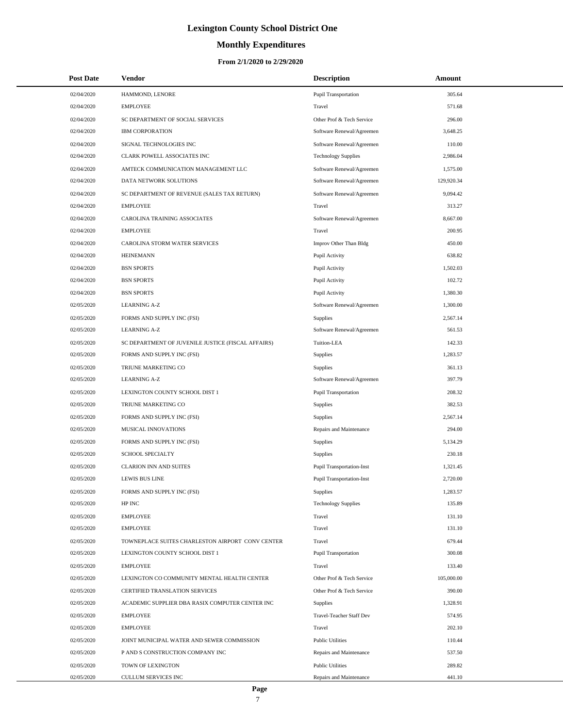# Lexington County School District One

## Monthly Expenditures

### From 2/1/2020 to 2/29/2020

| Post Date | Vendor | Description | Amount |
|---|---|---|---|
| 02/04/2020 | HAMMOND, LENORE | Pupil Transportation | 305.64 |
| 02/04/2020 | EMPLOYEE | Travel | 571.68 |
| 02/04/2020 | SC DEPARTMENT OF SOCIAL SERVICES | Other Prof & Tech Service | 296.00 |
| 02/04/2020 | IBM CORPORATION | Software Renewal/Agreemen | 3,648.25 |
| 02/04/2020 | SIGNAL TECHNOLOGIES INC | Software Renewal/Agreemen | 110.00 |
| 02/04/2020 | CLARK POWELL ASSOCIATES INC | Technology Supplies | 2,986.04 |
| 02/04/2020 | AMTECK COMMUNICATION MANAGEMENT LLC | Software Renewal/Agreemen | 1,575.00 |
| 02/04/2020 | DATA NETWORK SOLUTIONS | Software Renewal/Agreemen | 129,920.34 |
| 02/04/2020 | SC DEPARTMENT OF REVENUE (SALES TAX RETURN) | Software Renewal/Agreemen | 9,094.42 |
| 02/04/2020 | EMPLOYEE | Travel | 313.27 |
| 02/04/2020 | CAROLINA TRAINING ASSOCIATES | Software Renewal/Agreemen | 8,667.00 |
| 02/04/2020 | EMPLOYEE | Travel | 200.95 |
| 02/04/2020 | CAROLINA STORM WATER SERVICES | Improv Other Than Bldg | 450.00 |
| 02/04/2020 | HEINEMANN | Pupil Activity | 638.82 |
| 02/04/2020 | BSN SPORTS | Pupil Activity | 1,502.03 |
| 02/04/2020 | BSN SPORTS | Pupil Activity | 102.72 |
| 02/04/2020 | BSN SPORTS | Pupil Activity | 1,380.30 |
| 02/05/2020 | LEARNING A-Z | Software Renewal/Agreemen | 1,300.00 |
| 02/05/2020 | FORMS AND SUPPLY INC (FSI) | Supplies | 2,567.14 |
| 02/05/2020 | LEARNING A-Z | Software Renewal/Agreemen | 561.53 |
| 02/05/2020 | SC DEPARTMENT OF JUVENILE JUSTICE (FISCAL AFFAIRS) | Tuition-LEA | 142.33 |
| 02/05/2020 | FORMS AND SUPPLY INC (FSI) | Supplies | 1,283.57 |
| 02/05/2020 | TRIUNE MARKETING CO | Supplies | 361.13 |
| 02/05/2020 | LEARNING A-Z | Software Renewal/Agreemen | 397.79 |
| 02/05/2020 | LEXINGTON COUNTY SCHOOL DIST 1 | Pupil Transportation | 208.32 |
| 02/05/2020 | TRIUNE MARKETING CO | Supplies | 382.53 |
| 02/05/2020 | FORMS AND SUPPLY INC (FSI) | Supplies | 2,567.14 |
| 02/05/2020 | MUSICAL INNOVATIONS | Repairs and Maintenance | 294.00 |
| 02/05/2020 | FORMS AND SUPPLY INC (FSI) | Supplies | 5,134.29 |
| 02/05/2020 | SCHOOL SPECIALTY | Supplies | 230.18 |
| 02/05/2020 | CLARION INN AND SUITES | Pupil Transportation-Inst | 1,321.45 |
| 02/05/2020 | LEWIS BUS LINE | Pupil Transportation-Inst | 2,720.00 |
| 02/05/2020 | FORMS AND SUPPLY INC (FSI) | Supplies | 1,283.57 |
| 02/05/2020 | HP INC | Technology Supplies | 135.89 |
| 02/05/2020 | EMPLOYEE | Travel | 131.10 |
| 02/05/2020 | EMPLOYEE | Travel | 131.10 |
| 02/05/2020 | TOWNEPLACE SUITES CHARLESTON AIRPORT CONV CENTER | Travel | 679.44 |
| 02/05/2020 | LEXINGTON COUNTY SCHOOL DIST 1 | Pupil Transportation | 300.08 |
| 02/05/2020 | EMPLOYEE | Travel | 133.40 |
| 02/05/2020 | LEXINGTON CO COMMUNITY MENTAL HEALTH CENTER | Other Prof & Tech Service | 105,000.00 |
| 02/05/2020 | CERTIFIED TRANSLATION SERVICES | Other Prof & Tech Service | 390.00 |
| 02/05/2020 | ACADEMIC SUPPLIER DBA RASIX COMPUTER CENTER INC | Supplies | 1,328.91 |
| 02/05/2020 | EMPLOYEE | Travel-Teacher Staff Dev | 574.95 |
| 02/05/2020 | EMPLOYEE | Travel | 202.10 |
| 02/05/2020 | JOINT MUNICIPAL WATER AND SEWER COMMISSION | Public Utilities | 110.44 |
| 02/05/2020 | P AND S CONSTRUCTION COMPANY INC | Repairs and Maintenance | 537.50 |
| 02/05/2020 | TOWN OF LEXINGTON | Public Utilities | 289.82 |
| 02/05/2020 | CULLUM SERVICES INC | Repairs and Maintenance | 441.10 |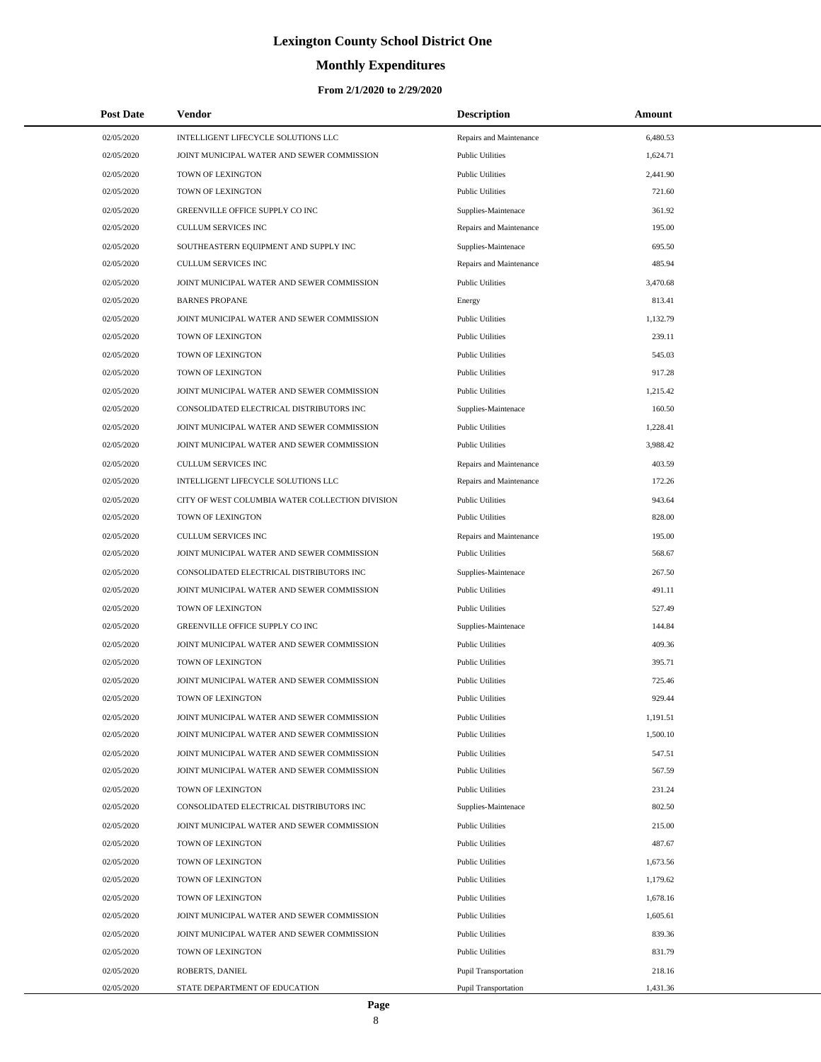# Lexington County School District One

## Monthly Expenditures

### From 2/1/2020 to 2/29/2020

| Post Date | Vendor | Description | Amount |
|---|---|---|---|
| 02/05/2020 | INTELLIGENT LIFECYCLE SOLUTIONS LLC | Repairs and Maintenance | 6,480.53 |
| 02/05/2020 | JOINT MUNICIPAL WATER AND SEWER COMMISSION | Public Utilities | 1,624.71 |
| 02/05/2020 | TOWN OF LEXINGTON | Public Utilities | 2,441.90 |
| 02/05/2020 | TOWN OF LEXINGTON | Public Utilities | 721.60 |
| 02/05/2020 | GREENVILLE OFFICE SUPPLY CO INC | Supplies-Maintenace | 361.92 |
| 02/05/2020 | CULLUM SERVICES INC | Repairs and Maintenance | 195.00 |
| 02/05/2020 | SOUTHEASTERN EQUIPMENT AND SUPPLY INC | Supplies-Maintenace | 695.50 |
| 02/05/2020 | CULLUM SERVICES INC | Repairs and Maintenance | 485.94 |
| 02/05/2020 | JOINT MUNICIPAL WATER AND SEWER COMMISSION | Public Utilities | 3,470.68 |
| 02/05/2020 | BARNES PROPANE | Energy | 813.41 |
| 02/05/2020 | JOINT MUNICIPAL WATER AND SEWER COMMISSION | Public Utilities | 1,132.79 |
| 02/05/2020 | TOWN OF LEXINGTON | Public Utilities | 239.11 |
| 02/05/2020 | TOWN OF LEXINGTON | Public Utilities | 545.03 |
| 02/05/2020 | TOWN OF LEXINGTON | Public Utilities | 917.28 |
| 02/05/2020 | JOINT MUNICIPAL WATER AND SEWER COMMISSION | Public Utilities | 1,215.42 |
| 02/05/2020 | CONSOLIDATED ELECTRICAL DISTRIBUTORS INC | Supplies-Maintenace | 160.50 |
| 02/05/2020 | JOINT MUNICIPAL WATER AND SEWER COMMISSION | Public Utilities | 1,228.41 |
| 02/05/2020 | JOINT MUNICIPAL WATER AND SEWER COMMISSION | Public Utilities | 3,988.42 |
| 02/05/2020 | CULLUM SERVICES INC | Repairs and Maintenance | 403.59 |
| 02/05/2020 | INTELLIGENT LIFECYCLE SOLUTIONS LLC | Repairs and Maintenance | 172.26 |
| 02/05/2020 | CITY OF WEST COLUMBIA WATER COLLECTION DIVISION | Public Utilities | 943.64 |
| 02/05/2020 | TOWN OF LEXINGTON | Public Utilities | 828.00 |
| 02/05/2020 | CULLUM SERVICES INC | Repairs and Maintenance | 195.00 |
| 02/05/2020 | JOINT MUNICIPAL WATER AND SEWER COMMISSION | Public Utilities | 568.67 |
| 02/05/2020 | CONSOLIDATED ELECTRICAL DISTRIBUTORS INC | Supplies-Maintenace | 267.50 |
| 02/05/2020 | JOINT MUNICIPAL WATER AND SEWER COMMISSION | Public Utilities | 491.11 |
| 02/05/2020 | TOWN OF LEXINGTON | Public Utilities | 527.49 |
| 02/05/2020 | GREENVILLE OFFICE SUPPLY CO INC | Supplies-Maintenace | 144.84 |
| 02/05/2020 | JOINT MUNICIPAL WATER AND SEWER COMMISSION | Public Utilities | 409.36 |
| 02/05/2020 | TOWN OF LEXINGTON | Public Utilities | 395.71 |
| 02/05/2020 | JOINT MUNICIPAL WATER AND SEWER COMMISSION | Public Utilities | 725.46 |
| 02/05/2020 | TOWN OF LEXINGTON | Public Utilities | 929.44 |
| 02/05/2020 | JOINT MUNICIPAL WATER AND SEWER COMMISSION | Public Utilities | 1,191.51 |
| 02/05/2020 | JOINT MUNICIPAL WATER AND SEWER COMMISSION | Public Utilities | 1,500.10 |
| 02/05/2020 | JOINT MUNICIPAL WATER AND SEWER COMMISSION | Public Utilities | 547.51 |
| 02/05/2020 | JOINT MUNICIPAL WATER AND SEWER COMMISSION | Public Utilities | 567.59 |
| 02/05/2020 | TOWN OF LEXINGTON | Public Utilities | 231.24 |
| 02/05/2020 | CONSOLIDATED ELECTRICAL DISTRIBUTORS INC | Supplies-Maintenace | 802.50 |
| 02/05/2020 | JOINT MUNICIPAL WATER AND SEWER COMMISSION | Public Utilities | 215.00 |
| 02/05/2020 | TOWN OF LEXINGTON | Public Utilities | 487.67 |
| 02/05/2020 | TOWN OF LEXINGTON | Public Utilities | 1,673.56 |
| 02/05/2020 | TOWN OF LEXINGTON | Public Utilities | 1,179.62 |
| 02/05/2020 | TOWN OF LEXINGTON | Public Utilities | 1,678.16 |
| 02/05/2020 | JOINT MUNICIPAL WATER AND SEWER COMMISSION | Public Utilities | 1,605.61 |
| 02/05/2020 | JOINT MUNICIPAL WATER AND SEWER COMMISSION | Public Utilities | 839.36 |
| 02/05/2020 | TOWN OF LEXINGTON | Public Utilities | 831.79 |
| 02/05/2020 | ROBERTS, DANIEL | Pupil Transportation | 218.16 |
| 02/05/2020 | STATE DEPARTMENT OF EDUCATION | Pupil Transportation | 1,431.36 |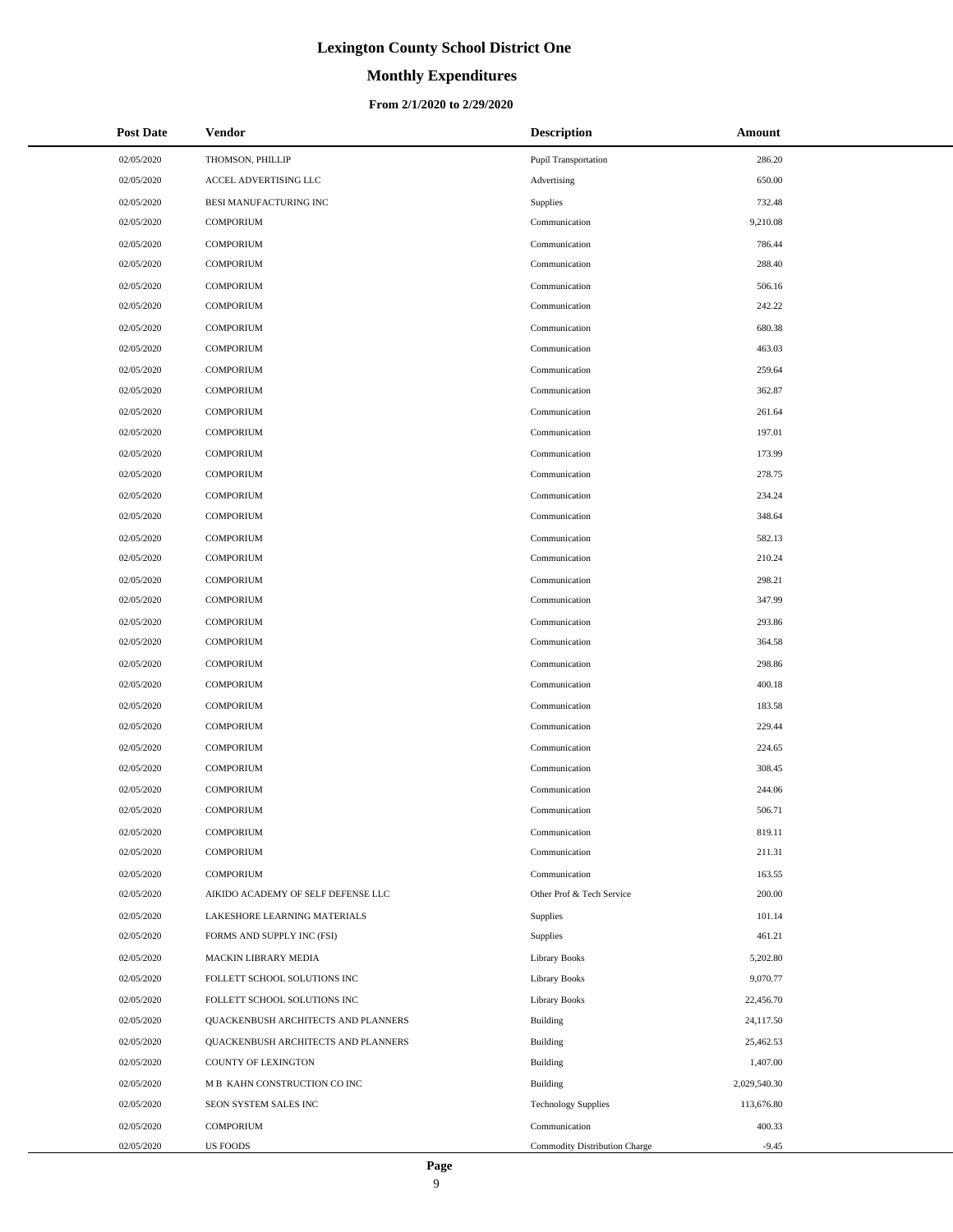# Lexington County School District One

## Monthly Expenditures

### From 2/1/2020 to 2/29/2020

| Post Date | Vendor | Description | Amount |
|---|---|---|---|
| 02/05/2020 | THOMSON, PHILLIP | Pupil Transportation | 286.20 |
| 02/05/2020 | ACCEL ADVERTISING LLC | Advertising | 650.00 |
| 02/05/2020 | BESI MANUFACTURING INC | Supplies | 732.48 |
| 02/05/2020 | COMPORIUM | Communication | 9,210.08 |
| 02/05/2020 | COMPORIUM | Communication | 786.44 |
| 02/05/2020 | COMPORIUM | Communication | 288.40 |
| 02/05/2020 | COMPORIUM | Communication | 506.16 |
| 02/05/2020 | COMPORIUM | Communication | 242.22 |
| 02/05/2020 | COMPORIUM | Communication | 680.38 |
| 02/05/2020 | COMPORIUM | Communication | 463.03 |
| 02/05/2020 | COMPORIUM | Communication | 259.64 |
| 02/05/2020 | COMPORIUM | Communication | 362.87 |
| 02/05/2020 | COMPORIUM | Communication | 261.64 |
| 02/05/2020 | COMPORIUM | Communication | 197.01 |
| 02/05/2020 | COMPORIUM | Communication | 173.99 |
| 02/05/2020 | COMPORIUM | Communication | 278.75 |
| 02/05/2020 | COMPORIUM | Communication | 234.24 |
| 02/05/2020 | COMPORIUM | Communication | 348.64 |
| 02/05/2020 | COMPORIUM | Communication | 582.13 |
| 02/05/2020 | COMPORIUM | Communication | 210.24 |
| 02/05/2020 | COMPORIUM | Communication | 298.21 |
| 02/05/2020 | COMPORIUM | Communication | 347.99 |
| 02/05/2020 | COMPORIUM | Communication | 293.86 |
| 02/05/2020 | COMPORIUM | Communication | 364.58 |
| 02/05/2020 | COMPORIUM | Communication | 298.86 |
| 02/05/2020 | COMPORIUM | Communication | 400.18 |
| 02/05/2020 | COMPORIUM | Communication | 183.58 |
| 02/05/2020 | COMPORIUM | Communication | 229.44 |
| 02/05/2020 | COMPORIUM | Communication | 224.65 |
| 02/05/2020 | COMPORIUM | Communication | 308.45 |
| 02/05/2020 | COMPORIUM | Communication | 244.06 |
| 02/05/2020 | COMPORIUM | Communication | 506.71 |
| 02/05/2020 | COMPORIUM | Communication | 819.11 |
| 02/05/2020 | COMPORIUM | Communication | 211.31 |
| 02/05/2020 | COMPORIUM | Communication | 163.55 |
| 02/05/2020 | AIKIDO ACADEMY OF SELF DEFENSE LLC | Other Prof & Tech Service | 200.00 |
| 02/05/2020 | LAKESHORE LEARNING MATERIALS | Supplies | 101.14 |
| 02/05/2020 | FORMS AND SUPPLY INC (FSI) | Supplies | 461.21 |
| 02/05/2020 | MACKIN LIBRARY MEDIA | Library Books | 5,202.80 |
| 02/05/2020 | FOLLETT SCHOOL SOLUTIONS INC | Library Books | 9,070.77 |
| 02/05/2020 | FOLLETT SCHOOL SOLUTIONS INC | Library Books | 22,456.70 |
| 02/05/2020 | QUACKENBUSH ARCHITECTS AND PLANNERS | Building | 24,117.50 |
| 02/05/2020 | QUACKENBUSH ARCHITECTS AND PLANNERS | Building | 25,462.53 |
| 02/05/2020 | COUNTY OF LEXINGTON | Building | 1,407.00 |
| 02/05/2020 | M B KAHN CONSTRUCTION CO INC | Building | 2,029,540.30 |
| 02/05/2020 | SEON SYSTEM SALES INC | Technology Supplies | 113,676.80 |
| 02/05/2020 | COMPORIUM | Communication | 400.33 |
| 02/05/2020 | US FOODS | Commodity Distribution Charge | -9.45 |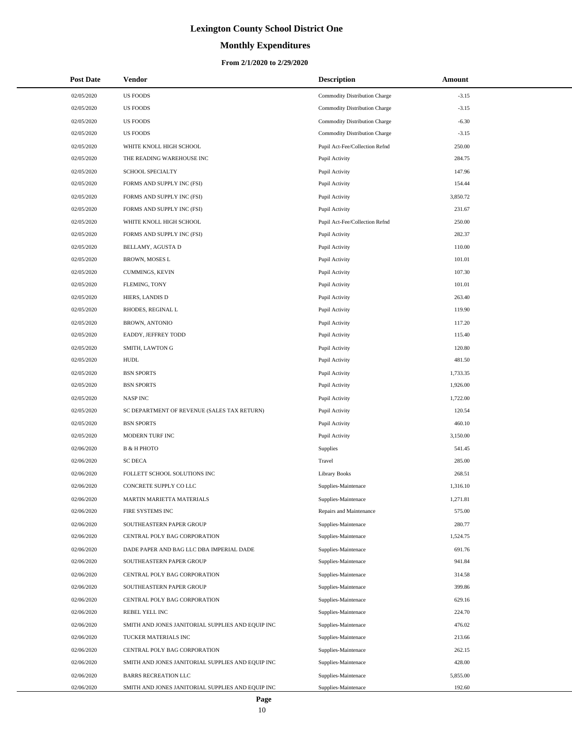# Lexington County School District One

## Monthly Expenditures

### From 2/1/2020 to 2/29/2020

| Post Date | Vendor | Description | Amount |
|---|---|---|---|
| 02/05/2020 | US FOODS | Commodity Distribution Charge | -3.15 |
| 02/05/2020 | US FOODS | Commodity Distribution Charge | -3.15 |
| 02/05/2020 | US FOODS | Commodity Distribution Charge | -6.30 |
| 02/05/2020 | US FOODS | Commodity Distribution Charge | -3.15 |
| 02/05/2020 | WHITE KNOLL HIGH SCHOOL | Pupil Act-Fee/Collection Refnd | 250.00 |
| 02/05/2020 | THE READING WAREHOUSE INC | Pupil Activity | 284.75 |
| 02/05/2020 | SCHOOL SPECIALTY | Pupil Activity | 147.96 |
| 02/05/2020 | FORMS AND SUPPLY INC (FSI) | Pupil Activity | 154.44 |
| 02/05/2020 | FORMS AND SUPPLY INC (FSI) | Pupil Activity | 3,850.72 |
| 02/05/2020 | FORMS AND SUPPLY INC (FSI) | Pupil Activity | 231.67 |
| 02/05/2020 | WHITE KNOLL HIGH SCHOOL | Pupil Act-Fee/Collection Refnd | 250.00 |
| 02/05/2020 | FORMS AND SUPPLY INC (FSI) | Pupil Activity | 282.37 |
| 02/05/2020 | BELLAMY, AGUSTA D | Pupil Activity | 110.00 |
| 02/05/2020 | BROWN, MOSES L | Pupil Activity | 101.01 |
| 02/05/2020 | CUMMINGS, KEVIN | Pupil Activity | 107.30 |
| 02/05/2020 | FLEMING, TONY | Pupil Activity | 101.01 |
| 02/05/2020 | HIERS, LANDIS D | Pupil Activity | 263.40 |
| 02/05/2020 | RHODES, REGINAL L | Pupil Activity | 119.90 |
| 02/05/2020 | BROWN, ANTONIO | Pupil Activity | 117.20 |
| 02/05/2020 | EADDY, JEFFREY TODD | Pupil Activity | 115.40 |
| 02/05/2020 | SMITH, LAWTON G | Pupil Activity | 120.80 |
| 02/05/2020 | HUDL | Pupil Activity | 481.50 |
| 02/05/2020 | BSN SPORTS | Pupil Activity | 1,733.35 |
| 02/05/2020 | BSN SPORTS | Pupil Activity | 1,926.00 |
| 02/05/2020 | NASP INC | Pupil Activity | 1,722.00 |
| 02/05/2020 | SC DEPARTMENT OF REVENUE (SALES TAX RETURN) | Pupil Activity | 120.54 |
| 02/05/2020 | BSN SPORTS | Pupil Activity | 460.10 |
| 02/05/2020 | MODERN TURF INC | Pupil Activity | 3,150.00 |
| 02/06/2020 | B & H PHOTO | Supplies | 541.45 |
| 02/06/2020 | SC DECA | Travel | 285.00 |
| 02/06/2020 | FOLLETT SCHOOL SOLUTIONS INC | Library Books | 268.51 |
| 02/06/2020 | CONCRETE SUPPLY CO LLC | Supplies-Maintenace | 1,316.10 |
| 02/06/2020 | MARTIN MARIETTA MATERIALS | Supplies-Maintenace | 1,271.81 |
| 02/06/2020 | FIRE SYSTEMS INC | Repairs and Maintenance | 575.00 |
| 02/06/2020 | SOUTHEASTERN PAPER GROUP | Supplies-Maintenace | 280.77 |
| 02/06/2020 | CENTRAL POLY BAG CORPORATION | Supplies-Maintenace | 1,524.75 |
| 02/06/2020 | DADE PAPER AND BAG LLC DBA IMPERIAL DADE | Supplies-Maintenace | 691.76 |
| 02/06/2020 | SOUTHEASTERN PAPER GROUP | Supplies-Maintenace | 941.84 |
| 02/06/2020 | CENTRAL POLY BAG CORPORATION | Supplies-Maintenace | 314.58 |
| 02/06/2020 | SOUTHEASTERN PAPER GROUP | Supplies-Maintenace | 399.86 |
| 02/06/2020 | CENTRAL POLY BAG CORPORATION | Supplies-Maintenace | 629.16 |
| 02/06/2020 | REBEL YELL INC | Supplies-Maintenace | 224.70 |
| 02/06/2020 | SMITH AND JONES JANITORIAL SUPPLIES AND EQUIP INC | Supplies-Maintenace | 476.02 |
| 02/06/2020 | TUCKER MATERIALS INC | Supplies-Maintenace | 213.66 |
| 02/06/2020 | CENTRAL POLY BAG CORPORATION | Supplies-Maintenace | 262.15 |
| 02/06/2020 | SMITH AND JONES JANITORIAL SUPPLIES AND EQUIP INC | Supplies-Maintenace | 428.00 |
| 02/06/2020 | BARRS RECREATION LLC | Supplies-Maintenace | 5,855.00 |
| 02/06/2020 | SMITH AND JONES JANITORIAL SUPPLIES AND EQUIP INC | Supplies-Maintenace | 192.60 |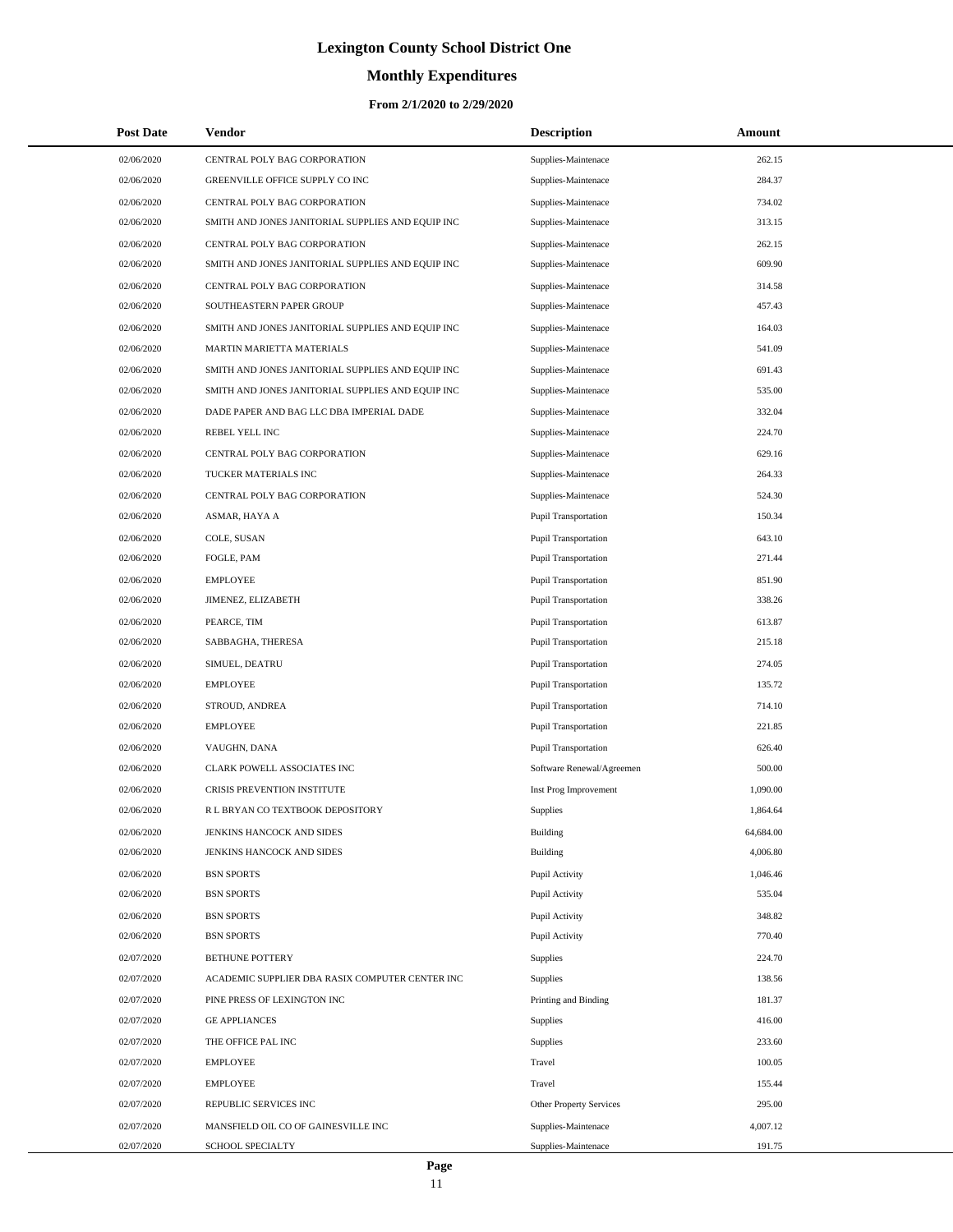# Lexington County School District One

## Monthly Expenditures

### From 2/1/2020 to 2/29/2020

| Post Date | Vendor | Description | Amount |
|---|---|---|---|
| 02/06/2020 | CENTRAL POLY BAG CORPORATION | Supplies-Maintenace | 262.15 |
| 02/06/2020 | GREENVILLE OFFICE SUPPLY CO INC | Supplies-Maintenace | 284.37 |
| 02/06/2020 | CENTRAL POLY BAG CORPORATION | Supplies-Maintenace | 734.02 |
| 02/06/2020 | SMITH AND JONES JANITORIAL SUPPLIES AND EQUIP INC | Supplies-Maintenace | 313.15 |
| 02/06/2020 | CENTRAL POLY BAG CORPORATION | Supplies-Maintenace | 262.15 |
| 02/06/2020 | SMITH AND JONES JANITORIAL SUPPLIES AND EQUIP INC | Supplies-Maintenace | 609.90 |
| 02/06/2020 | CENTRAL POLY BAG CORPORATION | Supplies-Maintenace | 314.58 |
| 02/06/2020 | SOUTHEASTERN PAPER GROUP | Supplies-Maintenace | 457.43 |
| 02/06/2020 | SMITH AND JONES JANITORIAL SUPPLIES AND EQUIP INC | Supplies-Maintenace | 164.03 |
| 02/06/2020 | MARTIN MARIETTA MATERIALS | Supplies-Maintenace | 541.09 |
| 02/06/2020 | SMITH AND JONES JANITORIAL SUPPLIES AND EQUIP INC | Supplies-Maintenace | 691.43 |
| 02/06/2020 | SMITH AND JONES JANITORIAL SUPPLIES AND EQUIP INC | Supplies-Maintenace | 535.00 |
| 02/06/2020 | DADE PAPER AND BAG LLC DBA IMPERIAL DADE | Supplies-Maintenace | 332.04 |
| 02/06/2020 | REBEL YELL INC | Supplies-Maintenace | 224.70 |
| 02/06/2020 | CENTRAL POLY BAG CORPORATION | Supplies-Maintenace | 629.16 |
| 02/06/2020 | TUCKER MATERIALS INC | Supplies-Maintenace | 264.33 |
| 02/06/2020 | CENTRAL POLY BAG CORPORATION | Supplies-Maintenace | 524.30 |
| 02/06/2020 | ASMAR, HAYA A | Pupil Transportation | 150.34 |
| 02/06/2020 | COLE, SUSAN | Pupil Transportation | 643.10 |
| 02/06/2020 | FOGLE, PAM | Pupil Transportation | 271.44 |
| 02/06/2020 | EMPLOYEE | Pupil Transportation | 851.90 |
| 02/06/2020 | JIMENEZ, ELIZABETH | Pupil Transportation | 338.26 |
| 02/06/2020 | PEARCE, TIM | Pupil Transportation | 613.87 |
| 02/06/2020 | SABBAGHA, THERESA | Pupil Transportation | 215.18 |
| 02/06/2020 | SIMUEL, DEATRU | Pupil Transportation | 274.05 |
| 02/06/2020 | EMPLOYEE | Pupil Transportation | 135.72 |
| 02/06/2020 | STROUD, ANDREA | Pupil Transportation | 714.10 |
| 02/06/2020 | EMPLOYEE | Pupil Transportation | 221.85 |
| 02/06/2020 | VAUGHN, DANA | Pupil Transportation | 626.40 |
| 02/06/2020 | CLARK POWELL ASSOCIATES INC | Software Renewal/Agreemen | 500.00 |
| 02/06/2020 | CRISIS PREVENTION INSTITUTE | Inst Prog Improvement | 1,090.00 |
| 02/06/2020 | R L BRYAN CO TEXTBOOK DEPOSITORY | Supplies | 1,864.64 |
| 02/06/2020 | JENKINS HANCOCK AND SIDES | Building | 64,684.00 |
| 02/06/2020 | JENKINS HANCOCK AND SIDES | Building | 4,006.80 |
| 02/06/2020 | BSN SPORTS | Pupil Activity | 1,046.46 |
| 02/06/2020 | BSN SPORTS | Pupil Activity | 535.04 |
| 02/06/2020 | BSN SPORTS | Pupil Activity | 348.82 |
| 02/06/2020 | BSN SPORTS | Pupil Activity | 770.40 |
| 02/07/2020 | BETHUNE POTTERY | Supplies | 224.70 |
| 02/07/2020 | ACADEMIC SUPPLIER DBA RASIX COMPUTER CENTER INC | Supplies | 138.56 |
| 02/07/2020 | PINE PRESS OF LEXINGTON INC | Printing and Binding | 181.37 |
| 02/07/2020 | GE APPLIANCES | Supplies | 416.00 |
| 02/07/2020 | THE OFFICE PAL INC | Supplies | 233.60 |
| 02/07/2020 | EMPLOYEE | Travel | 100.05 |
| 02/07/2020 | EMPLOYEE | Travel | 155.44 |
| 02/07/2020 | REPUBLIC SERVICES INC | Other Property Services | 295.00 |
| 02/07/2020 | MANSFIELD OIL CO OF GAINESVILLE INC | Supplies-Maintenace | 4,007.12 |
| 02/07/2020 | SCHOOL SPECIALTY | Supplies-Maintenace | 191.75 |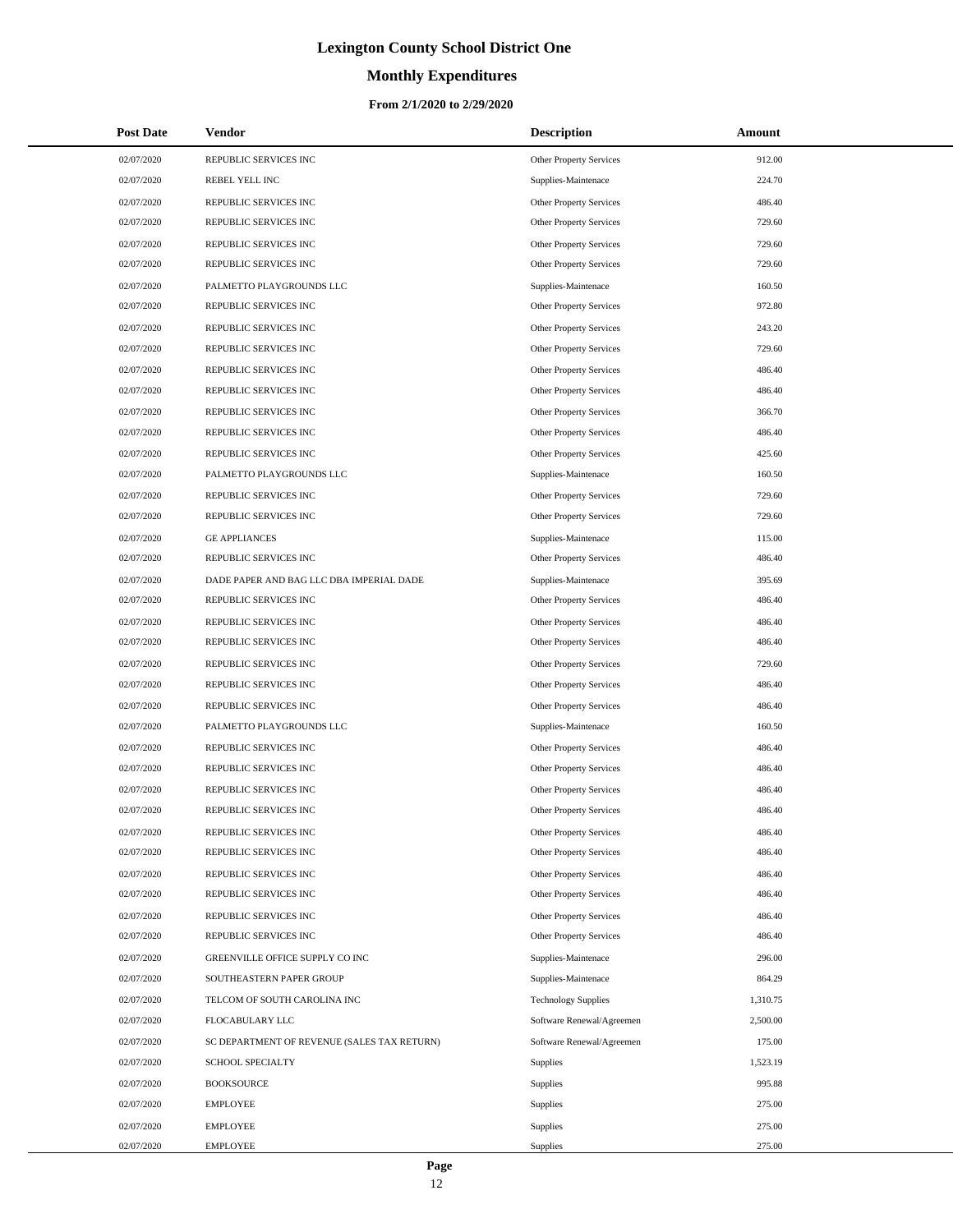# Lexington County School District One

## Monthly Expenditures

### From 2/1/2020 to 2/29/2020

| Post Date | Vendor | Description | Amount |
|---|---|---|---|
| 02/07/2020 | REPUBLIC SERVICES INC | Other Property Services | 912.00 |
| 02/07/2020 | REBEL YELL INC | Supplies-Maintenace | 224.70 |
| 02/07/2020 | REPUBLIC SERVICES INC | Other Property Services | 486.40 |
| 02/07/2020 | REPUBLIC SERVICES INC | Other Property Services | 729.60 |
| 02/07/2020 | REPUBLIC SERVICES INC | Other Property Services | 729.60 |
| 02/07/2020 | REPUBLIC SERVICES INC | Other Property Services | 729.60 |
| 02/07/2020 | PALMETTO PLAYGROUNDS LLC | Supplies-Maintenace | 160.50 |
| 02/07/2020 | REPUBLIC SERVICES INC | Other Property Services | 972.80 |
| 02/07/2020 | REPUBLIC SERVICES INC | Other Property Services | 243.20 |
| 02/07/2020 | REPUBLIC SERVICES INC | Other Property Services | 729.60 |
| 02/07/2020 | REPUBLIC SERVICES INC | Other Property Services | 486.40 |
| 02/07/2020 | REPUBLIC SERVICES INC | Other Property Services | 486.40 |
| 02/07/2020 | REPUBLIC SERVICES INC | Other Property Services | 366.70 |
| 02/07/2020 | REPUBLIC SERVICES INC | Other Property Services | 486.40 |
| 02/07/2020 | REPUBLIC SERVICES INC | Other Property Services | 425.60 |
| 02/07/2020 | PALMETTO PLAYGROUNDS LLC | Supplies-Maintenace | 160.50 |
| 02/07/2020 | REPUBLIC SERVICES INC | Other Property Services | 729.60 |
| 02/07/2020 | REPUBLIC SERVICES INC | Other Property Services | 729.60 |
| 02/07/2020 | GE APPLIANCES | Supplies-Maintenace | 115.00 |
| 02/07/2020 | REPUBLIC SERVICES INC | Other Property Services | 486.40 |
| 02/07/2020 | DADE PAPER AND BAG LLC DBA IMPERIAL DADE | Supplies-Maintenace | 395.69 |
| 02/07/2020 | REPUBLIC SERVICES INC | Other Property Services | 486.40 |
| 02/07/2020 | REPUBLIC SERVICES INC | Other Property Services | 486.40 |
| 02/07/2020 | REPUBLIC SERVICES INC | Other Property Services | 486.40 |
| 02/07/2020 | REPUBLIC SERVICES INC | Other Property Services | 729.60 |
| 02/07/2020 | REPUBLIC SERVICES INC | Other Property Services | 486.40 |
| 02/07/2020 | REPUBLIC SERVICES INC | Other Property Services | 486.40 |
| 02/07/2020 | PALMETTO PLAYGROUNDS LLC | Supplies-Maintenace | 160.50 |
| 02/07/2020 | REPUBLIC SERVICES INC | Other Property Services | 486.40 |
| 02/07/2020 | REPUBLIC SERVICES INC | Other Property Services | 486.40 |
| 02/07/2020 | REPUBLIC SERVICES INC | Other Property Services | 486.40 |
| 02/07/2020 | REPUBLIC SERVICES INC | Other Property Services | 486.40 |
| 02/07/2020 | REPUBLIC SERVICES INC | Other Property Services | 486.40 |
| 02/07/2020 | REPUBLIC SERVICES INC | Other Property Services | 486.40 |
| 02/07/2020 | REPUBLIC SERVICES INC | Other Property Services | 486.40 |
| 02/07/2020 | REPUBLIC SERVICES INC | Other Property Services | 486.40 |
| 02/07/2020 | REPUBLIC SERVICES INC | Other Property Services | 486.40 |
| 02/07/2020 | REPUBLIC SERVICES INC | Other Property Services | 486.40 |
| 02/07/2020 | GREENVILLE OFFICE SUPPLY CO INC | Supplies-Maintenace | 296.00 |
| 02/07/2020 | SOUTHEASTERN PAPER GROUP | Supplies-Maintenace | 864.29 |
| 02/07/2020 | TELCOM OF SOUTH CAROLINA INC | Technology Supplies | 1,310.75 |
| 02/07/2020 | FLOCABULARY LLC | Software Renewal/Agreemen | 2,500.00 |
| 02/07/2020 | SC DEPARTMENT OF REVENUE (SALES TAX RETURN) | Software Renewal/Agreemen | 175.00 |
| 02/07/2020 | SCHOOL SPECIALTY | Supplies | 1,523.19 |
| 02/07/2020 | BOOKSOURCE | Supplies | 995.88 |
| 02/07/2020 | EMPLOYEE | Supplies | 275.00 |
| 02/07/2020 | EMPLOYEE | Supplies | 275.00 |
| 02/07/2020 | EMPLOYEE | Supplies | 275.00 |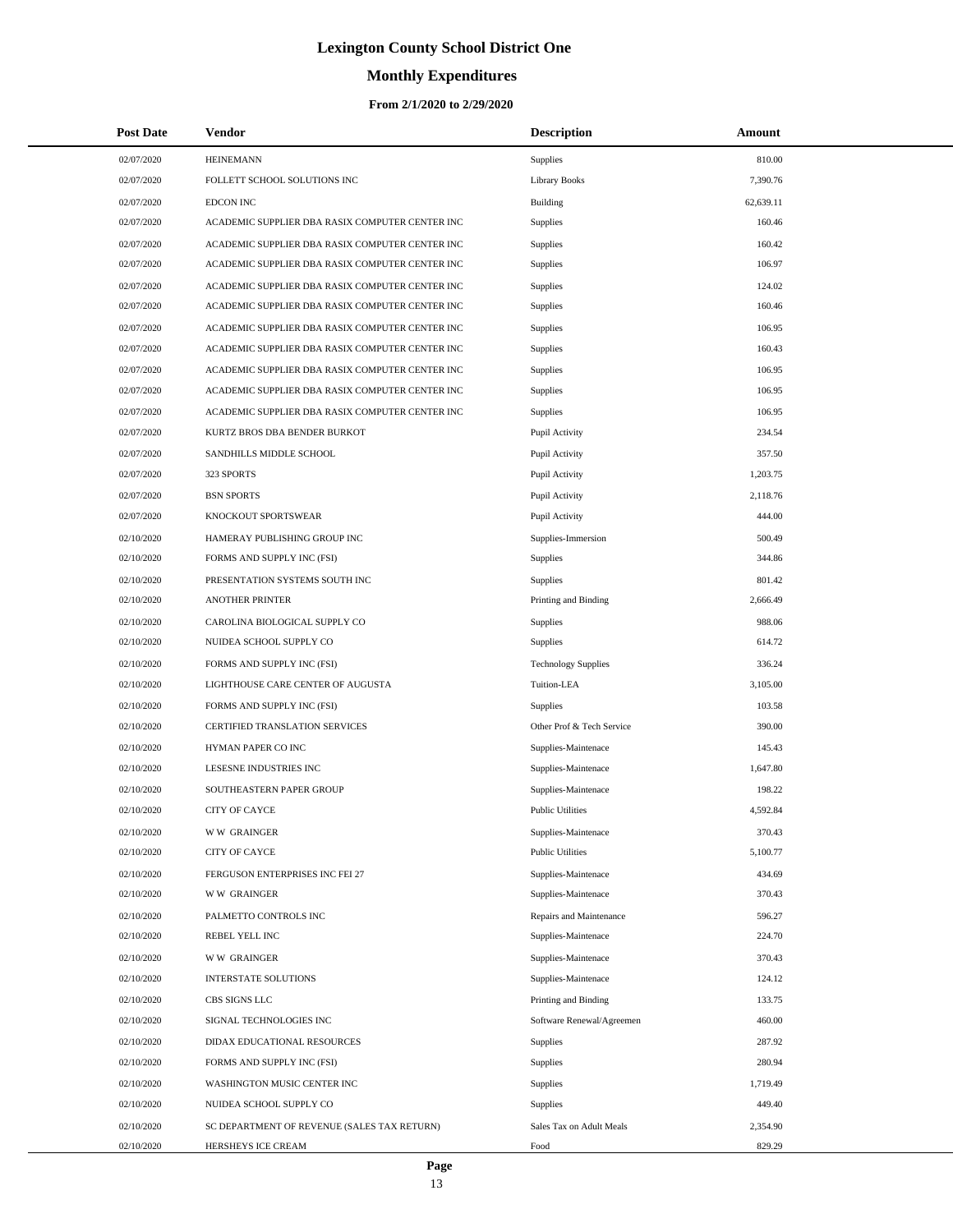# Lexington County School District One

## Monthly Expenditures

### From 2/1/2020 to 2/29/2020

| Post Date | Vendor | Description | Amount |
|---|---|---|---|
| 02/07/2020 | HEINEMANN | Supplies | 810.00 |
| 02/07/2020 | FOLLETT SCHOOL SOLUTIONS INC | Library Books | 7,390.76 |
| 02/07/2020 | EDCON INC | Building | 62,639.11 |
| 02/07/2020 | ACADEMIC SUPPLIER DBA RASIX COMPUTER CENTER INC | Supplies | 160.46 |
| 02/07/2020 | ACADEMIC SUPPLIER DBA RASIX COMPUTER CENTER INC | Supplies | 160.42 |
| 02/07/2020 | ACADEMIC SUPPLIER DBA RASIX COMPUTER CENTER INC | Supplies | 106.97 |
| 02/07/2020 | ACADEMIC SUPPLIER DBA RASIX COMPUTER CENTER INC | Supplies | 124.02 |
| 02/07/2020 | ACADEMIC SUPPLIER DBA RASIX COMPUTER CENTER INC | Supplies | 160.46 |
| 02/07/2020 | ACADEMIC SUPPLIER DBA RASIX COMPUTER CENTER INC | Supplies | 106.95 |
| 02/07/2020 | ACADEMIC SUPPLIER DBA RASIX COMPUTER CENTER INC | Supplies | 160.43 |
| 02/07/2020 | ACADEMIC SUPPLIER DBA RASIX COMPUTER CENTER INC | Supplies | 106.95 |
| 02/07/2020 | ACADEMIC SUPPLIER DBA RASIX COMPUTER CENTER INC | Supplies | 106.95 |
| 02/07/2020 | ACADEMIC SUPPLIER DBA RASIX COMPUTER CENTER INC | Supplies | 106.95 |
| 02/07/2020 | KURTZ BROS DBA BENDER BURKOT | Pupil Activity | 234.54 |
| 02/07/2020 | SANDHILLS MIDDLE SCHOOL | Pupil Activity | 357.50 |
| 02/07/2020 | 323 SPORTS | Pupil Activity | 1,203.75 |
| 02/07/2020 | BSN SPORTS | Pupil Activity | 2,118.76 |
| 02/07/2020 | KNOCKOUT SPORTSWEAR | Pupil Activity | 444.00 |
| 02/10/2020 | HAMERAY PUBLISHING GROUP INC | Supplies-Immersion | 500.49 |
| 02/10/2020 | FORMS AND SUPPLY INC (FSI) | Supplies | 344.86 |
| 02/10/2020 | PRESENTATION SYSTEMS SOUTH INC | Supplies | 801.42 |
| 02/10/2020 | ANOTHER PRINTER | Printing and Binding | 2,666.49 |
| 02/10/2020 | CAROLINA BIOLOGICAL SUPPLY CO | Supplies | 988.06 |
| 02/10/2020 | NUIDEA SCHOOL SUPPLY CO | Supplies | 614.72 |
| 02/10/2020 | FORMS AND SUPPLY INC (FSI) | Technology Supplies | 336.24 |
| 02/10/2020 | LIGHTHOUSE CARE CENTER OF AUGUSTA | Tuition-LEA | 3,105.00 |
| 02/10/2020 | FORMS AND SUPPLY INC (FSI) | Supplies | 103.58 |
| 02/10/2020 | CERTIFIED TRANSLATION SERVICES | Other Prof & Tech Service | 390.00 |
| 02/10/2020 | HYMAN PAPER CO INC | Supplies-Maintenace | 145.43 |
| 02/10/2020 | LESESNE INDUSTRIES INC | Supplies-Maintenace | 1,647.80 |
| 02/10/2020 | SOUTHEASTERN PAPER GROUP | Supplies-Maintenace | 198.22 |
| 02/10/2020 | CITY OF CAYCE | Public Utilities | 4,592.84 |
| 02/10/2020 | W W GRAINGER | Supplies-Maintenace | 370.43 |
| 02/10/2020 | CITY OF CAYCE | Public Utilities | 5,100.77 |
| 02/10/2020 | FERGUSON ENTERPRISES INC FEI 27 | Supplies-Maintenace | 434.69 |
| 02/10/2020 | W W GRAINGER | Supplies-Maintenace | 370.43 |
| 02/10/2020 | PALMETTO CONTROLS INC | Repairs and Maintenance | 596.27 |
| 02/10/2020 | REBEL YELL INC | Supplies-Maintenace | 224.70 |
| 02/10/2020 | W W GRAINGER | Supplies-Maintenace | 370.43 |
| 02/10/2020 | INTERSTATE SOLUTIONS | Supplies-Maintenace | 124.12 |
| 02/10/2020 | CBS SIGNS LLC | Printing and Binding | 133.75 |
| 02/10/2020 | SIGNAL TECHNOLOGIES INC | Software Renewal/Agreemen | 460.00 |
| 02/10/2020 | DIDAX EDUCATIONAL RESOURCES | Supplies | 287.92 |
| 02/10/2020 | FORMS AND SUPPLY INC (FSI) | Supplies | 280.94 |
| 02/10/2020 | WASHINGTON MUSIC CENTER INC | Supplies | 1,719.49 |
| 02/10/2020 | NUIDEA SCHOOL SUPPLY CO | Supplies | 449.40 |
| 02/10/2020 | SC DEPARTMENT OF REVENUE (SALES TAX RETURN) | Sales Tax on Adult Meals | 2,354.90 |
| 02/10/2020 | HERSHEYS ICE CREAM | Food | 829.29 |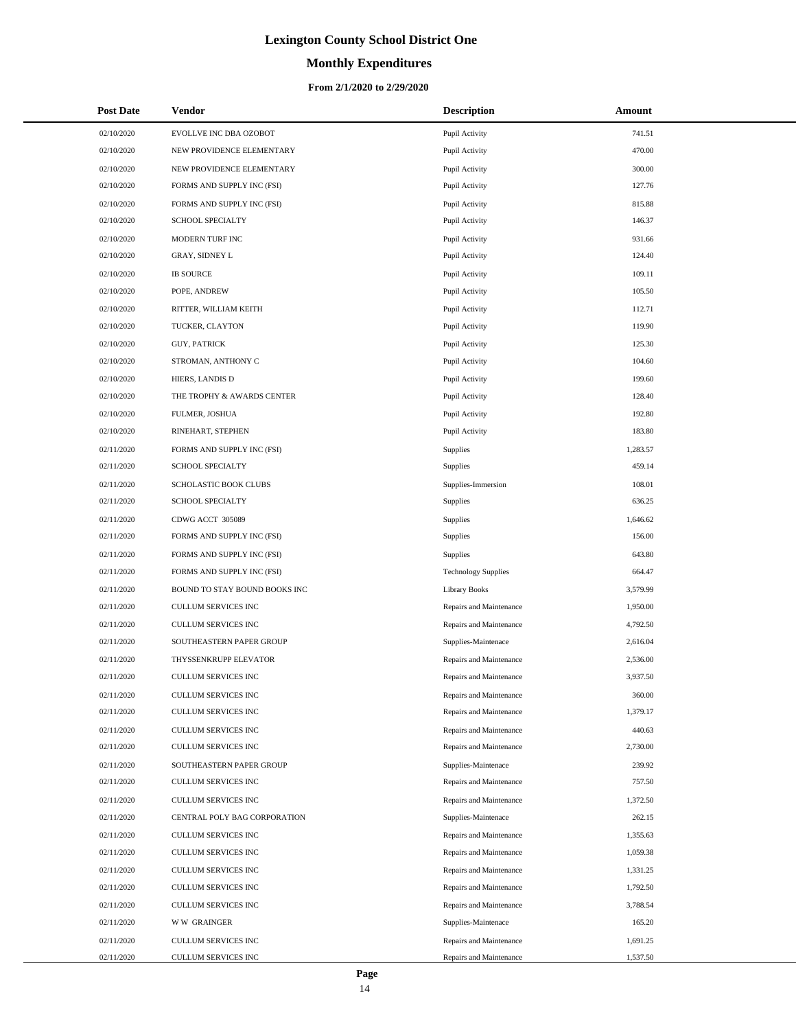# Lexington County School District One

## Monthly Expenditures

### From 2/1/2020 to 2/29/2020

| Post Date | Vendor | Description | Amount |
|---|---|---|---|
| 02/10/2020 | EVOLLVE INC DBA OZOBOT | Pupil Activity | 741.51 |
| 02/10/2020 | NEW PROVIDENCE ELEMENTARY | Pupil Activity | 470.00 |
| 02/10/2020 | NEW PROVIDENCE ELEMENTARY | Pupil Activity | 300.00 |
| 02/10/2020 | FORMS AND SUPPLY INC (FSI) | Pupil Activity | 127.76 |
| 02/10/2020 | FORMS AND SUPPLY INC (FSI) | Pupil Activity | 815.88 |
| 02/10/2020 | SCHOOL SPECIALTY | Pupil Activity | 146.37 |
| 02/10/2020 | MODERN TURF INC | Pupil Activity | 931.66 |
| 02/10/2020 | GRAY, SIDNEY L | Pupil Activity | 124.40 |
| 02/10/2020 | IB SOURCE | Pupil Activity | 109.11 |
| 02/10/2020 | POPE, ANDREW | Pupil Activity | 105.50 |
| 02/10/2020 | RITTER, WILLIAM KEITH | Pupil Activity | 112.71 |
| 02/10/2020 | TUCKER, CLAYTON | Pupil Activity | 119.90 |
| 02/10/2020 | GUY, PATRICK | Pupil Activity | 125.30 |
| 02/10/2020 | STROMAN, ANTHONY C | Pupil Activity | 104.60 |
| 02/10/2020 | HIERS, LANDIS D | Pupil Activity | 199.60 |
| 02/10/2020 | THE TROPHY & AWARDS CENTER | Pupil Activity | 128.40 |
| 02/10/2020 | FULMER, JOSHUA | Pupil Activity | 192.80 |
| 02/10/2020 | RINEHART, STEPHEN | Pupil Activity | 183.80 |
| 02/11/2020 | FORMS AND SUPPLY INC (FSI) | Supplies | 1,283.57 |
| 02/11/2020 | SCHOOL SPECIALTY | Supplies | 459.14 |
| 02/11/2020 | SCHOLASTIC BOOK CLUBS | Supplies-Immersion | 108.01 |
| 02/11/2020 | SCHOOL SPECIALTY | Supplies | 636.25 |
| 02/11/2020 | CDWG ACCT 305089 | Supplies | 1,646.62 |
| 02/11/2020 | FORMS AND SUPPLY INC (FSI) | Supplies | 156.00 |
| 02/11/2020 | FORMS AND SUPPLY INC (FSI) | Supplies | 643.80 |
| 02/11/2020 | FORMS AND SUPPLY INC (FSI) | Technology Supplies | 664.47 |
| 02/11/2020 | BOUND TO STAY BOUND BOOKS INC | Library Books | 3,579.99 |
| 02/11/2020 | CULLUM SERVICES INC | Repairs and Maintenance | 1,950.00 |
| 02/11/2020 | CULLUM SERVICES INC | Repairs and Maintenance | 4,792.50 |
| 02/11/2020 | SOUTHEASTERN PAPER GROUP | Supplies-Maintenace | 2,616.04 |
| 02/11/2020 | THYSSENKRUPP ELEVATOR | Repairs and Maintenance | 2,536.00 |
| 02/11/2020 | CULLUM SERVICES INC | Repairs and Maintenance | 3,937.50 |
| 02/11/2020 | CULLUM SERVICES INC | Repairs and Maintenance | 360.00 |
| 02/11/2020 | CULLUM SERVICES INC | Repairs and Maintenance | 1,379.17 |
| 02/11/2020 | CULLUM SERVICES INC | Repairs and Maintenance | 440.63 |
| 02/11/2020 | CULLUM SERVICES INC | Repairs and Maintenance | 2,730.00 |
| 02/11/2020 | SOUTHEASTERN PAPER GROUP | Supplies-Maintenace | 239.92 |
| 02/11/2020 | CULLUM SERVICES INC | Repairs and Maintenance | 757.50 |
| 02/11/2020 | CULLUM SERVICES INC | Repairs and Maintenance | 1,372.50 |
| 02/11/2020 | CENTRAL POLY BAG CORPORATION | Supplies-Maintenace | 262.15 |
| 02/11/2020 | CULLUM SERVICES INC | Repairs and Maintenance | 1,355.63 |
| 02/11/2020 | CULLUM SERVICES INC | Repairs and Maintenance | 1,059.38 |
| 02/11/2020 | CULLUM SERVICES INC | Repairs and Maintenance | 1,331.25 |
| 02/11/2020 | CULLUM SERVICES INC | Repairs and Maintenance | 1,792.50 |
| 02/11/2020 | CULLUM SERVICES INC | Repairs and Maintenance | 3,788.54 |
| 02/11/2020 | W W GRAINGER | Supplies-Maintenace | 165.20 |
| 02/11/2020 | CULLUM SERVICES INC | Repairs and Maintenance | 1,691.25 |
| 02/11/2020 | CULLUM SERVICES INC | Repairs and Maintenance | 1,537.50 |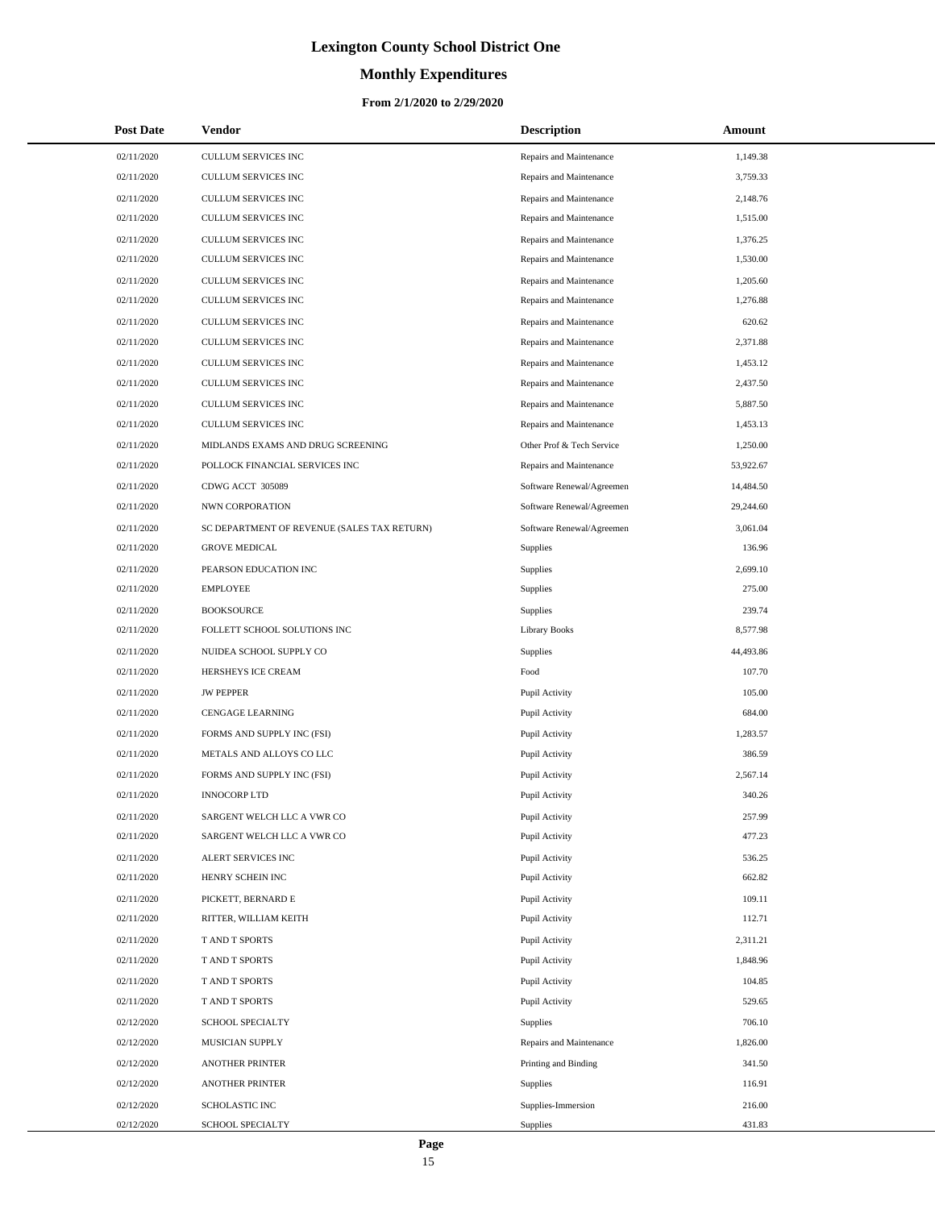# Lexington County School District One

## Monthly Expenditures

### From 2/1/2020 to 2/29/2020

| Post Date | Vendor | Description | Amount |
|---|---|---|---|
| 02/11/2020 | CULLUM SERVICES INC | Repairs and Maintenance | 1,149.38 |
| 02/11/2020 | CULLUM SERVICES INC | Repairs and Maintenance | 3,759.33 |
| 02/11/2020 | CULLUM SERVICES INC | Repairs and Maintenance | 2,148.76 |
| 02/11/2020 | CULLUM SERVICES INC | Repairs and Maintenance | 1,515.00 |
| 02/11/2020 | CULLUM SERVICES INC | Repairs and Maintenance | 1,376.25 |
| 02/11/2020 | CULLUM SERVICES INC | Repairs and Maintenance | 1,530.00 |
| 02/11/2020 | CULLUM SERVICES INC | Repairs and Maintenance | 1,205.60 |
| 02/11/2020 | CULLUM SERVICES INC | Repairs and Maintenance | 1,276.88 |
| 02/11/2020 | CULLUM SERVICES INC | Repairs and Maintenance | 620.62 |
| 02/11/2020 | CULLUM SERVICES INC | Repairs and Maintenance | 2,371.88 |
| 02/11/2020 | CULLUM SERVICES INC | Repairs and Maintenance | 1,453.12 |
| 02/11/2020 | CULLUM SERVICES INC | Repairs and Maintenance | 2,437.50 |
| 02/11/2020 | CULLUM SERVICES INC | Repairs and Maintenance | 5,887.50 |
| 02/11/2020 | CULLUM SERVICES INC | Repairs and Maintenance | 1,453.13 |
| 02/11/2020 | MIDLANDS EXAMS AND DRUG SCREENING | Other Prof & Tech Service | 1,250.00 |
| 02/11/2020 | POLLOCK FINANCIAL SERVICES INC | Repairs and Maintenance | 53,922.67 |
| 02/11/2020 | CDWG ACCT 305089 | Software Renewal/Agreemen | 14,484.50 |
| 02/11/2020 | NWN CORPORATION | Software Renewal/Agreemen | 29,244.60 |
| 02/11/2020 | SC DEPARTMENT OF REVENUE (SALES TAX RETURN) | Software Renewal/Agreemen | 3,061.04 |
| 02/11/2020 | GROVE MEDICAL | Supplies | 136.96 |
| 02/11/2020 | PEARSON EDUCATION INC | Supplies | 2,699.10 |
| 02/11/2020 | EMPLOYEE | Supplies | 275.00 |
| 02/11/2020 | BOOKSOURCE | Supplies | 239.74 |
| 02/11/2020 | FOLLETT SCHOOL SOLUTIONS INC | Library Books | 8,577.98 |
| 02/11/2020 | NUIDEA SCHOOL SUPPLY CO | Supplies | 44,493.86 |
| 02/11/2020 | HERSHEYS ICE CREAM | Food | 107.70 |
| 02/11/2020 | JW PEPPER | Pupil Activity | 105.00 |
| 02/11/2020 | CENGAGE LEARNING | Pupil Activity | 684.00 |
| 02/11/2020 | FORMS AND SUPPLY INC (FSI) | Pupil Activity | 1,283.57 |
| 02/11/2020 | METALS AND ALLOYS CO LLC | Pupil Activity | 386.59 |
| 02/11/2020 | FORMS AND SUPPLY INC (FSI) | Pupil Activity | 2,567.14 |
| 02/11/2020 | INNOCORP LTD | Pupil Activity | 340.26 |
| 02/11/2020 | SARGENT WELCH LLC A VWR CO | Pupil Activity | 257.99 |
| 02/11/2020 | SARGENT WELCH LLC A VWR CO | Pupil Activity | 477.23 |
| 02/11/2020 | ALERT SERVICES INC | Pupil Activity | 536.25 |
| 02/11/2020 | HENRY SCHEIN INC | Pupil Activity | 662.82 |
| 02/11/2020 | PICKETT, BERNARD E | Pupil Activity | 109.11 |
| 02/11/2020 | RITTER, WILLIAM KEITH | Pupil Activity | 112.71 |
| 02/11/2020 | T AND T SPORTS | Pupil Activity | 2,311.21 |
| 02/11/2020 | T AND T SPORTS | Pupil Activity | 1,848.96 |
| 02/11/2020 | T AND T SPORTS | Pupil Activity | 104.85 |
| 02/11/2020 | T AND T SPORTS | Pupil Activity | 529.65 |
| 02/12/2020 | SCHOOL SPECIALTY | Supplies | 706.10 |
| 02/12/2020 | MUSICIAN SUPPLY | Repairs and Maintenance | 1,826.00 |
| 02/12/2020 | ANOTHER PRINTER | Printing and Binding | 341.50 |
| 02/12/2020 | ANOTHER PRINTER | Supplies | 116.91 |
| 02/12/2020 | SCHOLASTIC INC | Supplies-Immersion | 216.00 |
| 02/12/2020 | SCHOOL SPECIALTY | Supplies | 431.83 |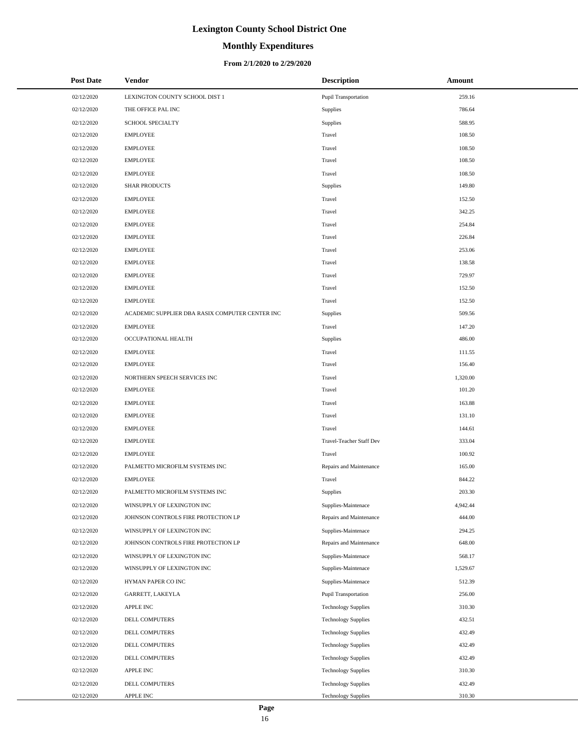# Lexington County School District One

## Monthly Expenditures

### From 2/1/2020 to 2/29/2020

| Post Date | Vendor | Description | Amount |
|---|---|---|---|
| 02/12/2020 | LEXINGTON COUNTY SCHOOL DIST 1 | Pupil Transportation | 259.16 |
| 02/12/2020 | THE OFFICE PAL INC | Supplies | 786.64 |
| 02/12/2020 | SCHOOL SPECIALTY | Supplies | 588.95 |
| 02/12/2020 | EMPLOYEE | Travel | 108.50 |
| 02/12/2020 | EMPLOYEE | Travel | 108.50 |
| 02/12/2020 | EMPLOYEE | Travel | 108.50 |
| 02/12/2020 | EMPLOYEE | Travel | 108.50 |
| 02/12/2020 | SHAR PRODUCTS | Supplies | 149.80 |
| 02/12/2020 | EMPLOYEE | Travel | 152.50 |
| 02/12/2020 | EMPLOYEE | Travel | 342.25 |
| 02/12/2020 | EMPLOYEE | Travel | 254.84 |
| 02/12/2020 | EMPLOYEE | Travel | 226.84 |
| 02/12/2020 | EMPLOYEE | Travel | 253.06 |
| 02/12/2020 | EMPLOYEE | Travel | 138.58 |
| 02/12/2020 | EMPLOYEE | Travel | 729.97 |
| 02/12/2020 | EMPLOYEE | Travel | 152.50 |
| 02/12/2020 | EMPLOYEE | Travel | 152.50 |
| 02/12/2020 | ACADEMIC SUPPLIER DBA RASIX COMPUTER CENTER INC | Supplies | 509.56 |
| 02/12/2020 | EMPLOYEE | Travel | 147.20 |
| 02/12/2020 | OCCUPATIONAL HEALTH | Supplies | 486.00 |
| 02/12/2020 | EMPLOYEE | Travel | 111.55 |
| 02/12/2020 | EMPLOYEE | Travel | 156.40 |
| 02/12/2020 | NORTHERN SPEECH SERVICES INC | Travel | 1,320.00 |
| 02/12/2020 | EMPLOYEE | Travel | 101.20 |
| 02/12/2020 | EMPLOYEE | Travel | 163.88 |
| 02/12/2020 | EMPLOYEE | Travel | 131.10 |
| 02/12/2020 | EMPLOYEE | Travel | 144.61 |
| 02/12/2020 | EMPLOYEE | Travel-Teacher Staff Dev | 333.04 |
| 02/12/2020 | EMPLOYEE | Travel | 100.92 |
| 02/12/2020 | PALMETTO MICROFILM SYSTEMS INC | Repairs and Maintenance | 165.00 |
| 02/12/2020 | EMPLOYEE | Travel | 844.22 |
| 02/12/2020 | PALMETTO MICROFILM SYSTEMS INC | Supplies | 203.30 |
| 02/12/2020 | WINSUPPLY OF LEXINGTON INC | Supplies-Maintenace | 4,942.44 |
| 02/12/2020 | JOHNSON CONTROLS FIRE PROTECTION LP | Repairs and Maintenance | 444.00 |
| 02/12/2020 | WINSUPPLY OF LEXINGTON INC | Supplies-Maintenace | 294.25 |
| 02/12/2020 | JOHNSON CONTROLS FIRE PROTECTION LP | Repairs and Maintenance | 648.00 |
| 02/12/2020 | WINSUPPLY OF LEXINGTON INC | Supplies-Maintenace | 568.17 |
| 02/12/2020 | WINSUPPLY OF LEXINGTON INC | Supplies-Maintenace | 1,529.67 |
| 02/12/2020 | HYMAN PAPER CO INC | Supplies-Maintenace | 512.39 |
| 02/12/2020 | GARRETT, LAKEYLA | Pupil Transportation | 256.00 |
| 02/12/2020 | APPLE INC | Technology Supplies | 310.30 |
| 02/12/2020 | DELL COMPUTERS | Technology Supplies | 432.51 |
| 02/12/2020 | DELL COMPUTERS | Technology Supplies | 432.49 |
| 02/12/2020 | DELL COMPUTERS | Technology Supplies | 432.49 |
| 02/12/2020 | DELL COMPUTERS | Technology Supplies | 432.49 |
| 02/12/2020 | APPLE INC | Technology Supplies | 310.30 |
| 02/12/2020 | DELL COMPUTERS | Technology Supplies | 432.49 |
| 02/12/2020 | APPLE INC | Technology Supplies | 310.30 |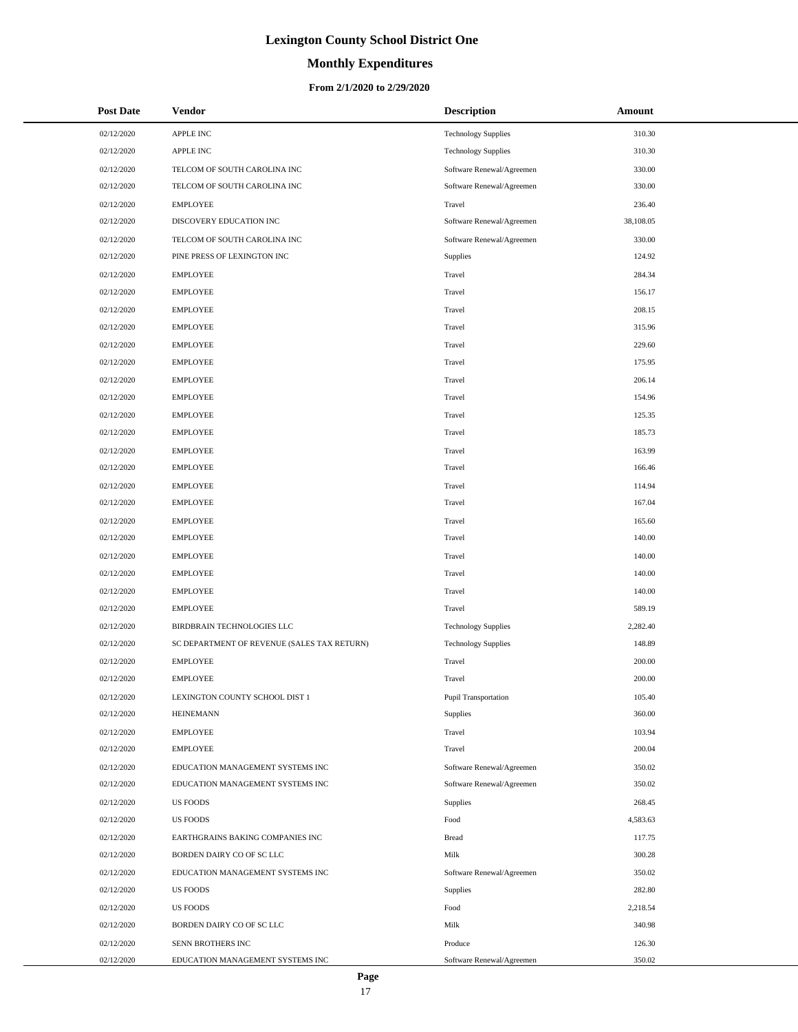# Lexington County School District One

## Monthly Expenditures

### From 2/1/2020 to 2/29/2020

| Post Date | Vendor | Description | Amount |
|---|---|---|---|
| 02/12/2020 | APPLE INC | Technology Supplies | 310.30 |
| 02/12/2020 | APPLE INC | Technology Supplies | 310.30 |
| 02/12/2020 | TELCOM OF SOUTH CAROLINA INC | Software Renewal/Agreemen | 330.00 |
| 02/12/2020 | TELCOM OF SOUTH CAROLINA INC | Software Renewal/Agreemen | 330.00 |
| 02/12/2020 | EMPLOYEE | Travel | 236.40 |
| 02/12/2020 | DISCOVERY EDUCATION INC | Software Renewal/Agreemen | 38,108.05 |
| 02/12/2020 | TELCOM OF SOUTH CAROLINA INC | Software Renewal/Agreemen | 330.00 |
| 02/12/2020 | PINE PRESS OF LEXINGTON INC | Supplies | 124.92 |
| 02/12/2020 | EMPLOYEE | Travel | 284.34 |
| 02/12/2020 | EMPLOYEE | Travel | 156.17 |
| 02/12/2020 | EMPLOYEE | Travel | 208.15 |
| 02/12/2020 | EMPLOYEE | Travel | 315.96 |
| 02/12/2020 | EMPLOYEE | Travel | 229.60 |
| 02/12/2020 | EMPLOYEE | Travel | 175.95 |
| 02/12/2020 | EMPLOYEE | Travel | 206.14 |
| 02/12/2020 | EMPLOYEE | Travel | 154.96 |
| 02/12/2020 | EMPLOYEE | Travel | 125.35 |
| 02/12/2020 | EMPLOYEE | Travel | 185.73 |
| 02/12/2020 | EMPLOYEE | Travel | 163.99 |
| 02/12/2020 | EMPLOYEE | Travel | 166.46 |
| 02/12/2020 | EMPLOYEE | Travel | 114.94 |
| 02/12/2020 | EMPLOYEE | Travel | 167.04 |
| 02/12/2020 | EMPLOYEE | Travel | 165.60 |
| 02/12/2020 | EMPLOYEE | Travel | 140.00 |
| 02/12/2020 | EMPLOYEE | Travel | 140.00 |
| 02/12/2020 | EMPLOYEE | Travel | 140.00 |
| 02/12/2020 | EMPLOYEE | Travel | 140.00 |
| 02/12/2020 | EMPLOYEE | Travel | 589.19 |
| 02/12/2020 | BIRDBRAIN TECHNOLOGIES LLC | Technology Supplies | 2,282.40 |
| 02/12/2020 | SC DEPARTMENT OF REVENUE (SALES TAX RETURN) | Technology Supplies | 148.89 |
| 02/12/2020 | EMPLOYEE | Travel | 200.00 |
| 02/12/2020 | EMPLOYEE | Travel | 200.00 |
| 02/12/2020 | LEXINGTON COUNTY SCHOOL DIST 1 | Pupil Transportation | 105.40 |
| 02/12/2020 | HEINEMANN | Supplies | 360.00 |
| 02/12/2020 | EMPLOYEE | Travel | 103.94 |
| 02/12/2020 | EMPLOYEE | Travel | 200.04 |
| 02/12/2020 | EDUCATION MANAGEMENT SYSTEMS INC | Software Renewal/Agreemen | 350.02 |
| 02/12/2020 | EDUCATION MANAGEMENT SYSTEMS INC | Software Renewal/Agreemen | 350.02 |
| 02/12/2020 | US FOODS | Supplies | 268.45 |
| 02/12/2020 | US FOODS | Food | 4,583.63 |
| 02/12/2020 | EARTHGRAINS BAKING COMPANIES INC | Bread | 117.75 |
| 02/12/2020 | BORDEN DAIRY CO OF SC LLC | Milk | 300.28 |
| 02/12/2020 | EDUCATION MANAGEMENT SYSTEMS INC | Software Renewal/Agreemen | 350.02 |
| 02/12/2020 | US FOODS | Supplies | 282.80 |
| 02/12/2020 | US FOODS | Food | 2,218.54 |
| 02/12/2020 | BORDEN DAIRY CO OF SC LLC | Milk | 340.98 |
| 02/12/2020 | SENN BROTHERS INC | Produce | 126.30 |
| 02/12/2020 | EDUCATION MANAGEMENT SYSTEMS INC | Software Renewal/Agreemen | 350.02 |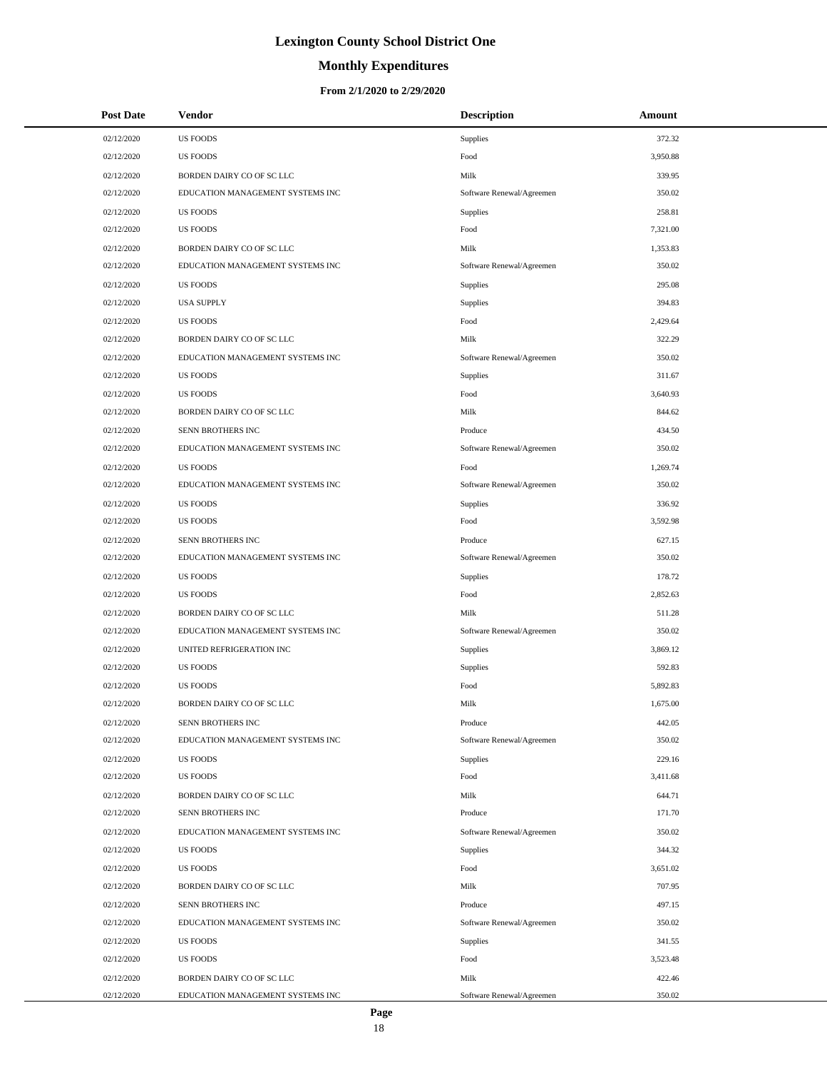# Lexington County School District One

## Monthly Expenditures

### From 2/1/2020 to 2/29/2020

| Post Date | Vendor | Description | Amount |
|---|---|---|---|
| 02/12/2020 | US FOODS | Supplies | 372.32 |
| 02/12/2020 | US FOODS | Food | 3,950.88 |
| 02/12/2020 | BORDEN DAIRY CO OF SC LLC | Milk | 339.95 |
| 02/12/2020 | EDUCATION MANAGEMENT SYSTEMS INC | Software Renewal/Agreemen | 350.02 |
| 02/12/2020 | US FOODS | Supplies | 258.81 |
| 02/12/2020 | US FOODS | Food | 7,321.00 |
| 02/12/2020 | BORDEN DAIRY CO OF SC LLC | Milk | 1,353.83 |
| 02/12/2020 | EDUCATION MANAGEMENT SYSTEMS INC | Software Renewal/Agreemen | 350.02 |
| 02/12/2020 | US FOODS | Supplies | 295.08 |
| 02/12/2020 | USA SUPPLY | Supplies | 394.83 |
| 02/12/2020 | US FOODS | Food | 2,429.64 |
| 02/12/2020 | BORDEN DAIRY CO OF SC LLC | Milk | 322.29 |
| 02/12/2020 | EDUCATION MANAGEMENT SYSTEMS INC | Software Renewal/Agreemen | 350.02 |
| 02/12/2020 | US FOODS | Supplies | 311.67 |
| 02/12/2020 | US FOODS | Food | 3,640.93 |
| 02/12/2020 | BORDEN DAIRY CO OF SC LLC | Milk | 844.62 |
| 02/12/2020 | SENN BROTHERS INC | Produce | 434.50 |
| 02/12/2020 | EDUCATION MANAGEMENT SYSTEMS INC | Software Renewal/Agreemen | 350.02 |
| 02/12/2020 | US FOODS | Food | 1,269.74 |
| 02/12/2020 | EDUCATION MANAGEMENT SYSTEMS INC | Software Renewal/Agreemen | 350.02 |
| 02/12/2020 | US FOODS | Supplies | 336.92 |
| 02/12/2020 | US FOODS | Food | 3,592.98 |
| 02/12/2020 | SENN BROTHERS INC | Produce | 627.15 |
| 02/12/2020 | EDUCATION MANAGEMENT SYSTEMS INC | Software Renewal/Agreemen | 350.02 |
| 02/12/2020 | US FOODS | Supplies | 178.72 |
| 02/12/2020 | US FOODS | Food | 2,852.63 |
| 02/12/2020 | BORDEN DAIRY CO OF SC LLC | Milk | 511.28 |
| 02/12/2020 | EDUCATION MANAGEMENT SYSTEMS INC | Software Renewal/Agreemen | 350.02 |
| 02/12/2020 | UNITED REFRIGERATION INC | Supplies | 3,869.12 |
| 02/12/2020 | US FOODS | Supplies | 592.83 |
| 02/12/2020 | US FOODS | Food | 5,892.83 |
| 02/12/2020 | BORDEN DAIRY CO OF SC LLC | Milk | 1,675.00 |
| 02/12/2020 | SENN BROTHERS INC | Produce | 442.05 |
| 02/12/2020 | EDUCATION MANAGEMENT SYSTEMS INC | Software Renewal/Agreemen | 350.02 |
| 02/12/2020 | US FOODS | Supplies | 229.16 |
| 02/12/2020 | US FOODS | Food | 3,411.68 |
| 02/12/2020 | BORDEN DAIRY CO OF SC LLC | Milk | 644.71 |
| 02/12/2020 | SENN BROTHERS INC | Produce | 171.70 |
| 02/12/2020 | EDUCATION MANAGEMENT SYSTEMS INC | Software Renewal/Agreemen | 350.02 |
| 02/12/2020 | US FOODS | Supplies | 344.32 |
| 02/12/2020 | US FOODS | Food | 3,651.02 |
| 02/12/2020 | BORDEN DAIRY CO OF SC LLC | Milk | 707.95 |
| 02/12/2020 | SENN BROTHERS INC | Produce | 497.15 |
| 02/12/2020 | EDUCATION MANAGEMENT SYSTEMS INC | Software Renewal/Agreemen | 350.02 |
| 02/12/2020 | US FOODS | Supplies | 341.55 |
| 02/12/2020 | US FOODS | Food | 3,523.48 |
| 02/12/2020 | BORDEN DAIRY CO OF SC LLC | Milk | 422.46 |
| 02/12/2020 | EDUCATION MANAGEMENT SYSTEMS INC | Software Renewal/Agreemen | 350.02 |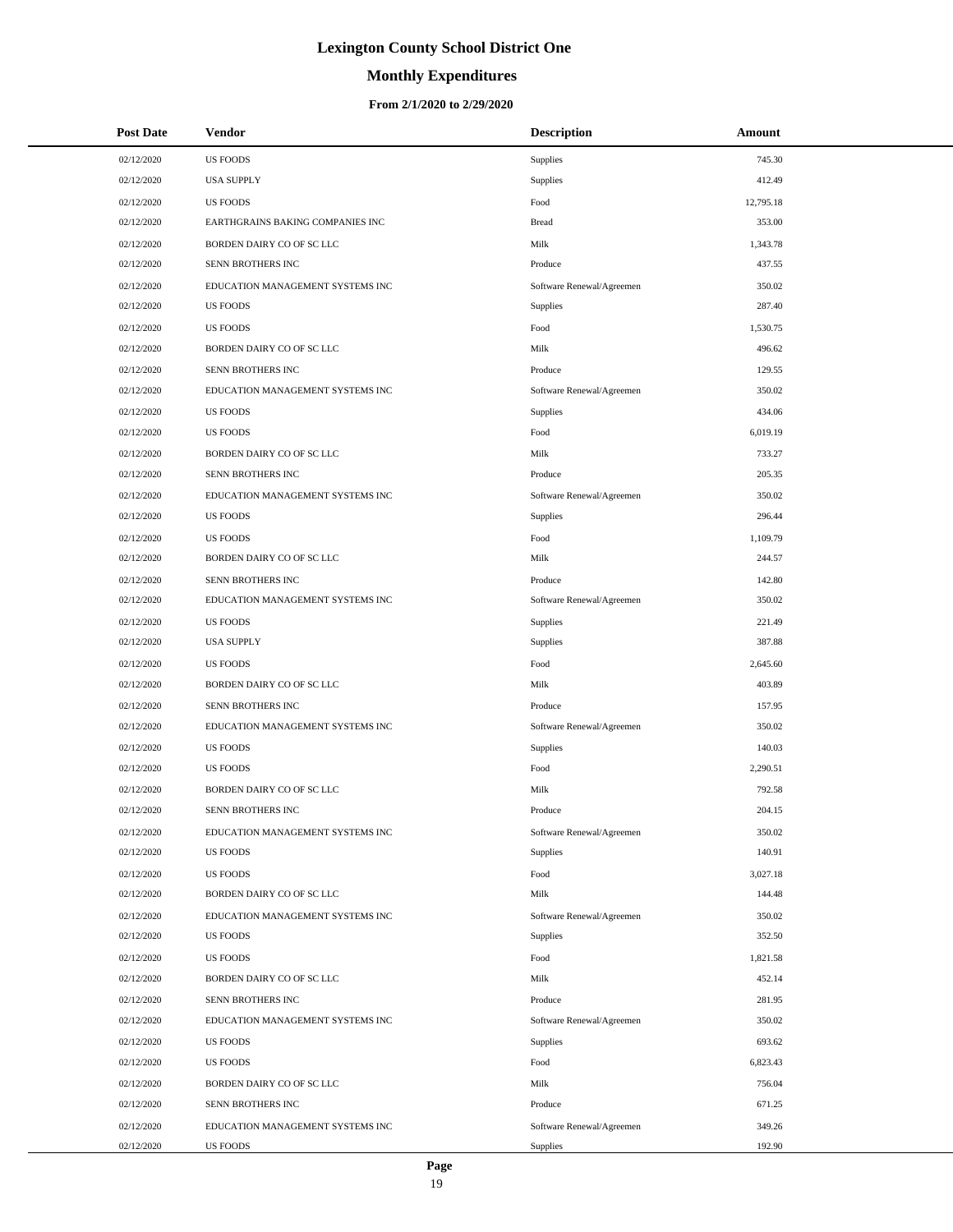# Lexington County School District One

## Monthly Expenditures

### From 2/1/2020 to 2/29/2020

| Post Date | Vendor | Description | Amount |
|---|---|---|---|
| 02/12/2020 | US FOODS | Supplies | 745.30 |
| 02/12/2020 | USA SUPPLY | Supplies | 412.49 |
| 02/12/2020 | US FOODS | Food | 12,795.18 |
| 02/12/2020 | EARTHGRAINS BAKING COMPANIES INC | Bread | 353.00 |
| 02/12/2020 | BORDEN DAIRY CO OF SC LLC | Milk | 1,343.78 |
| 02/12/2020 | SENN BROTHERS INC | Produce | 437.55 |
| 02/12/2020 | EDUCATION MANAGEMENT SYSTEMS INC | Software Renewal/Agreemen | 350.02 |
| 02/12/2020 | US FOODS | Supplies | 287.40 |
| 02/12/2020 | US FOODS | Food | 1,530.75 |
| 02/12/2020 | BORDEN DAIRY CO OF SC LLC | Milk | 496.62 |
| 02/12/2020 | SENN BROTHERS INC | Produce | 129.55 |
| 02/12/2020 | EDUCATION MANAGEMENT SYSTEMS INC | Software Renewal/Agreemen | 350.02 |
| 02/12/2020 | US FOODS | Supplies | 434.06 |
| 02/12/2020 | US FOODS | Food | 6,019.19 |
| 02/12/2020 | BORDEN DAIRY CO OF SC LLC | Milk | 733.27 |
| 02/12/2020 | SENN BROTHERS INC | Produce | 205.35 |
| 02/12/2020 | EDUCATION MANAGEMENT SYSTEMS INC | Software Renewal/Agreemen | 350.02 |
| 02/12/2020 | US FOODS | Supplies | 296.44 |
| 02/12/2020 | US FOODS | Food | 1,109.79 |
| 02/12/2020 | BORDEN DAIRY CO OF SC LLC | Milk | 244.57 |
| 02/12/2020 | SENN BROTHERS INC | Produce | 142.80 |
| 02/12/2020 | EDUCATION MANAGEMENT SYSTEMS INC | Software Renewal/Agreemen | 350.02 |
| 02/12/2020 | US FOODS | Supplies | 221.49 |
| 02/12/2020 | USA SUPPLY | Supplies | 387.88 |
| 02/12/2020 | US FOODS | Food | 2,645.60 |
| 02/12/2020 | BORDEN DAIRY CO OF SC LLC | Milk | 403.89 |
| 02/12/2020 | SENN BROTHERS INC | Produce | 157.95 |
| 02/12/2020 | EDUCATION MANAGEMENT SYSTEMS INC | Software Renewal/Agreemen | 350.02 |
| 02/12/2020 | US FOODS | Supplies | 140.03 |
| 02/12/2020 | US FOODS | Food | 2,290.51 |
| 02/12/2020 | BORDEN DAIRY CO OF SC LLC | Milk | 792.58 |
| 02/12/2020 | SENN BROTHERS INC | Produce | 204.15 |
| 02/12/2020 | EDUCATION MANAGEMENT SYSTEMS INC | Software Renewal/Agreemen | 350.02 |
| 02/12/2020 | US FOODS | Supplies | 140.91 |
| 02/12/2020 | US FOODS | Food | 3,027.18 |
| 02/12/2020 | BORDEN DAIRY CO OF SC LLC | Milk | 144.48 |
| 02/12/2020 | EDUCATION MANAGEMENT SYSTEMS INC | Software Renewal/Agreemen | 350.02 |
| 02/12/2020 | US FOODS | Supplies | 352.50 |
| 02/12/2020 | US FOODS | Food | 1,821.58 |
| 02/12/2020 | BORDEN DAIRY CO OF SC LLC | Milk | 452.14 |
| 02/12/2020 | SENN BROTHERS INC | Produce | 281.95 |
| 02/12/2020 | EDUCATION MANAGEMENT SYSTEMS INC | Software Renewal/Agreemen | 350.02 |
| 02/12/2020 | US FOODS | Supplies | 693.62 |
| 02/12/2020 | US FOODS | Food | 6,823.43 |
| 02/12/2020 | BORDEN DAIRY CO OF SC LLC | Milk | 756.04 |
| 02/12/2020 | SENN BROTHERS INC | Produce | 671.25 |
| 02/12/2020 | EDUCATION MANAGEMENT SYSTEMS INC | Software Renewal/Agreemen | 349.26 |
| 02/12/2020 | US FOODS | Supplies | 192.90 |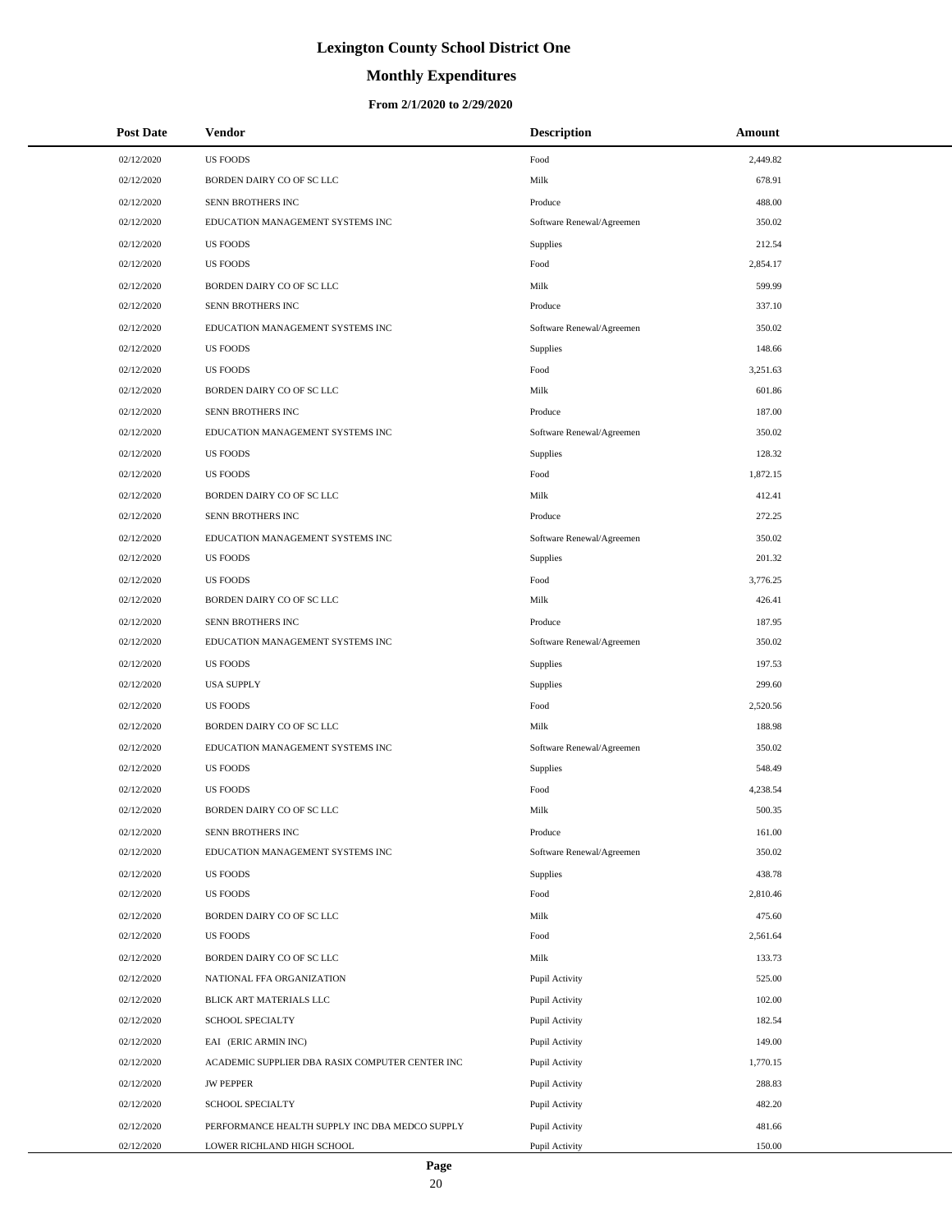# Lexington County School District One

## Monthly Expenditures

### From 2/1/2020 to 2/29/2020

| Post Date | Vendor | Description | Amount |
|---|---|---|---|
| 02/12/2020 | US FOODS | Food | 2,449.82 |
| 02/12/2020 | BORDEN DAIRY CO OF SC LLC | Milk | 678.91 |
| 02/12/2020 | SENN BROTHERS INC | Produce | 488.00 |
| 02/12/2020 | EDUCATION MANAGEMENT SYSTEMS INC | Software Renewal/Agreemen | 350.02 |
| 02/12/2020 | US FOODS | Supplies | 212.54 |
| 02/12/2020 | US FOODS | Food | 2,854.17 |
| 02/12/2020 | BORDEN DAIRY CO OF SC LLC | Milk | 599.99 |
| 02/12/2020 | SENN BROTHERS INC | Produce | 337.10 |
| 02/12/2020 | EDUCATION MANAGEMENT SYSTEMS INC | Software Renewal/Agreemen | 350.02 |
| 02/12/2020 | US FOODS | Supplies | 148.66 |
| 02/12/2020 | US FOODS | Food | 3,251.63 |
| 02/12/2020 | BORDEN DAIRY CO OF SC LLC | Milk | 601.86 |
| 02/12/2020 | SENN BROTHERS INC | Produce | 187.00 |
| 02/12/2020 | EDUCATION MANAGEMENT SYSTEMS INC | Software Renewal/Agreemen | 350.02 |
| 02/12/2020 | US FOODS | Supplies | 128.32 |
| 02/12/2020 | US FOODS | Food | 1,872.15 |
| 02/12/2020 | BORDEN DAIRY CO OF SC LLC | Milk | 412.41 |
| 02/12/2020 | SENN BROTHERS INC | Produce | 272.25 |
| 02/12/2020 | EDUCATION MANAGEMENT SYSTEMS INC | Software Renewal/Agreemen | 350.02 |
| 02/12/2020 | US FOODS | Supplies | 201.32 |
| 02/12/2020 | US FOODS | Food | 3,776.25 |
| 02/12/2020 | BORDEN DAIRY CO OF SC LLC | Milk | 426.41 |
| 02/12/2020 | SENN BROTHERS INC | Produce | 187.95 |
| 02/12/2020 | EDUCATION MANAGEMENT SYSTEMS INC | Software Renewal/Agreemen | 350.02 |
| 02/12/2020 | US FOODS | Supplies | 197.53 |
| 02/12/2020 | USA SUPPLY | Supplies | 299.60 |
| 02/12/2020 | US FOODS | Food | 2,520.56 |
| 02/12/2020 | BORDEN DAIRY CO OF SC LLC | Milk | 188.98 |
| 02/12/2020 | EDUCATION MANAGEMENT SYSTEMS INC | Software Renewal/Agreemen | 350.02 |
| 02/12/2020 | US FOODS | Supplies | 548.49 |
| 02/12/2020 | US FOODS | Food | 4,238.54 |
| 02/12/2020 | BORDEN DAIRY CO OF SC LLC | Milk | 500.35 |
| 02/12/2020 | SENN BROTHERS INC | Produce | 161.00 |
| 02/12/2020 | EDUCATION MANAGEMENT SYSTEMS INC | Software Renewal/Agreemen | 350.02 |
| 02/12/2020 | US FOODS | Supplies | 438.78 |
| 02/12/2020 | US FOODS | Food | 2,810.46 |
| 02/12/2020 | BORDEN DAIRY CO OF SC LLC | Milk | 475.60 |
| 02/12/2020 | US FOODS | Food | 2,561.64 |
| 02/12/2020 | BORDEN DAIRY CO OF SC LLC | Milk | 133.73 |
| 02/12/2020 | NATIONAL FFA ORGANIZATION | Pupil Activity | 525.00 |
| 02/12/2020 | BLICK ART MATERIALS LLC | Pupil Activity | 102.00 |
| 02/12/2020 | SCHOOL SPECIALTY | Pupil Activity | 182.54 |
| 02/12/2020 | EAI (ERIC ARMIN INC) | Pupil Activity | 149.00 |
| 02/12/2020 | ACADEMIC SUPPLIER DBA RASIX COMPUTER CENTER INC | Pupil Activity | 1,770.15 |
| 02/12/2020 | JW PEPPER | Pupil Activity | 288.83 |
| 02/12/2020 | SCHOOL SPECIALTY | Pupil Activity | 482.20 |
| 02/12/2020 | PERFORMANCE HEALTH SUPPLY INC DBA MEDCO SUPPLY | Pupil Activity | 481.66 |
| 02/12/2020 | LOWER RICHLAND HIGH SCHOOL | Pupil Activity | 150.00 |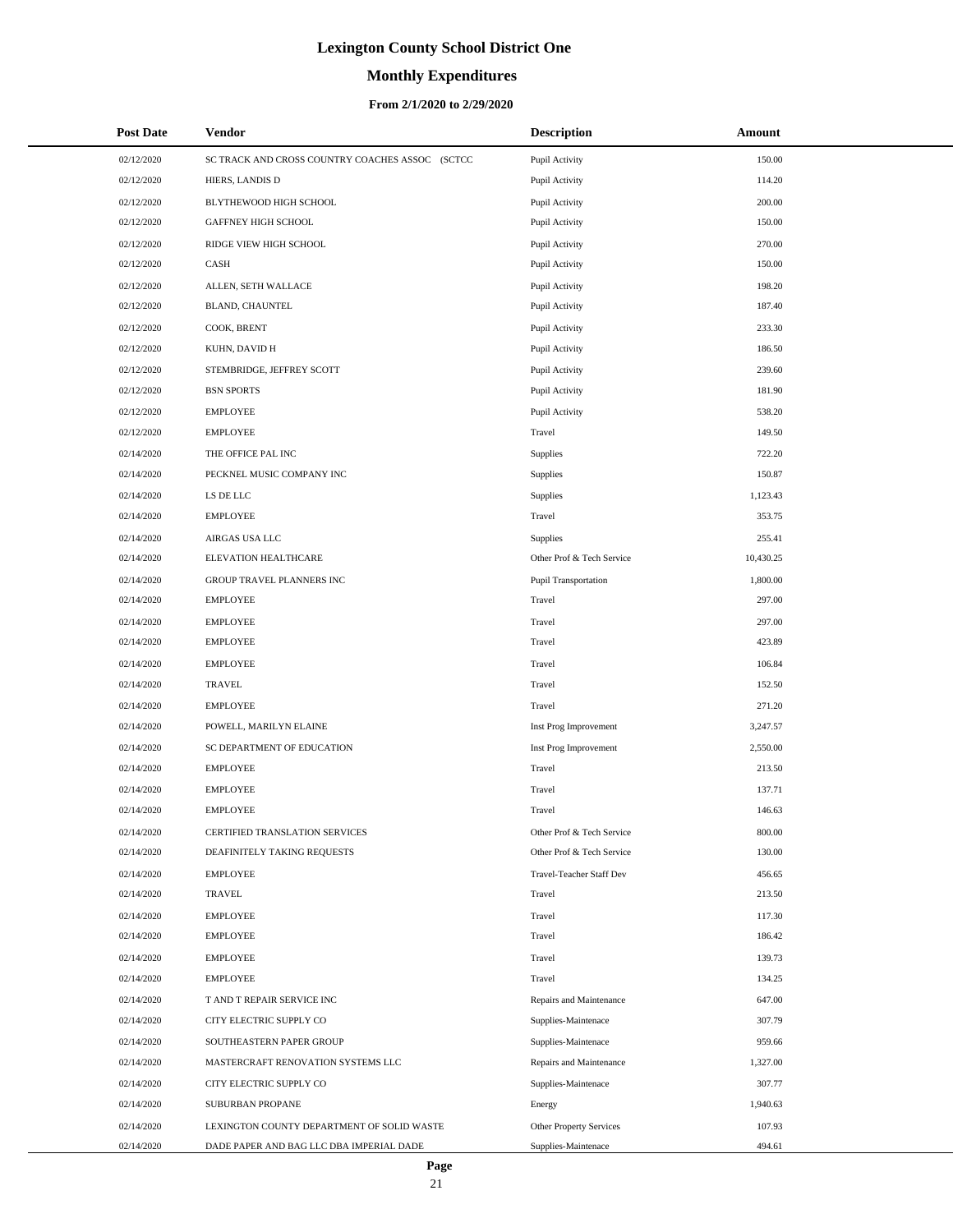# Lexington County School District One

## Monthly Expenditures

### From 2/1/2020 to 2/29/2020

| Post Date | Vendor | Description | Amount |
|---|---|---|---|
| 02/12/2020 | SC TRACK AND CROSS COUNTRY COACHES ASSOC (SCTCC | Pupil Activity | 150.00 |
| 02/12/2020 | HIERS, LANDIS D | Pupil Activity | 114.20 |
| 02/12/2020 | BLYTHEWOOD HIGH SCHOOL | Pupil Activity | 200.00 |
| 02/12/2020 | GAFFNEY HIGH SCHOOL | Pupil Activity | 150.00 |
| 02/12/2020 | RIDGE VIEW HIGH SCHOOL | Pupil Activity | 270.00 |
| 02/12/2020 | CASH | Pupil Activity | 150.00 |
| 02/12/2020 | ALLEN, SETH WALLACE | Pupil Activity | 198.20 |
| 02/12/2020 | BLAND, CHAUNTEL | Pupil Activity | 187.40 |
| 02/12/2020 | COOK, BRENT | Pupil Activity | 233.30 |
| 02/12/2020 | KUHN, DAVID H | Pupil Activity | 186.50 |
| 02/12/2020 | STEMBRIDGE, JEFFREY SCOTT | Pupil Activity | 239.60 |
| 02/12/2020 | BSN SPORTS | Pupil Activity | 181.90 |
| 02/12/2020 | EMPLOYEE | Pupil Activity | 538.20 |
| 02/12/2020 | EMPLOYEE | Travel | 149.50 |
| 02/14/2020 | THE OFFICE PAL INC | Supplies | 722.20 |
| 02/14/2020 | PECKNEL MUSIC COMPANY INC | Supplies | 150.87 |
| 02/14/2020 | LS DE LLC | Supplies | 1,123.43 |
| 02/14/2020 | EMPLOYEE | Travel | 353.75 |
| 02/14/2020 | AIRGAS USA LLC | Supplies | 255.41 |
| 02/14/2020 | ELEVATION HEALTHCARE | Other Prof & Tech Service | 10,430.25 |
| 02/14/2020 | GROUP TRAVEL PLANNERS INC | Pupil Transportation | 1,800.00 |
| 02/14/2020 | EMPLOYEE | Travel | 297.00 |
| 02/14/2020 | EMPLOYEE | Travel | 297.00 |
| 02/14/2020 | EMPLOYEE | Travel | 423.89 |
| 02/14/2020 | EMPLOYEE | Travel | 106.84 |
| 02/14/2020 | TRAVEL | Travel | 152.50 |
| 02/14/2020 | EMPLOYEE | Travel | 271.20 |
| 02/14/2020 | POWELL, MARILYN ELAINE | Inst Prog Improvement | 3,247.57 |
| 02/14/2020 | SC DEPARTMENT OF EDUCATION | Inst Prog Improvement | 2,550.00 |
| 02/14/2020 | EMPLOYEE | Travel | 213.50 |
| 02/14/2020 | EMPLOYEE | Travel | 137.71 |
| 02/14/2020 | EMPLOYEE | Travel | 146.63 |
| 02/14/2020 | CERTIFIED TRANSLATION SERVICES | Other Prof & Tech Service | 800.00 |
| 02/14/2020 | DEAFINITELY TAKING REQUESTS | Other Prof & Tech Service | 130.00 |
| 02/14/2020 | EMPLOYEE | Travel-Teacher Staff Dev | 456.65 |
| 02/14/2020 | TRAVEL | Travel | 213.50 |
| 02/14/2020 | EMPLOYEE | Travel | 117.30 |
| 02/14/2020 | EMPLOYEE | Travel | 186.42 |
| 02/14/2020 | EMPLOYEE | Travel | 139.73 |
| 02/14/2020 | EMPLOYEE | Travel | 134.25 |
| 02/14/2020 | T AND T REPAIR SERVICE INC | Repairs and Maintenance | 647.00 |
| 02/14/2020 | CITY ELECTRIC SUPPLY CO | Supplies-Maintenace | 307.79 |
| 02/14/2020 | SOUTHEASTERN PAPER GROUP | Supplies-Maintenace | 959.66 |
| 02/14/2020 | MASTERCRAFT RENOVATION SYSTEMS LLC | Repairs and Maintenance | 1,327.00 |
| 02/14/2020 | CITY ELECTRIC SUPPLY CO | Supplies-Maintenace | 307.77 |
| 02/14/2020 | SUBURBAN PROPANE | Energy | 1,940.63 |
| 02/14/2020 | LEXINGTON COUNTY DEPARTMENT OF SOLID WASTE | Other Property Services | 107.93 |
| 02/14/2020 | DADE PAPER AND BAG LLC DBA IMPERIAL DADE | Supplies-Maintenace | 494.61 |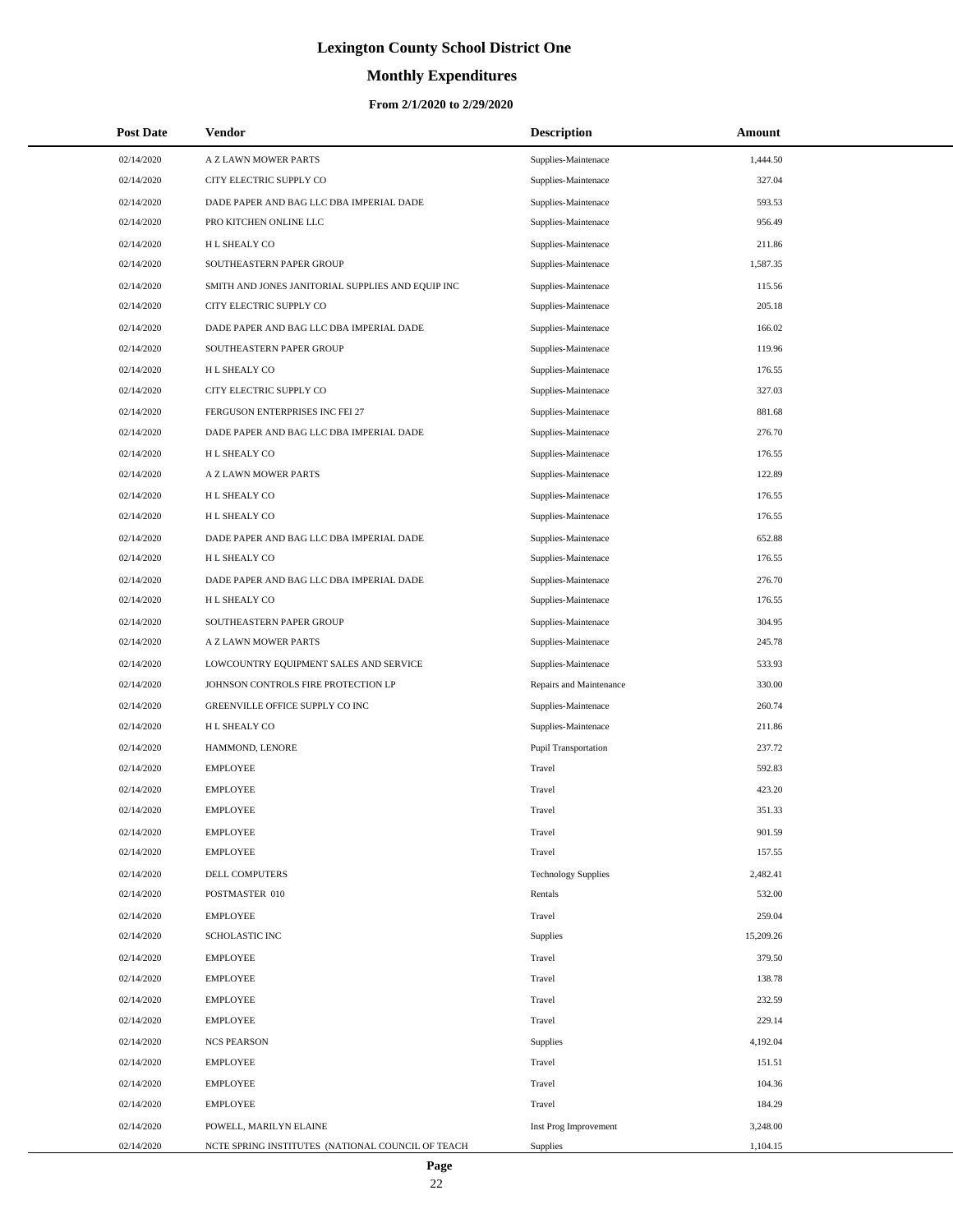# Lexington County School District One

## Monthly Expenditures

### From 2/1/2020 to 2/29/2020

| Post Date | Vendor | Description | Amount |
|---|---|---|---|
| 02/14/2020 | A Z LAWN MOWER PARTS | Supplies-Maintenace | 1,444.50 |
| 02/14/2020 | CITY ELECTRIC SUPPLY CO | Supplies-Maintenace | 327.04 |
| 02/14/2020 | DADE PAPER AND BAG LLC DBA IMPERIAL DADE | Supplies-Maintenace | 593.53 |
| 02/14/2020 | PRO KITCHEN ONLINE LLC | Supplies-Maintenace | 956.49 |
| 02/14/2020 | H L SHEALY CO | Supplies-Maintenace | 211.86 |
| 02/14/2020 | SOUTHEASTERN PAPER GROUP | Supplies-Maintenace | 1,587.35 |
| 02/14/2020 | SMITH AND JONES JANITORIAL SUPPLIES AND EQUIP INC | Supplies-Maintenace | 115.56 |
| 02/14/2020 | CITY ELECTRIC SUPPLY CO | Supplies-Maintenace | 205.18 |
| 02/14/2020 | DADE PAPER AND BAG LLC DBA IMPERIAL DADE | Supplies-Maintenace | 166.02 |
| 02/14/2020 | SOUTHEASTERN PAPER GROUP | Supplies-Maintenace | 119.96 |
| 02/14/2020 | H L SHEALY CO | Supplies-Maintenace | 176.55 |
| 02/14/2020 | CITY ELECTRIC SUPPLY CO | Supplies-Maintenace | 327.03 |
| 02/14/2020 | FERGUSON ENTERPRISES INC FEI 27 | Supplies-Maintenace | 881.68 |
| 02/14/2020 | DADE PAPER AND BAG LLC DBA IMPERIAL DADE | Supplies-Maintenace | 276.70 |
| 02/14/2020 | H L SHEALY CO | Supplies-Maintenace | 176.55 |
| 02/14/2020 | A Z LAWN MOWER PARTS | Supplies-Maintenace | 122.89 |
| 02/14/2020 | H L SHEALY CO | Supplies-Maintenace | 176.55 |
| 02/14/2020 | H L SHEALY CO | Supplies-Maintenace | 176.55 |
| 02/14/2020 | DADE PAPER AND BAG LLC DBA IMPERIAL DADE | Supplies-Maintenace | 652.88 |
| 02/14/2020 | H L SHEALY CO | Supplies-Maintenace | 176.55 |
| 02/14/2020 | DADE PAPER AND BAG LLC DBA IMPERIAL DADE | Supplies-Maintenace | 276.70 |
| 02/14/2020 | H L SHEALY CO | Supplies-Maintenace | 176.55 |
| 02/14/2020 | SOUTHEASTERN PAPER GROUP | Supplies-Maintenace | 304.95 |
| 02/14/2020 | A Z LAWN MOWER PARTS | Supplies-Maintenace | 245.78 |
| 02/14/2020 | LOWCOUNTRY EQUIPMENT SALES AND SERVICE | Supplies-Maintenace | 533.93 |
| 02/14/2020 | JOHNSON CONTROLS FIRE PROTECTION LP | Repairs and Maintenance | 330.00 |
| 02/14/2020 | GREENVILLE OFFICE SUPPLY CO INC | Supplies-Maintenace | 260.74 |
| 02/14/2020 | H L SHEALY CO | Supplies-Maintenace | 211.86 |
| 02/14/2020 | HAMMOND, LENORE | Pupil Transportation | 237.72 |
| 02/14/2020 | EMPLOYEE | Travel | 592.83 |
| 02/14/2020 | EMPLOYEE | Travel | 423.20 |
| 02/14/2020 | EMPLOYEE | Travel | 351.33 |
| 02/14/2020 | EMPLOYEE | Travel | 901.59 |
| 02/14/2020 | EMPLOYEE | Travel | 157.55 |
| 02/14/2020 | DELL COMPUTERS | Technology Supplies | 2,482.41 |
| 02/14/2020 | POSTMASTER 010 | Rentals | 532.00 |
| 02/14/2020 | EMPLOYEE | Travel | 259.04 |
| 02/14/2020 | SCHOLASTIC INC | Supplies | 15,209.26 |
| 02/14/2020 | EMPLOYEE | Travel | 379.50 |
| 02/14/2020 | EMPLOYEE | Travel | 138.78 |
| 02/14/2020 | EMPLOYEE | Travel | 232.59 |
| 02/14/2020 | EMPLOYEE | Travel | 229.14 |
| 02/14/2020 | NCS PEARSON | Supplies | 4,192.04 |
| 02/14/2020 | EMPLOYEE | Travel | 151.51 |
| 02/14/2020 | EMPLOYEE | Travel | 104.36 |
| 02/14/2020 | EMPLOYEE | Travel | 184.29 |
| 02/14/2020 | POWELL, MARILYN ELAINE | Inst Prog Improvement | 3,248.00 |
| 02/14/2020 | NCTE SPRING INSTITUTES (NATIONAL COUNCIL OF TEACH | Supplies | 1,104.15 |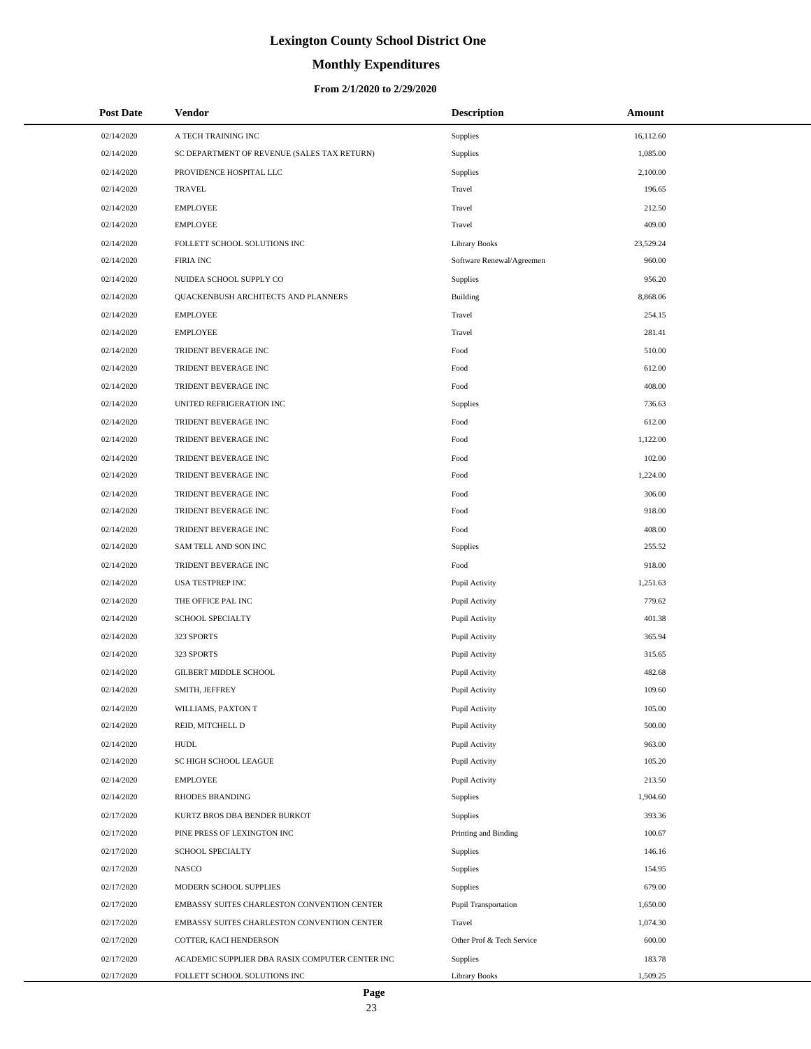# Lexington County School District One

## Monthly Expenditures

### From 2/1/2020 to 2/29/2020

| Post Date | Vendor | Description | Amount |
|---|---|---|---|
| 02/14/2020 | A TECH TRAINING INC | Supplies | 16,112.60 |
| 02/14/2020 | SC DEPARTMENT OF REVENUE (SALES TAX RETURN) | Supplies | 1,085.00 |
| 02/14/2020 | PROVIDENCE HOSPITAL LLC | Supplies | 2,100.00 |
| 02/14/2020 | TRAVEL | Travel | 196.65 |
| 02/14/2020 | EMPLOYEE | Travel | 212.50 |
| 02/14/2020 | EMPLOYEE | Travel | 409.00 |
| 02/14/2020 | FOLLETT SCHOOL SOLUTIONS INC | Library Books | 23,529.24 |
| 02/14/2020 | FIRIA INC | Software Renewal/Agreemen | 960.00 |
| 02/14/2020 | NUIDEA SCHOOL SUPPLY CO | Supplies | 956.20 |
| 02/14/2020 | QUACKENBUSH ARCHITECTS AND PLANNERS | Building | 8,868.06 |
| 02/14/2020 | EMPLOYEE | Travel | 254.15 |
| 02/14/2020 | EMPLOYEE | Travel | 281.41 |
| 02/14/2020 | TRIDENT BEVERAGE INC | Food | 510.00 |
| 02/14/2020 | TRIDENT BEVERAGE INC | Food | 612.00 |
| 02/14/2020 | TRIDENT BEVERAGE INC | Food | 408.00 |
| 02/14/2020 | UNITED REFRIGERATION INC | Supplies | 736.63 |
| 02/14/2020 | TRIDENT BEVERAGE INC | Food | 612.00 |
| 02/14/2020 | TRIDENT BEVERAGE INC | Food | 1,122.00 |
| 02/14/2020 | TRIDENT BEVERAGE INC | Food | 102.00 |
| 02/14/2020 | TRIDENT BEVERAGE INC | Food | 1,224.00 |
| 02/14/2020 | TRIDENT BEVERAGE INC | Food | 306.00 |
| 02/14/2020 | TRIDENT BEVERAGE INC | Food | 918.00 |
| 02/14/2020 | TRIDENT BEVERAGE INC | Food | 408.00 |
| 02/14/2020 | SAM TELL AND SON INC | Supplies | 255.52 |
| 02/14/2020 | TRIDENT BEVERAGE INC | Food | 918.00 |
| 02/14/2020 | USA TESTPREP INC | Pupil Activity | 1,251.63 |
| 02/14/2020 | THE OFFICE PAL INC | Pupil Activity | 779.62 |
| 02/14/2020 | SCHOOL SPECIALTY | Pupil Activity | 401.38 |
| 02/14/2020 | 323 SPORTS | Pupil Activity | 365.94 |
| 02/14/2020 | 323 SPORTS | Pupil Activity | 315.65 |
| 02/14/2020 | GILBERT MIDDLE SCHOOL | Pupil Activity | 482.68 |
| 02/14/2020 | SMITH, JEFFREY | Pupil Activity | 109.60 |
| 02/14/2020 | WILLIAMS, PAXTON T | Pupil Activity | 105.00 |
| 02/14/2020 | REID, MITCHELL D | Pupil Activity | 500.00 |
| 02/14/2020 | HUDL | Pupil Activity | 963.00 |
| 02/14/2020 | SC HIGH SCHOOL LEAGUE | Pupil Activity | 105.20 |
| 02/14/2020 | EMPLOYEE | Pupil Activity | 213.50 |
| 02/14/2020 | RHODES BRANDING | Supplies | 1,904.60 |
| 02/17/2020 | KURTZ BROS DBA BENDER BURKOT | Supplies | 393.36 |
| 02/17/2020 | PINE PRESS OF LEXINGTON INC | Printing and Binding | 100.67 |
| 02/17/2020 | SCHOOL SPECIALTY | Supplies | 146.16 |
| 02/17/2020 | NASCO | Supplies | 154.95 |
| 02/17/2020 | MODERN SCHOOL SUPPLIES | Supplies | 679.00 |
| 02/17/2020 | EMBASSY SUITES CHARLESTON CONVENTION CENTER | Pupil Transportation | 1,650.00 |
| 02/17/2020 | EMBASSY SUITES CHARLESTON CONVENTION CENTER | Travel | 1,074.30 |
| 02/17/2020 | COTTER, KACI HENDERSON | Other Prof & Tech Service | 600.00 |
| 02/17/2020 | ACADEMIC SUPPLIER DBA RASIX COMPUTER CENTER INC | Supplies | 183.78 |
| 02/17/2020 | FOLLETT SCHOOL SOLUTIONS INC | Library Books | 1,509.25 |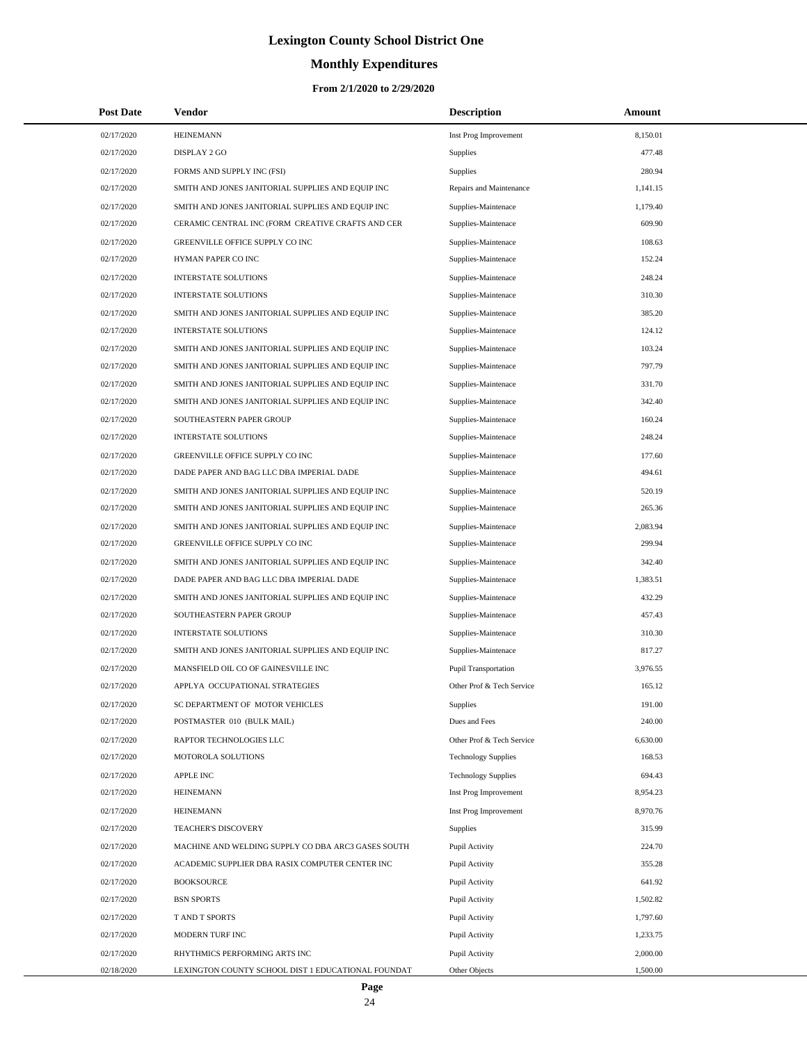# Lexington County School District One

## Monthly Expenditures

### From 2/1/2020 to 2/29/2020

| Post Date | Vendor | Description | Amount |
|---|---|---|---|
| 02/17/2020 | HEINEMANN | Inst Prog Improvement | 8,150.01 |
| 02/17/2020 | DISPLAY 2 GO | Supplies | 477.48 |
| 02/17/2020 | FORMS AND SUPPLY INC (FSI) | Supplies | 280.94 |
| 02/17/2020 | SMITH AND JONES JANITORIAL SUPPLIES AND EQUIP INC | Repairs and Maintenance | 1,141.15 |
| 02/17/2020 | SMITH AND JONES JANITORIAL SUPPLIES AND EQUIP INC | Supplies-Maintenace | 1,179.40 |
| 02/17/2020 | CERAMIC CENTRAL INC (FORM CREATIVE CRAFTS AND CER | Supplies-Maintenace | 609.90 |
| 02/17/2020 | GREENVILLE OFFICE SUPPLY CO INC | Supplies-Maintenace | 108.63 |
| 02/17/2020 | HYMAN PAPER CO INC | Supplies-Maintenace | 152.24 |
| 02/17/2020 | INTERSTATE SOLUTIONS | Supplies-Maintenace | 248.24 |
| 02/17/2020 | INTERSTATE SOLUTIONS | Supplies-Maintenace | 310.30 |
| 02/17/2020 | SMITH AND JONES JANITORIAL SUPPLIES AND EQUIP INC | Supplies-Maintenace | 385.20 |
| 02/17/2020 | INTERSTATE SOLUTIONS | Supplies-Maintenace | 124.12 |
| 02/17/2020 | SMITH AND JONES JANITORIAL SUPPLIES AND EQUIP INC | Supplies-Maintenace | 103.24 |
| 02/17/2020 | SMITH AND JONES JANITORIAL SUPPLIES AND EQUIP INC | Supplies-Maintenace | 797.79 |
| 02/17/2020 | SMITH AND JONES JANITORIAL SUPPLIES AND EQUIP INC | Supplies-Maintenace | 331.70 |
| 02/17/2020 | SMITH AND JONES JANITORIAL SUPPLIES AND EQUIP INC | Supplies-Maintenace | 342.40 |
| 02/17/2020 | SOUTHEASTERN PAPER GROUP | Supplies-Maintenace | 160.24 |
| 02/17/2020 | INTERSTATE SOLUTIONS | Supplies-Maintenace | 248.24 |
| 02/17/2020 | GREENVILLE OFFICE SUPPLY CO INC | Supplies-Maintenace | 177.60 |
| 02/17/2020 | DADE PAPER AND BAG LLC DBA IMPERIAL DADE | Supplies-Maintenace | 494.61 |
| 02/17/2020 | SMITH AND JONES JANITORIAL SUPPLIES AND EQUIP INC | Supplies-Maintenace | 520.19 |
| 02/17/2020 | SMITH AND JONES JANITORIAL SUPPLIES AND EQUIP INC | Supplies-Maintenace | 265.36 |
| 02/17/2020 | SMITH AND JONES JANITORIAL SUPPLIES AND EQUIP INC | Supplies-Maintenace | 2,083.94 |
| 02/17/2020 | GREENVILLE OFFICE SUPPLY CO INC | Supplies-Maintenace | 299.94 |
| 02/17/2020 | SMITH AND JONES JANITORIAL SUPPLIES AND EQUIP INC | Supplies-Maintenace | 342.40 |
| 02/17/2020 | DADE PAPER AND BAG LLC DBA IMPERIAL DADE | Supplies-Maintenace | 1,383.51 |
| 02/17/2020 | SMITH AND JONES JANITORIAL SUPPLIES AND EQUIP INC | Supplies-Maintenace | 432.29 |
| 02/17/2020 | SOUTHEASTERN PAPER GROUP | Supplies-Maintenace | 457.43 |
| 02/17/2020 | INTERSTATE SOLUTIONS | Supplies-Maintenace | 310.30 |
| 02/17/2020 | SMITH AND JONES JANITORIAL SUPPLIES AND EQUIP INC | Supplies-Maintenace | 817.27 |
| 02/17/2020 | MANSFIELD OIL CO OF GAINESVILLE INC | Pupil Transportation | 3,976.55 |
| 02/17/2020 | APPLYA OCCUPATIONAL STRATEGIES | Other Prof & Tech Service | 165.12 |
| 02/17/2020 | SC DEPARTMENT OF MOTOR VEHICLES | Supplies | 191.00 |
| 02/17/2020 | POSTMASTER 010 (BULK MAIL) | Dues and Fees | 240.00 |
| 02/17/2020 | RAPTOR TECHNOLOGIES LLC | Other Prof & Tech Service | 6,630.00 |
| 02/17/2020 | MOTOROLA SOLUTIONS | Technology Supplies | 168.53 |
| 02/17/2020 | APPLE INC | Technology Supplies | 694.43 |
| 02/17/2020 | HEINEMANN | Inst Prog Improvement | 8,954.23 |
| 02/17/2020 | HEINEMANN | Inst Prog Improvement | 8,970.76 |
| 02/17/2020 | TEACHER'S DISCOVERY | Supplies | 315.99 |
| 02/17/2020 | MACHINE AND WELDING SUPPLY CO DBA ARC3 GASES SOUTH | Pupil Activity | 224.70 |
| 02/17/2020 | ACADEMIC SUPPLIER DBA RASIX COMPUTER CENTER INC | Pupil Activity | 355.28 |
| 02/17/2020 | BOOKSOURCE | Pupil Activity | 641.92 |
| 02/17/2020 | BSN SPORTS | Pupil Activity | 1,502.82 |
| 02/17/2020 | T AND T SPORTS | Pupil Activity | 1,797.60 |
| 02/17/2020 | MODERN TURF INC | Pupil Activity | 1,233.75 |
| 02/17/2020 | RHYTHMICS PERFORMING ARTS INC | Pupil Activity | 2,000.00 |
| 02/18/2020 | LEXINGTON COUNTY SCHOOL DIST 1 EDUCATIONAL FOUNDAT | Other Objects | 1,500.00 |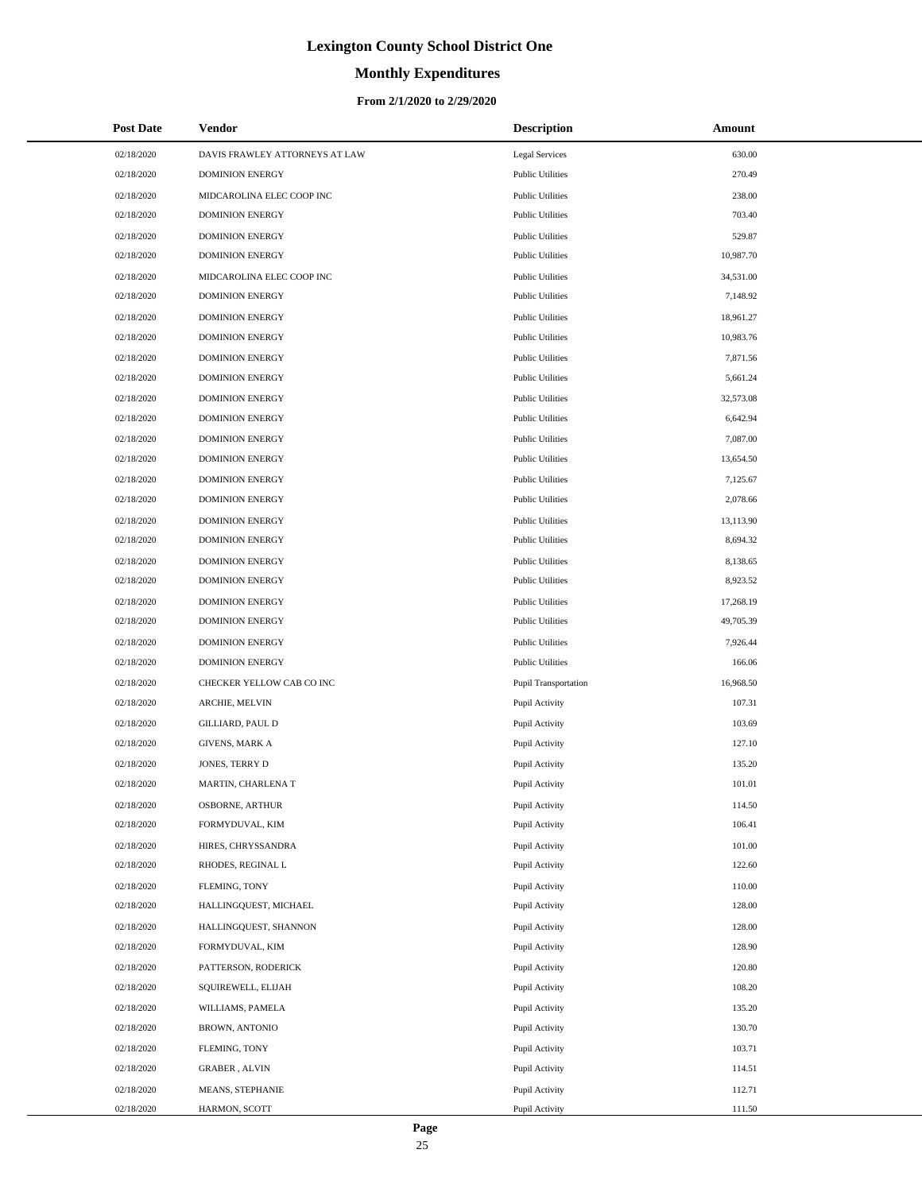# Lexington County School District One

## Monthly Expenditures

### From 2/1/2020 to 2/29/2020

| Post Date | Vendor | Description | Amount |
|---|---|---|---|
| 02/18/2020 | DAVIS FRAWLEY ATTORNEYS AT LAW | Legal Services | 630.00 |
| 02/18/2020 | DOMINION ENERGY | Public Utilities | 270.49 |
| 02/18/2020 | MIDCAROLINA ELEC COOP INC | Public Utilities | 238.00 |
| 02/18/2020 | DOMINION ENERGY | Public Utilities | 703.40 |
| 02/18/2020 | DOMINION ENERGY | Public Utilities | 529.87 |
| 02/18/2020 | DOMINION ENERGY | Public Utilities | 10,987.70 |
| 02/18/2020 | MIDCAROLINA ELEC COOP INC | Public Utilities | 34,531.00 |
| 02/18/2020 | DOMINION ENERGY | Public Utilities | 7,148.92 |
| 02/18/2020 | DOMINION ENERGY | Public Utilities | 18,961.27 |
| 02/18/2020 | DOMINION ENERGY | Public Utilities | 10,983.76 |
| 02/18/2020 | DOMINION ENERGY | Public Utilities | 7,871.56 |
| 02/18/2020 | DOMINION ENERGY | Public Utilities | 5,661.24 |
| 02/18/2020 | DOMINION ENERGY | Public Utilities | 32,573.08 |
| 02/18/2020 | DOMINION ENERGY | Public Utilities | 6,642.94 |
| 02/18/2020 | DOMINION ENERGY | Public Utilities | 7,087.00 |
| 02/18/2020 | DOMINION ENERGY | Public Utilities | 13,654.50 |
| 02/18/2020 | DOMINION ENERGY | Public Utilities | 7,125.67 |
| 02/18/2020 | DOMINION ENERGY | Public Utilities | 2,078.66 |
| 02/18/2020 | DOMINION ENERGY | Public Utilities | 13,113.90 |
| 02/18/2020 | DOMINION ENERGY | Public Utilities | 8,694.32 |
| 02/18/2020 | DOMINION ENERGY | Public Utilities | 8,138.65 |
| 02/18/2020 | DOMINION ENERGY | Public Utilities | 8,923.52 |
| 02/18/2020 | DOMINION ENERGY | Public Utilities | 17,268.19 |
| 02/18/2020 | DOMINION ENERGY | Public Utilities | 49,705.39 |
| 02/18/2020 | DOMINION ENERGY | Public Utilities | 7,926.44 |
| 02/18/2020 | DOMINION ENERGY | Public Utilities | 166.06 |
| 02/18/2020 | CHECKER YELLOW CAB CO INC | Pupil Transportation | 16,968.50 |
| 02/18/2020 | ARCHIE, MELVIN | Pupil Activity | 107.31 |
| 02/18/2020 | GILLIARD, PAUL D | Pupil Activity | 103.69 |
| 02/18/2020 | GIVENS, MARK A | Pupil Activity | 127.10 |
| 02/18/2020 | JONES, TERRY D | Pupil Activity | 135.20 |
| 02/18/2020 | MARTIN, CHARLENA T | Pupil Activity | 101.01 |
| 02/18/2020 | OSBORNE, ARTHUR | Pupil Activity | 114.50 |
| 02/18/2020 | FORMYDUVAL, KIM | Pupil Activity | 106.41 |
| 02/18/2020 | HIRES, CHRYSSANDRA | Pupil Activity | 101.00 |
| 02/18/2020 | RHODES, REGINAL L | Pupil Activity | 122.60 |
| 02/18/2020 | FLEMING, TONY | Pupil Activity | 110.00 |
| 02/18/2020 | HALLINGQUEST, MICHAEL | Pupil Activity | 128.00 |
| 02/18/2020 | HALLINGQUEST, SHANNON | Pupil Activity | 128.00 |
| 02/18/2020 | FORMYDUVAL, KIM | Pupil Activity | 128.90 |
| 02/18/2020 | PATTERSON, RODERICK | Pupil Activity | 120.80 |
| 02/18/2020 | SQUIREWELL, ELIJAH | Pupil Activity | 108.20 |
| 02/18/2020 | WILLIAMS, PAMELA | Pupil Activity | 135.20 |
| 02/18/2020 | BROWN, ANTONIO | Pupil Activity | 130.70 |
| 02/18/2020 | FLEMING, TONY | Pupil Activity | 103.71 |
| 02/18/2020 | GRABER , ALVIN | Pupil Activity | 114.51 |
| 02/18/2020 | MEANS, STEPHANIE | Pupil Activity | 112.71 |
| 02/18/2020 | HARMON, SCOTT | Pupil Activity | 111.50 |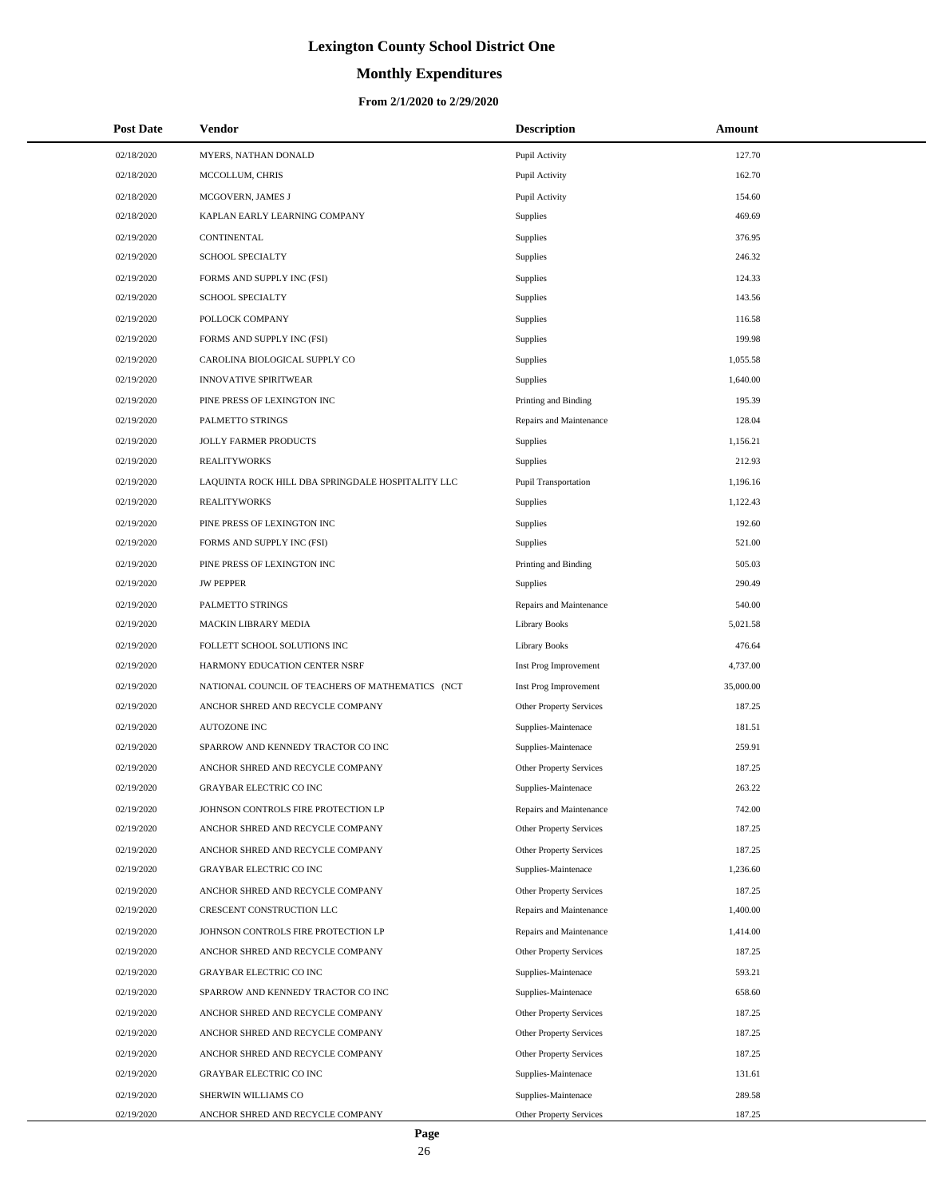# Lexington County School District One

## Monthly Expenditures

### From 2/1/2020 to 2/29/2020

| Post Date | Vendor | Description | Amount |
|---|---|---|---|
| 02/18/2020 | MYERS, NATHAN DONALD | Pupil Activity | 127.70 |
| 02/18/2020 | MCCOLLUM, CHRIS | Pupil Activity | 162.70 |
| 02/18/2020 | MCGOVERN, JAMES J | Pupil Activity | 154.60 |
| 02/18/2020 | KAPLAN EARLY LEARNING COMPANY | Supplies | 469.69 |
| 02/19/2020 | CONTINENTAL | Supplies | 376.95 |
| 02/19/2020 | SCHOOL SPECIALTY | Supplies | 246.32 |
| 02/19/2020 | FORMS AND SUPPLY INC (FSI) | Supplies | 124.33 |
| 02/19/2020 | SCHOOL SPECIALTY | Supplies | 143.56 |
| 02/19/2020 | POLLOCK COMPANY | Supplies | 116.58 |
| 02/19/2020 | FORMS AND SUPPLY INC (FSI) | Supplies | 199.98 |
| 02/19/2020 | CAROLINA BIOLOGICAL SUPPLY CO | Supplies | 1,055.58 |
| 02/19/2020 | INNOVATIVE SPIRITWEAR | Supplies | 1,640.00 |
| 02/19/2020 | PINE PRESS OF LEXINGTON INC | Printing and Binding | 195.39 |
| 02/19/2020 | PALMETTO STRINGS | Repairs and Maintenance | 128.04 |
| 02/19/2020 | JOLLY FARMER PRODUCTS | Supplies | 1,156.21 |
| 02/19/2020 | REALITYWORKS | Supplies | 212.93 |
| 02/19/2020 | LAQUINTA ROCK HILL DBA SPRINGDALE HOSPITALITY LLC | Pupil Transportation | 1,196.16 |
| 02/19/2020 | REALITYWORKS | Supplies | 1,122.43 |
| 02/19/2020 | PINE PRESS OF LEXINGTON INC | Supplies | 192.60 |
| 02/19/2020 | FORMS AND SUPPLY INC (FSI) | Supplies | 521.00 |
| 02/19/2020 | PINE PRESS OF LEXINGTON INC | Printing and Binding | 505.03 |
| 02/19/2020 | JW PEPPER | Supplies | 290.49 |
| 02/19/2020 | PALMETTO STRINGS | Repairs and Maintenance | 540.00 |
| 02/19/2020 | MACKIN LIBRARY MEDIA | Library Books | 5,021.58 |
| 02/19/2020 | FOLLETT SCHOOL SOLUTIONS INC | Library Books | 476.64 |
| 02/19/2020 | HARMONY EDUCATION CENTER NSRF | Inst Prog Improvement | 4,737.00 |
| 02/19/2020 | NATIONAL COUNCIL OF TEACHERS OF MATHEMATICS (NCT | Inst Prog Improvement | 35,000.00 |
| 02/19/2020 | ANCHOR SHRED AND RECYCLE COMPANY | Other Property Services | 187.25 |
| 02/19/2020 | AUTOZONE INC | Supplies-Maintenace | 181.51 |
| 02/19/2020 | SPARROW AND KENNEDY TRACTOR CO INC | Supplies-Maintenace | 259.91 |
| 02/19/2020 | ANCHOR SHRED AND RECYCLE COMPANY | Other Property Services | 187.25 |
| 02/19/2020 | GRAYBAR ELECTRIC CO INC | Supplies-Maintenace | 263.22 |
| 02/19/2020 | JOHNSON CONTROLS FIRE PROTECTION LP | Repairs and Maintenance | 742.00 |
| 02/19/2020 | ANCHOR SHRED AND RECYCLE COMPANY | Other Property Services | 187.25 |
| 02/19/2020 | ANCHOR SHRED AND RECYCLE COMPANY | Other Property Services | 187.25 |
| 02/19/2020 | GRAYBAR ELECTRIC CO INC | Supplies-Maintenace | 1,236.60 |
| 02/19/2020 | ANCHOR SHRED AND RECYCLE COMPANY | Other Property Services | 187.25 |
| 02/19/2020 | CRESCENT CONSTRUCTION LLC | Repairs and Maintenance | 1,400.00 |
| 02/19/2020 | JOHNSON CONTROLS FIRE PROTECTION LP | Repairs and Maintenance | 1,414.00 |
| 02/19/2020 | ANCHOR SHRED AND RECYCLE COMPANY | Other Property Services | 187.25 |
| 02/19/2020 | GRAYBAR ELECTRIC CO INC | Supplies-Maintenace | 593.21 |
| 02/19/2020 | SPARROW AND KENNEDY TRACTOR CO INC | Supplies-Maintenace | 658.60 |
| 02/19/2020 | ANCHOR SHRED AND RECYCLE COMPANY | Other Property Services | 187.25 |
| 02/19/2020 | ANCHOR SHRED AND RECYCLE COMPANY | Other Property Services | 187.25 |
| 02/19/2020 | ANCHOR SHRED AND RECYCLE COMPANY | Other Property Services | 187.25 |
| 02/19/2020 | GRAYBAR ELECTRIC CO INC | Supplies-Maintenace | 131.61 |
| 02/19/2020 | SHERWIN WILLIAMS CO | Supplies-Maintenace | 289.58 |
| 02/19/2020 | ANCHOR SHRED AND RECYCLE COMPANY | Other Property Services | 187.25 |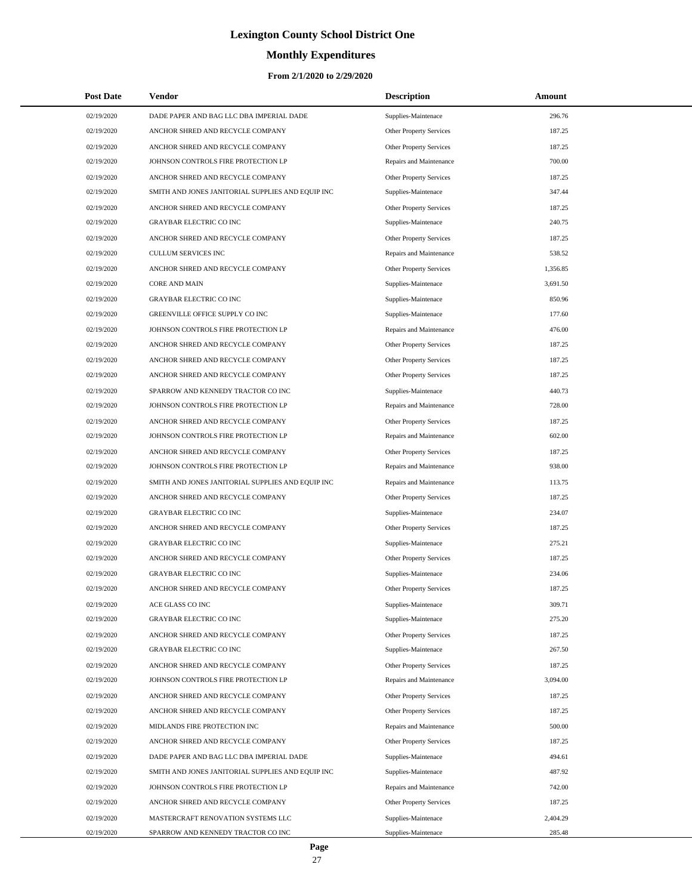# Lexington County School District One

## Monthly Expenditures

### From 2/1/2020 to 2/29/2020

| Post Date | Vendor | Description | Amount |
|---|---|---|---|
| 02/19/2020 | DADE PAPER AND BAG LLC DBA IMPERIAL DADE | Supplies-Maintenace | 296.76 |
| 02/19/2020 | ANCHOR SHRED AND RECYCLE COMPANY | Other Property Services | 187.25 |
| 02/19/2020 | ANCHOR SHRED AND RECYCLE COMPANY | Other Property Services | 187.25 |
| 02/19/2020 | JOHNSON CONTROLS FIRE PROTECTION LP | Repairs and Maintenance | 700.00 |
| 02/19/2020 | ANCHOR SHRED AND RECYCLE COMPANY | Other Property Services | 187.25 |
| 02/19/2020 | SMITH AND JONES JANITORIAL SUPPLIES AND EQUIP INC | Supplies-Maintenace | 347.44 |
| 02/19/2020 | ANCHOR SHRED AND RECYCLE COMPANY | Other Property Services | 187.25 |
| 02/19/2020 | GRAYBAR ELECTRIC CO INC | Supplies-Maintenace | 240.75 |
| 02/19/2020 | ANCHOR SHRED AND RECYCLE COMPANY | Other Property Services | 187.25 |
| 02/19/2020 | CULLUM SERVICES INC | Repairs and Maintenance | 538.52 |
| 02/19/2020 | ANCHOR SHRED AND RECYCLE COMPANY | Other Property Services | 1,356.85 |
| 02/19/2020 | CORE AND MAIN | Supplies-Maintenace | 3,691.50 |
| 02/19/2020 | GRAYBAR ELECTRIC CO INC | Supplies-Maintenace | 850.96 |
| 02/19/2020 | GREENVILLE OFFICE SUPPLY CO INC | Supplies-Maintenace | 177.60 |
| 02/19/2020 | JOHNSON CONTROLS FIRE PROTECTION LP | Repairs and Maintenance | 476.00 |
| 02/19/2020 | ANCHOR SHRED AND RECYCLE COMPANY | Other Property Services | 187.25 |
| 02/19/2020 | ANCHOR SHRED AND RECYCLE COMPANY | Other Property Services | 187.25 |
| 02/19/2020 | ANCHOR SHRED AND RECYCLE COMPANY | Other Property Services | 187.25 |
| 02/19/2020 | SPARROW AND KENNEDY TRACTOR CO INC | Supplies-Maintenace | 440.73 |
| 02/19/2020 | JOHNSON CONTROLS FIRE PROTECTION LP | Repairs and Maintenance | 728.00 |
| 02/19/2020 | ANCHOR SHRED AND RECYCLE COMPANY | Other Property Services | 187.25 |
| 02/19/2020 | JOHNSON CONTROLS FIRE PROTECTION LP | Repairs and Maintenance | 602.00 |
| 02/19/2020 | ANCHOR SHRED AND RECYCLE COMPANY | Other Property Services | 187.25 |
| 02/19/2020 | JOHNSON CONTROLS FIRE PROTECTION LP | Repairs and Maintenance | 938.00 |
| 02/19/2020 | SMITH AND JONES JANITORIAL SUPPLIES AND EQUIP INC | Repairs and Maintenance | 113.75 |
| 02/19/2020 | ANCHOR SHRED AND RECYCLE COMPANY | Other Property Services | 187.25 |
| 02/19/2020 | GRAYBAR ELECTRIC CO INC | Supplies-Maintenace | 234.07 |
| 02/19/2020 | ANCHOR SHRED AND RECYCLE COMPANY | Other Property Services | 187.25 |
| 02/19/2020 | GRAYBAR ELECTRIC CO INC | Supplies-Maintenace | 275.21 |
| 02/19/2020 | ANCHOR SHRED AND RECYCLE COMPANY | Other Property Services | 187.25 |
| 02/19/2020 | GRAYBAR ELECTRIC CO INC | Supplies-Maintenace | 234.06 |
| 02/19/2020 | ANCHOR SHRED AND RECYCLE COMPANY | Other Property Services | 187.25 |
| 02/19/2020 | ACE GLASS CO INC | Supplies-Maintenace | 309.71 |
| 02/19/2020 | GRAYBAR ELECTRIC CO INC | Supplies-Maintenace | 275.20 |
| 02/19/2020 | ANCHOR SHRED AND RECYCLE COMPANY | Other Property Services | 187.25 |
| 02/19/2020 | GRAYBAR ELECTRIC CO INC | Supplies-Maintenace | 267.50 |
| 02/19/2020 | ANCHOR SHRED AND RECYCLE COMPANY | Other Property Services | 187.25 |
| 02/19/2020 | JOHNSON CONTROLS FIRE PROTECTION LP | Repairs and Maintenance | 3,094.00 |
| 02/19/2020 | ANCHOR SHRED AND RECYCLE COMPANY | Other Property Services | 187.25 |
| 02/19/2020 | ANCHOR SHRED AND RECYCLE COMPANY | Other Property Services | 187.25 |
| 02/19/2020 | MIDLANDS FIRE PROTECTION INC | Repairs and Maintenance | 500.00 |
| 02/19/2020 | ANCHOR SHRED AND RECYCLE COMPANY | Other Property Services | 187.25 |
| 02/19/2020 | DADE PAPER AND BAG LLC DBA IMPERIAL DADE | Supplies-Maintenace | 494.61 |
| 02/19/2020 | SMITH AND JONES JANITORIAL SUPPLIES AND EQUIP INC | Supplies-Maintenace | 487.92 |
| 02/19/2020 | JOHNSON CONTROLS FIRE PROTECTION LP | Repairs and Maintenance | 742.00 |
| 02/19/2020 | ANCHOR SHRED AND RECYCLE COMPANY | Other Property Services | 187.25 |
| 02/19/2020 | MASTERCRAFT RENOVATION SYSTEMS LLC | Supplies-Maintenace | 2,404.29 |
| 02/19/2020 | SPARROW AND KENNEDY TRACTOR CO INC | Supplies-Maintenace | 285.48 |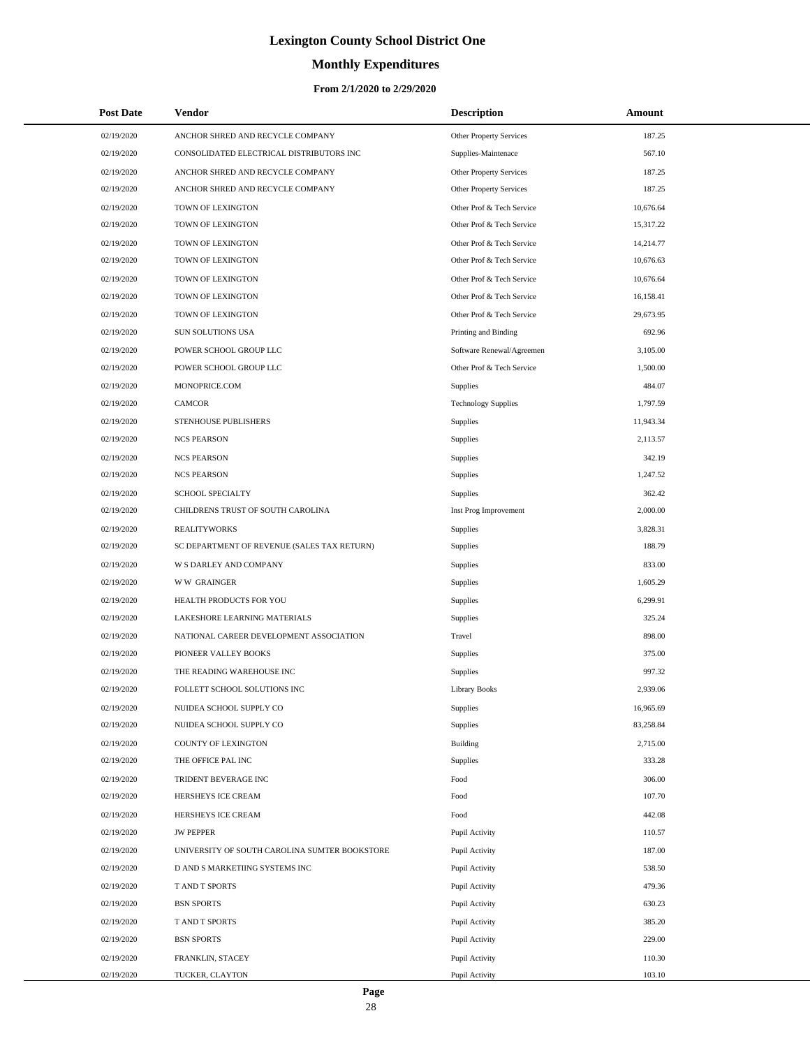# Lexington County School District One

## Monthly Expenditures

### From 2/1/2020 to 2/29/2020

| Post Date | Vendor | Description | Amount |
|---|---|---|---|
| 02/19/2020 | ANCHOR SHRED AND RECYCLE COMPANY | Other Property Services | 187.25 |
| 02/19/2020 | CONSOLIDATED ELECTRICAL DISTRIBUTORS INC | Supplies-Maintenace | 567.10 |
| 02/19/2020 | ANCHOR SHRED AND RECYCLE COMPANY | Other Property Services | 187.25 |
| 02/19/2020 | ANCHOR SHRED AND RECYCLE COMPANY | Other Property Services | 187.25 |
| 02/19/2020 | TOWN OF LEXINGTON | Other Prof & Tech Service | 10,676.64 |
| 02/19/2020 | TOWN OF LEXINGTON | Other Prof & Tech Service | 15,317.22 |
| 02/19/2020 | TOWN OF LEXINGTON | Other Prof & Tech Service | 14,214.77 |
| 02/19/2020 | TOWN OF LEXINGTON | Other Prof & Tech Service | 10,676.63 |
| 02/19/2020 | TOWN OF LEXINGTON | Other Prof & Tech Service | 10,676.64 |
| 02/19/2020 | TOWN OF LEXINGTON | Other Prof & Tech Service | 16,158.41 |
| 02/19/2020 | TOWN OF LEXINGTON | Other Prof & Tech Service | 29,673.95 |
| 02/19/2020 | SUN SOLUTIONS USA | Printing and Binding | 692.96 |
| 02/19/2020 | POWER SCHOOL GROUP LLC | Software Renewal/Agreemen | 3,105.00 |
| 02/19/2020 | POWER SCHOOL GROUP LLC | Other Prof & Tech Service | 1,500.00 |
| 02/19/2020 | MONOPRICE.COM | Supplies | 484.07 |
| 02/19/2020 | CAMCOR | Technology Supplies | 1,797.59 |
| 02/19/2020 | STENHOUSE PUBLISHERS | Supplies | 11,943.34 |
| 02/19/2020 | NCS PEARSON | Supplies | 2,113.57 |
| 02/19/2020 | NCS PEARSON | Supplies | 342.19 |
| 02/19/2020 | NCS PEARSON | Supplies | 1,247.52 |
| 02/19/2020 | SCHOOL SPECIALTY | Supplies | 362.42 |
| 02/19/2020 | CHILDRENS TRUST OF SOUTH CAROLINA | Inst Prog Improvement | 2,000.00 |
| 02/19/2020 | REALITYWORKS | Supplies | 3,828.31 |
| 02/19/2020 | SC DEPARTMENT OF REVENUE (SALES TAX RETURN) | Supplies | 188.79 |
| 02/19/2020 | W S DARLEY AND COMPANY | Supplies | 833.00 |
| 02/19/2020 | W W GRAINGER | Supplies | 1,605.29 |
| 02/19/2020 | HEALTH PRODUCTS FOR YOU | Supplies | 6,299.91 |
| 02/19/2020 | LAKESHORE LEARNING MATERIALS | Supplies | 325.24 |
| 02/19/2020 | NATIONAL CAREER DEVELOPMENT ASSOCIATION | Travel | 898.00 |
| 02/19/2020 | PIONEER VALLEY BOOKS | Supplies | 375.00 |
| 02/19/2020 | THE READING WAREHOUSE INC | Supplies | 997.32 |
| 02/19/2020 | FOLLETT SCHOOL SOLUTIONS INC | Library Books | 2,939.06 |
| 02/19/2020 | NUIDEA SCHOOL SUPPLY CO | Supplies | 16,965.69 |
| 02/19/2020 | NUIDEA SCHOOL SUPPLY CO | Supplies | 83,258.84 |
| 02/19/2020 | COUNTY OF LEXINGTON | Building | 2,715.00 |
| 02/19/2020 | THE OFFICE PAL INC | Supplies | 333.28 |
| 02/19/2020 | TRIDENT BEVERAGE INC | Food | 306.00 |
| 02/19/2020 | HERSHEYS ICE CREAM | Food | 107.70 |
| 02/19/2020 | HERSHEYS ICE CREAM | Food | 442.08 |
| 02/19/2020 | JW PEPPER | Pupil Activity | 110.57 |
| 02/19/2020 | UNIVERSITY OF SOUTH CAROLINA SUMTER BOOKSTORE | Pupil Activity | 187.00 |
| 02/19/2020 | D AND S MARKETIING SYSTEMS INC | Pupil Activity | 538.50 |
| 02/19/2020 | T AND T SPORTS | Pupil Activity | 479.36 |
| 02/19/2020 | BSN SPORTS | Pupil Activity | 630.23 |
| 02/19/2020 | T AND T SPORTS | Pupil Activity | 385.20 |
| 02/19/2020 | BSN SPORTS | Pupil Activity | 229.00 |
| 02/19/2020 | FRANKLIN, STACEY | Pupil Activity | 110.30 |
| 02/19/2020 | TUCKER, CLAYTON | Pupil Activity | 103.10 |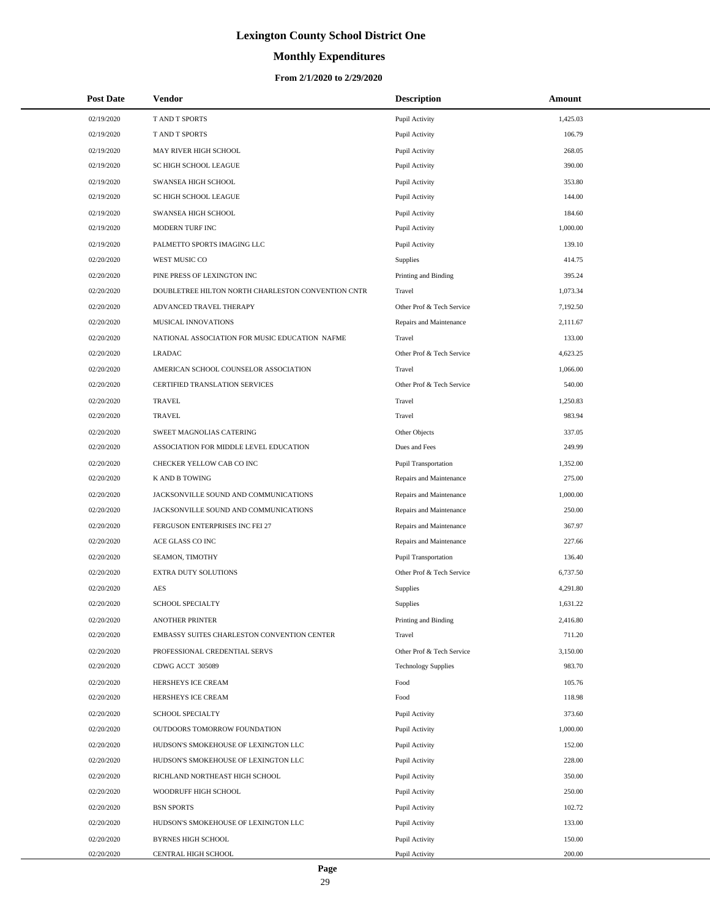# Lexington County School District One

## Monthly Expenditures

### From 2/1/2020 to 2/29/2020

| Post Date | Vendor | Description | Amount |
|---|---|---|---|
| 02/19/2020 | T AND T SPORTS | Pupil Activity | 1,425.03 |
| 02/19/2020 | T AND T SPORTS | Pupil Activity | 106.79 |
| 02/19/2020 | MAY RIVER HIGH SCHOOL | Pupil Activity | 268.05 |
| 02/19/2020 | SC HIGH SCHOOL LEAGUE | Pupil Activity | 390.00 |
| 02/19/2020 | SWANSEA HIGH SCHOOL | Pupil Activity | 353.80 |
| 02/19/2020 | SC HIGH SCHOOL LEAGUE | Pupil Activity | 144.00 |
| 02/19/2020 | SWANSEA HIGH SCHOOL | Pupil Activity | 184.60 |
| 02/19/2020 | MODERN TURF INC | Pupil Activity | 1,000.00 |
| 02/19/2020 | PALMETTO SPORTS IMAGING LLC | Pupil Activity | 139.10 |
| 02/20/2020 | WEST MUSIC CO | Supplies | 414.75 |
| 02/20/2020 | PINE PRESS OF LEXINGTON INC | Printing and Binding | 395.24 |
| 02/20/2020 | DOUBLETREE HILTON NORTH CHARLESTON CONVENTION CNTR | Travel | 1,073.34 |
| 02/20/2020 | ADVANCED TRAVEL THERAPY | Other Prof & Tech Service | 7,192.50 |
| 02/20/2020 | MUSICAL INNOVATIONS | Repairs and Maintenance | 2,111.67 |
| 02/20/2020 | NATIONAL ASSOCIATION FOR MUSIC EDUCATION NAFME | Travel | 133.00 |
| 02/20/2020 | LRADAC | Other Prof & Tech Service | 4,623.25 |
| 02/20/2020 | AMERICAN SCHOOL COUNSELOR ASSOCIATION | Travel | 1,066.00 |
| 02/20/2020 | CERTIFIED TRANSLATION SERVICES | Other Prof & Tech Service | 540.00 |
| 02/20/2020 | TRAVEL | Travel | 1,250.83 |
| 02/20/2020 | TRAVEL | Travel | 983.94 |
| 02/20/2020 | SWEET MAGNOLIAS CATERING | Other Objects | 337.05 |
| 02/20/2020 | ASSOCIATION FOR MIDDLE LEVEL EDUCATION | Dues and Fees | 249.99 |
| 02/20/2020 | CHECKER YELLOW CAB CO INC | Pupil Transportation | 1,352.00 |
| 02/20/2020 | K AND B TOWING | Repairs and Maintenance | 275.00 |
| 02/20/2020 | JACKSONVILLE SOUND AND COMMUNICATIONS | Repairs and Maintenance | 1,000.00 |
| 02/20/2020 | JACKSONVILLE SOUND AND COMMUNICATIONS | Repairs and Maintenance | 250.00 |
| 02/20/2020 | FERGUSON ENTERPRISES INC FEI 27 | Repairs and Maintenance | 367.97 |
| 02/20/2020 | ACE GLASS CO INC | Repairs and Maintenance | 227.66 |
| 02/20/2020 | SEAMON, TIMOTHY | Pupil Transportation | 136.40 |
| 02/20/2020 | EXTRA DUTY SOLUTIONS | Other Prof & Tech Service | 6,737.50 |
| 02/20/2020 | AES | Supplies | 4,291.80 |
| 02/20/2020 | SCHOOL SPECIALTY | Supplies | 1,631.22 |
| 02/20/2020 | ANOTHER PRINTER | Printing and Binding | 2,416.80 |
| 02/20/2020 | EMBASSY SUITES CHARLESTON CONVENTION CENTER | Travel | 711.20 |
| 02/20/2020 | PROFESSIONAL CREDENTIAL SERVS | Other Prof & Tech Service | 3,150.00 |
| 02/20/2020 | CDWG ACCT 305089 | Technology Supplies | 983.70 |
| 02/20/2020 | HERSHEYS ICE CREAM | Food | 105.76 |
| 02/20/2020 | HERSHEYS ICE CREAM | Food | 118.98 |
| 02/20/2020 | SCHOOL SPECIALTY | Pupil Activity | 373.60 |
| 02/20/2020 | OUTDOORS TOMORROW FOUNDATION | Pupil Activity | 1,000.00 |
| 02/20/2020 | HUDSON'S SMOKEHOUSE OF LEXINGTON LLC | Pupil Activity | 152.00 |
| 02/20/2020 | HUDSON'S SMOKEHOUSE OF LEXINGTON LLC | Pupil Activity | 228.00 |
| 02/20/2020 | RICHLAND NORTHEAST HIGH SCHOOL | Pupil Activity | 350.00 |
| 02/20/2020 | WOODRUFF HIGH SCHOOL | Pupil Activity | 250.00 |
| 02/20/2020 | BSN SPORTS | Pupil Activity | 102.72 |
| 02/20/2020 | HUDSON'S SMOKEHOUSE OF LEXINGTON LLC | Pupil Activity | 133.00 |
| 02/20/2020 | BYRNES HIGH SCHOOL | Pupil Activity | 150.00 |
| 02/20/2020 | CENTRAL HIGH SCHOOL | Pupil Activity | 200.00 |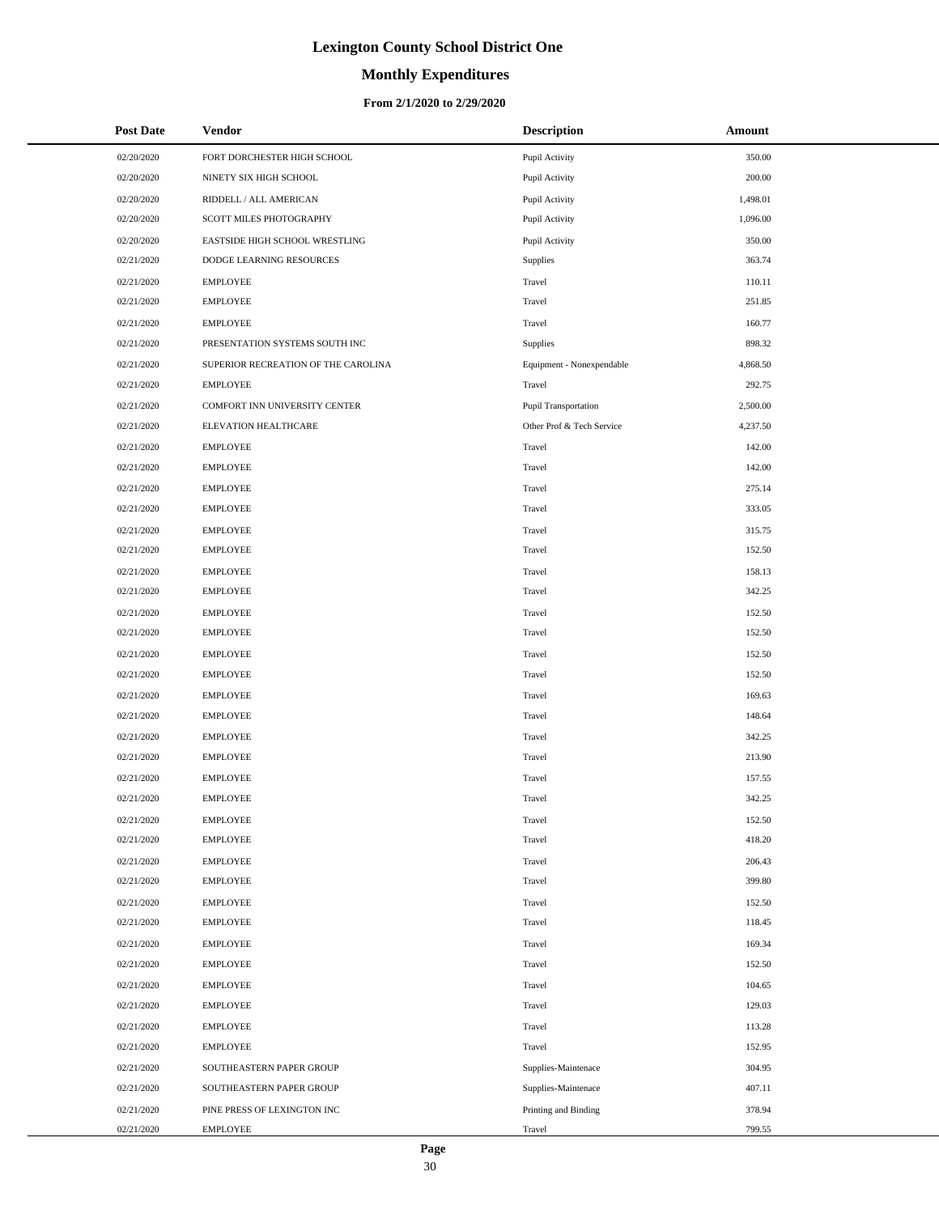# Lexington County School District One

## Monthly Expenditures

### From 2/1/2020 to 2/29/2020

| Post Date | Vendor | Description | Amount |
| --- | --- | --- | --- |
| 02/20/2020 | FORT DORCHESTER HIGH SCHOOL | Pupil Activity | 350.00 |
| 02/20/2020 | NINETY SIX HIGH SCHOOL | Pupil Activity | 200.00 |
| 02/20/2020 | RIDDELL / ALL AMERICAN | Pupil Activity | 1,498.01 |
| 02/20/2020 | SCOTT MILES PHOTOGRAPHY | Pupil Activity | 1,096.00 |
| 02/20/2020 | EASTSIDE HIGH SCHOOL WRESTLING | Pupil Activity | 350.00 |
| 02/21/2020 | DODGE LEARNING RESOURCES | Supplies | 363.74 |
| 02/21/2020 | EMPLOYEE | Travel | 110.11 |
| 02/21/2020 | EMPLOYEE | Travel | 251.85 |
| 02/21/2020 | EMPLOYEE | Travel | 160.77 |
| 02/21/2020 | PRESENTATION SYSTEMS SOUTH INC | Supplies | 898.32 |
| 02/21/2020 | SUPERIOR RECREATION OF THE CAROLINA | Equipment - Nonexpendable | 4,868.50 |
| 02/21/2020 | EMPLOYEE | Travel | 292.75 |
| 02/21/2020 | COMFORT INN UNIVERSITY CENTER | Pupil Transportation | 2,500.00 |
| 02/21/2020 | ELEVATION HEALTHCARE | Other Prof & Tech Service | 4,237.50 |
| 02/21/2020 | EMPLOYEE | Travel | 142.00 |
| 02/21/2020 | EMPLOYEE | Travel | 142.00 |
| 02/21/2020 | EMPLOYEE | Travel | 275.14 |
| 02/21/2020 | EMPLOYEE | Travel | 333.05 |
| 02/21/2020 | EMPLOYEE | Travel | 315.75 |
| 02/21/2020 | EMPLOYEE | Travel | 152.50 |
| 02/21/2020 | EMPLOYEE | Travel | 158.13 |
| 02/21/2020 | EMPLOYEE | Travel | 342.25 |
| 02/21/2020 | EMPLOYEE | Travel | 152.50 |
| 02/21/2020 | EMPLOYEE | Travel | 152.50 |
| 02/21/2020 | EMPLOYEE | Travel | 152.50 |
| 02/21/2020 | EMPLOYEE | Travel | 152.50 |
| 02/21/2020 | EMPLOYEE | Travel | 169.63 |
| 02/21/2020 | EMPLOYEE | Travel | 148.64 |
| 02/21/2020 | EMPLOYEE | Travel | 342.25 |
| 02/21/2020 | EMPLOYEE | Travel | 213.90 |
| 02/21/2020 | EMPLOYEE | Travel | 157.55 |
| 02/21/2020 | EMPLOYEE | Travel | 342.25 |
| 02/21/2020 | EMPLOYEE | Travel | 152.50 |
| 02/21/2020 | EMPLOYEE | Travel | 418.20 |
| 02/21/2020 | EMPLOYEE | Travel | 206.43 |
| 02/21/2020 | EMPLOYEE | Travel | 399.80 |
| 02/21/2020 | EMPLOYEE | Travel | 152.50 |
| 02/21/2020 | EMPLOYEE | Travel | 118.45 |
| 02/21/2020 | EMPLOYEE | Travel | 169.34 |
| 02/21/2020 | EMPLOYEE | Travel | 152.50 |
| 02/21/2020 | EMPLOYEE | Travel | 104.65 |
| 02/21/2020 | EMPLOYEE | Travel | 129.03 |
| 02/21/2020 | EMPLOYEE | Travel | 113.28 |
| 02/21/2020 | EMPLOYEE | Travel | 152.95 |
| 02/21/2020 | SOUTHEASTERN PAPER GROUP | Supplies-Maintenace | 304.95 |
| 02/21/2020 | SOUTHEASTERN PAPER GROUP | Supplies-Maintenace | 407.11 |
| 02/21/2020 | PINE PRESS OF LEXINGTON INC | Printing and Binding | 378.94 |
| 02/21/2020 | EMPLOYEE | Travel | 799.55 |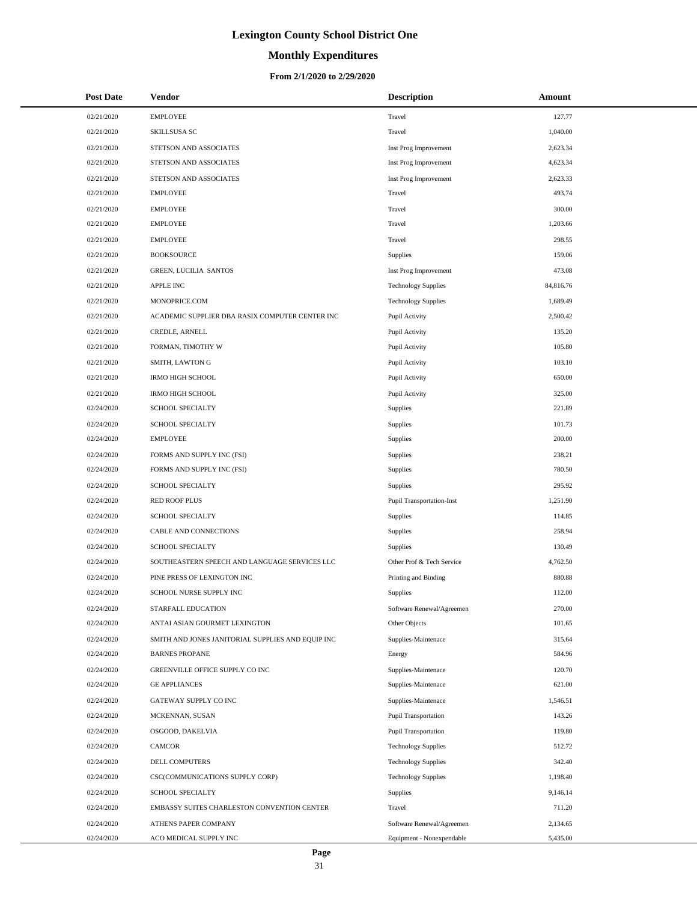# Lexington County School District One

## Monthly Expenditures

### From 2/1/2020 to 2/29/2020

| Post Date | Vendor | Description | Amount |
|---|---|---|---|
| 02/21/2020 | EMPLOYEE | Travel | 127.77 |
| 02/21/2020 | SKILLSUSA SC | Travel | 1,040.00 |
| 02/21/2020 | STETSON AND ASSOCIATES | Inst Prog Improvement | 2,623.34 |
| 02/21/2020 | STETSON AND ASSOCIATES | Inst Prog Improvement | 4,623.34 |
| 02/21/2020 | STETSON AND ASSOCIATES | Inst Prog Improvement | 2,623.33 |
| 02/21/2020 | EMPLOYEE | Travel | 493.74 |
| 02/21/2020 | EMPLOYEE | Travel | 300.00 |
| 02/21/2020 | EMPLOYEE | Travel | 1,203.66 |
| 02/21/2020 | EMPLOYEE | Travel | 298.55 |
| 02/21/2020 | BOOKSOURCE | Supplies | 159.06 |
| 02/21/2020 | GREEN, LUCILIA SANTOS | Inst Prog Improvement | 473.08 |
| 02/21/2020 | APPLE INC | Technology Supplies | 84,816.76 |
| 02/21/2020 | MONOPRICE.COM | Technology Supplies | 1,689.49 |
| 02/21/2020 | ACADEMIC SUPPLIER DBA RASIX COMPUTER CENTER INC | Pupil Activity | 2,500.42 |
| 02/21/2020 | CREDLE, ARNELL | Pupil Activity | 135.20 |
| 02/21/2020 | FORMAN, TIMOTHY W | Pupil Activity | 105.80 |
| 02/21/2020 | SMITH, LAWTON G | Pupil Activity | 103.10 |
| 02/21/2020 | IRMO HIGH SCHOOL | Pupil Activity | 650.00 |
| 02/21/2020 | IRMO HIGH SCHOOL | Pupil Activity | 325.00 |
| 02/24/2020 | SCHOOL SPECIALTY | Supplies | 221.89 |
| 02/24/2020 | SCHOOL SPECIALTY | Supplies | 101.73 |
| 02/24/2020 | EMPLOYEE | Supplies | 200.00 |
| 02/24/2020 | FORMS AND SUPPLY INC (FSI) | Supplies | 238.21 |
| 02/24/2020 | FORMS AND SUPPLY INC (FSI) | Supplies | 780.50 |
| 02/24/2020 | SCHOOL SPECIALTY | Supplies | 295.92 |
| 02/24/2020 | RED ROOF PLUS | Pupil Transportation-Inst | 1,251.90 |
| 02/24/2020 | SCHOOL SPECIALTY | Supplies | 114.85 |
| 02/24/2020 | CABLE AND CONNECTIONS | Supplies | 258.94 |
| 02/24/2020 | SCHOOL SPECIALTY | Supplies | 130.49 |
| 02/24/2020 | SOUTHEASTERN SPEECH AND LANGUAGE SERVICES LLC | Other Prof & Tech Service | 4,762.50 |
| 02/24/2020 | PINE PRESS OF LEXINGTON INC | Printing and Binding | 880.88 |
| 02/24/2020 | SCHOOL NURSE SUPPLY INC | Supplies | 112.00 |
| 02/24/2020 | STARFALL EDUCATION | Software Renewal/Agreemen | 270.00 |
| 02/24/2020 | ANTAI ASIAN GOURMET LEXINGTON | Other Objects | 101.65 |
| 02/24/2020 | SMITH AND JONES JANITORIAL SUPPLIES AND EQUIP INC | Supplies-Maintenace | 315.64 |
| 02/24/2020 | BARNES PROPANE | Energy | 584.96 |
| 02/24/2020 | GREENVILLE OFFICE SUPPLY CO INC | Supplies-Maintenace | 120.70 |
| 02/24/2020 | GE APPLIANCES | Supplies-Maintenace | 621.00 |
| 02/24/2020 | GATEWAY SUPPLY CO INC | Supplies-Maintenace | 1,546.51 |
| 02/24/2020 | MCKENNAN, SUSAN | Pupil Transportation | 143.26 |
| 02/24/2020 | OSGOOD, DAKELVIA | Pupil Transportation | 119.80 |
| 02/24/2020 | CAMCOR | Technology Supplies | 512.72 |
| 02/24/2020 | DELL COMPUTERS | Technology Supplies | 342.40 |
| 02/24/2020 | CSC(COMMUNICATIONS SUPPLY CORP) | Technology Supplies | 1,198.40 |
| 02/24/2020 | SCHOOL SPECIALTY | Supplies | 9,146.14 |
| 02/24/2020 | EMBASSY SUITES CHARLESTON CONVENTION CENTER | Travel | 711.20 |
| 02/24/2020 | ATHENS PAPER COMPANY | Software Renewal/Agreemen | 2,134.65 |
| 02/24/2020 | ACO MEDICAL SUPPLY INC | Equipment - Nonexpendable | 5,435.00 |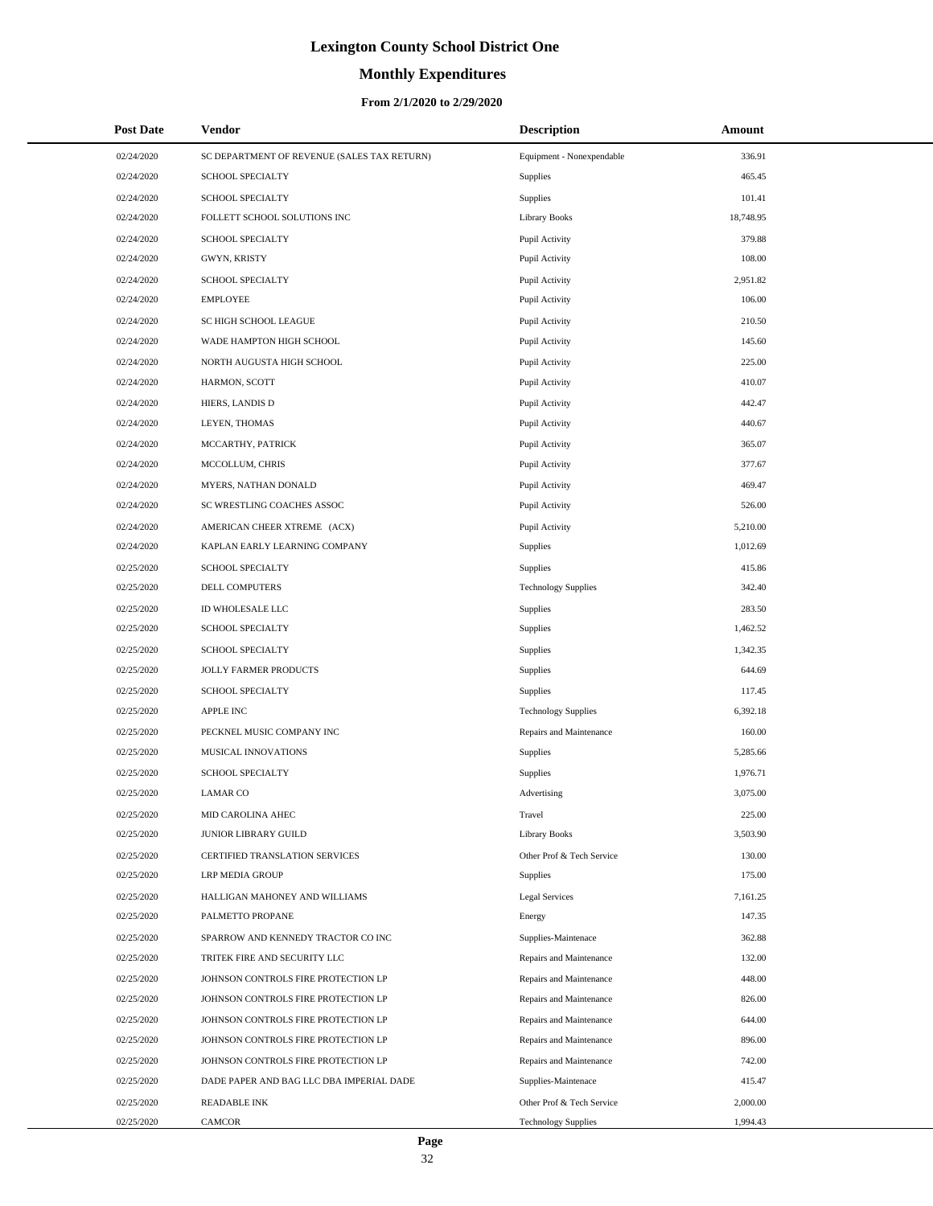# Lexington County School District One

## Monthly Expenditures

### From 2/1/2020 to 2/29/2020

| Post Date | Vendor | Description | Amount |
| --- | --- | --- | --- |
| 02/24/2020 | SC DEPARTMENT OF REVENUE (SALES TAX RETURN) | Equipment - Nonexpendable | 336.91 |
| 02/24/2020 | SCHOOL SPECIALTY | Supplies | 465.45 |
| 02/24/2020 | SCHOOL SPECIALTY | Supplies | 101.41 |
| 02/24/2020 | FOLLETT SCHOOL SOLUTIONS INC | Library Books | 18,748.95 |
| 02/24/2020 | SCHOOL SPECIALTY | Pupil Activity | 379.88 |
| 02/24/2020 | GWYN, KRISTY | Pupil Activity | 108.00 |
| 02/24/2020 | SCHOOL SPECIALTY | Pupil Activity | 2,951.82 |
| 02/24/2020 | EMPLOYEE | Pupil Activity | 106.00 |
| 02/24/2020 | SC HIGH SCHOOL LEAGUE | Pupil Activity | 210.50 |
| 02/24/2020 | WADE HAMPTON HIGH SCHOOL | Pupil Activity | 145.60 |
| 02/24/2020 | NORTH AUGUSTA HIGH SCHOOL | Pupil Activity | 225.00 |
| 02/24/2020 | HARMON, SCOTT | Pupil Activity | 410.07 |
| 02/24/2020 | HIERS, LANDIS D | Pupil Activity | 442.47 |
| 02/24/2020 | LEYEN, THOMAS | Pupil Activity | 440.67 |
| 02/24/2020 | MCCARTHY, PATRICK | Pupil Activity | 365.07 |
| 02/24/2020 | MCCOLLUM, CHRIS | Pupil Activity | 377.67 |
| 02/24/2020 | MYERS, NATHAN DONALD | Pupil Activity | 469.47 |
| 02/24/2020 | SC WRESTLING COACHES ASSOC | Pupil Activity | 526.00 |
| 02/24/2020 | AMERICAN CHEER XTREME (ACX) | Pupil Activity | 5,210.00 |
| 02/24/2020 | KAPLAN EARLY LEARNING COMPANY | Supplies | 1,012.69 |
| 02/25/2020 | SCHOOL SPECIALTY | Supplies | 415.86 |
| 02/25/2020 | DELL COMPUTERS | Technology Supplies | 342.40 |
| 02/25/2020 | ID WHOLESALE LLC | Supplies | 283.50 |
| 02/25/2020 | SCHOOL SPECIALTY | Supplies | 1,462.52 |
| 02/25/2020 | SCHOOL SPECIALTY | Supplies | 1,342.35 |
| 02/25/2020 | JOLLY FARMER PRODUCTS | Supplies | 644.69 |
| 02/25/2020 | SCHOOL SPECIALTY | Supplies | 117.45 |
| 02/25/2020 | APPLE INC | Technology Supplies | 6,392.18 |
| 02/25/2020 | PECKNEL MUSIC COMPANY INC | Repairs and Maintenance | 160.00 |
| 02/25/2020 | MUSICAL INNOVATIONS | Supplies | 5,285.66 |
| 02/25/2020 | SCHOOL SPECIALTY | Supplies | 1,976.71 |
| 02/25/2020 | LAMAR CO | Advertising | 3,075.00 |
| 02/25/2020 | MID CAROLINA AHEC | Travel | 225.00 |
| 02/25/2020 | JUNIOR LIBRARY GUILD | Library Books | 3,503.90 |
| 02/25/2020 | CERTIFIED TRANSLATION SERVICES | Other Prof & Tech Service | 130.00 |
| 02/25/2020 | LRP MEDIA GROUP | Supplies | 175.00 |
| 02/25/2020 | HALLIGAN MAHONEY AND WILLIAMS | Legal Services | 7,161.25 |
| 02/25/2020 | PALMETTO PROPANE | Energy | 147.35 |
| 02/25/2020 | SPARROW AND KENNEDY TRACTOR CO INC | Supplies-Maintenace | 362.88 |
| 02/25/2020 | TRITEK FIRE AND SECURITY LLC | Repairs and Maintenance | 132.00 |
| 02/25/2020 | JOHNSON CONTROLS FIRE PROTECTION LP | Repairs and Maintenance | 448.00 |
| 02/25/2020 | JOHNSON CONTROLS FIRE PROTECTION LP | Repairs and Maintenance | 826.00 |
| 02/25/2020 | JOHNSON CONTROLS FIRE PROTECTION LP | Repairs and Maintenance | 644.00 |
| 02/25/2020 | JOHNSON CONTROLS FIRE PROTECTION LP | Repairs and Maintenance | 896.00 |
| 02/25/2020 | JOHNSON CONTROLS FIRE PROTECTION LP | Repairs and Maintenance | 742.00 |
| 02/25/2020 | DADE PAPER AND BAG LLC DBA IMPERIAL DADE | Supplies-Maintenace | 415.47 |
| 02/25/2020 | READABLE INK | Other Prof & Tech Service | 2,000.00 |
| 02/25/2020 | CAMCOR | Technology Supplies | 1,994.43 |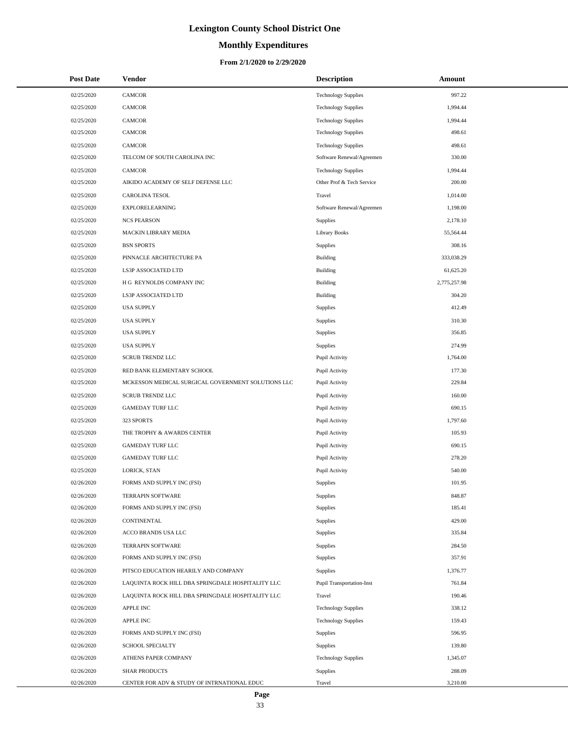# Lexington County School District One

## Monthly Expenditures

### From 2/1/2020 to 2/29/2020

| Post Date | Vendor | Description | Amount |
|---|---|---|---|
| 02/25/2020 | CAMCOR | Technology Supplies | 997.22 |
| 02/25/2020 | CAMCOR | Technology Supplies | 1,994.44 |
| 02/25/2020 | CAMCOR | Technology Supplies | 1,994.44 |
| 02/25/2020 | CAMCOR | Technology Supplies | 498.61 |
| 02/25/2020 | CAMCOR | Technology Supplies | 498.61 |
| 02/25/2020 | TELCOM OF SOUTH CAROLINA INC | Software Renewal/Agreemen | 330.00 |
| 02/25/2020 | CAMCOR | Technology Supplies | 1,994.44 |
| 02/25/2020 | AIKIDO ACADEMY OF SELF DEFENSE LLC | Other Prof & Tech Service | 200.00 |
| 02/25/2020 | CAROLINA TESOL | Travel | 1,014.00 |
| 02/25/2020 | EXPLORELEARNING | Software Renewal/Agreemen | 1,198.00 |
| 02/25/2020 | NCS PEARSON | Supplies | 2,178.10 |
| 02/25/2020 | MACKIN LIBRARY MEDIA | Library Books | 55,564.44 |
| 02/25/2020 | BSN SPORTS | Supplies | 308.16 |
| 02/25/2020 | PINNACLE ARCHITECTURE PA | Building | 333,038.29 |
| 02/25/2020 | LS3P ASSOCIATED LTD | Building | 61,625.20 |
| 02/25/2020 | H G REYNOLDS COMPANY INC | Building | 2,775,257.98 |
| 02/25/2020 | LS3P ASSOCIATED LTD | Building | 304.20 |
| 02/25/2020 | USA SUPPLY | Supplies | 412.49 |
| 02/25/2020 | USA SUPPLY | Supplies | 310.30 |
| 02/25/2020 | USA SUPPLY | Supplies | 356.85 |
| 02/25/2020 | USA SUPPLY | Supplies | 274.99 |
| 02/25/2020 | SCRUB TRENDZ LLC | Pupil Activity | 1,764.00 |
| 02/25/2020 | RED BANK ELEMENTARY SCHOOL | Pupil Activity | 177.30 |
| 02/25/2020 | MCKESSON MEDICAL SURGICAL GOVERNMENT SOLUTIONS LLC | Pupil Activity | 229.84 |
| 02/25/2020 | SCRUB TRENDZ LLC | Pupil Activity | 160.00 |
| 02/25/2020 | GAMEDAY TURF LLC | Pupil Activity | 690.15 |
| 02/25/2020 | 323 SPORTS | Pupil Activity | 1,797.60 |
| 02/25/2020 | THE TROPHY & AWARDS CENTER | Pupil Activity | 105.93 |
| 02/25/2020 | GAMEDAY TURF LLC | Pupil Activity | 690.15 |
| 02/25/2020 | GAMEDAY TURF LLC | Pupil Activity | 278.20 |
| 02/25/2020 | LORICK, STAN | Pupil Activity | 540.00 |
| 02/26/2020 | FORMS AND SUPPLY INC (FSI) | Supplies | 101.95 |
| 02/26/2020 | TERRAPIN SOFTWARE | Supplies | 848.87 |
| 02/26/2020 | FORMS AND SUPPLY INC (FSI) | Supplies | 185.41 |
| 02/26/2020 | CONTINENTAL | Supplies | 429.00 |
| 02/26/2020 | ACCO BRANDS USA LLC | Supplies | 335.84 |
| 02/26/2020 | TERRAPIN SOFTWARE | Supplies | 284.50 |
| 02/26/2020 | FORMS AND SUPPLY INC (FSI) | Supplies | 357.91 |
| 02/26/2020 | PITSCO EDUCATION HEARILY AND COMPANY | Supplies | 1,376.77 |
| 02/26/2020 | LAQUINTA ROCK HILL DBA SPRINGDALE HOSPITALITY LLC | Pupil Transportation-Inst | 761.84 |
| 02/26/2020 | LAQUINTA ROCK HILL DBA SPRINGDALE HOSPITALITY LLC | Travel | 190.46 |
| 02/26/2020 | APPLE INC | Technology Supplies | 338.12 |
| 02/26/2020 | APPLE INC | Technology Supplies | 159.43 |
| 02/26/2020 | FORMS AND SUPPLY INC (FSI) | Supplies | 596.95 |
| 02/26/2020 | SCHOOL SPECIALTY | Supplies | 139.80 |
| 02/26/2020 | ATHENS PAPER COMPANY | Technology Supplies | 1,345.07 |
| 02/26/2020 | SHAR PRODUCTS | Supplies | 288.09 |
| 02/26/2020 | CENTER FOR ADV & STUDY OF INTRNATIONAL EDUC | Travel | 3,210.00 |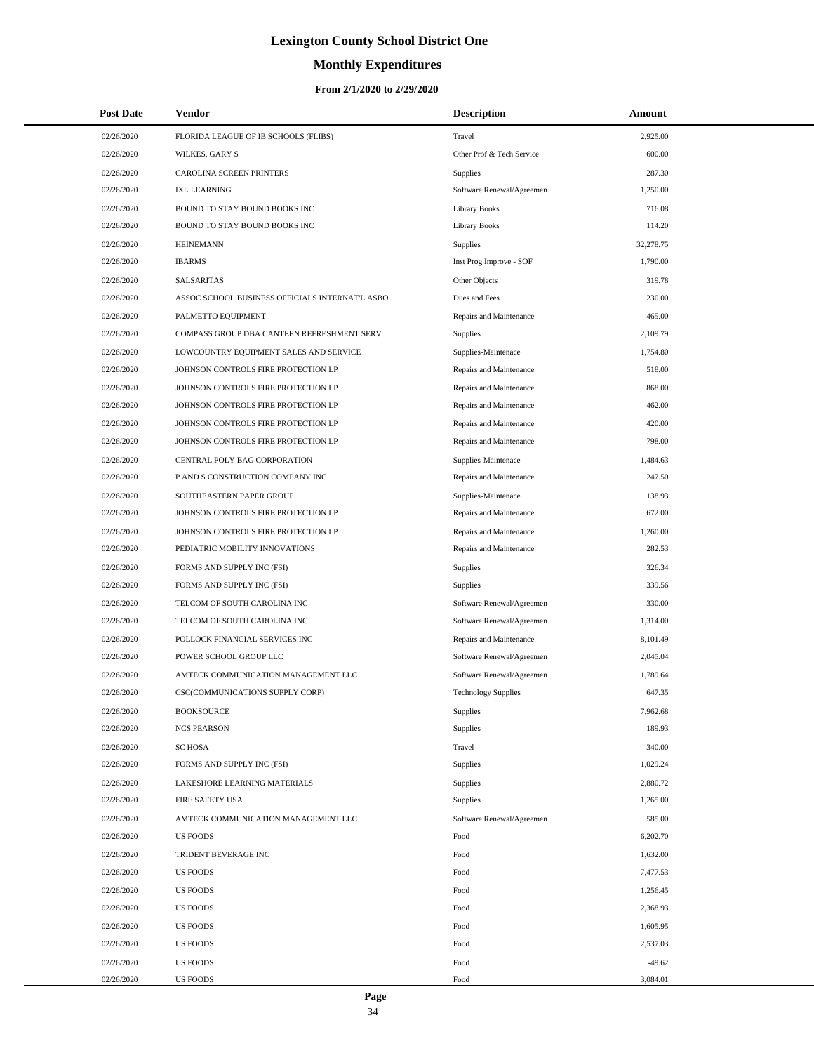# Lexington County School District One

## Monthly Expenditures

### From 2/1/2020 to 2/29/2020

| Post Date | Vendor | Description | Amount |
|---|---|---|---|
| 02/26/2020 | FLORIDA LEAGUE OF IB SCHOOLS (FLIBS) | Travel | 2,925.00 |
| 02/26/2020 | WILKES, GARY S | Other Prof & Tech Service | 600.00 |
| 02/26/2020 | CAROLINA SCREEN PRINTERS | Supplies | 287.30 |
| 02/26/2020 | IXL LEARNING | Software Renewal/Agreemen | 1,250.00 |
| 02/26/2020 | BOUND TO STAY BOUND BOOKS INC | Library Books | 716.08 |
| 02/26/2020 | BOUND TO STAY BOUND BOOKS INC | Library Books | 114.20 |
| 02/26/2020 | HEINEMANN | Supplies | 32,278.75 |
| 02/26/2020 | IBARMS | Inst Prog Improve - SOF | 1,790.00 |
| 02/26/2020 | SALSARITAS | Other Objects | 319.78 |
| 02/26/2020 | ASSOC SCHOOL BUSINESS OFFICIALS INTERNAT'L ASBO | Dues and Fees | 230.00 |
| 02/26/2020 | PALMETTO EQUIPMENT | Repairs and Maintenance | 465.00 |
| 02/26/2020 | COMPASS GROUP DBA CANTEEN REFRESHMENT SERV | Supplies | 2,109.79 |
| 02/26/2020 | LOWCOUNTRY EQUIPMENT SALES AND SERVICE | Supplies-Maintenace | 1,754.80 |
| 02/26/2020 | JOHNSON CONTROLS FIRE PROTECTION LP | Repairs and Maintenance | 518.00 |
| 02/26/2020 | JOHNSON CONTROLS FIRE PROTECTION LP | Repairs and Maintenance | 868.00 |
| 02/26/2020 | JOHNSON CONTROLS FIRE PROTECTION LP | Repairs and Maintenance | 462.00 |
| 02/26/2020 | JOHNSON CONTROLS FIRE PROTECTION LP | Repairs and Maintenance | 420.00 |
| 02/26/2020 | JOHNSON CONTROLS FIRE PROTECTION LP | Repairs and Maintenance | 798.00 |
| 02/26/2020 | CENTRAL POLY BAG CORPORATION | Supplies-Maintenace | 1,484.63 |
| 02/26/2020 | P AND S CONSTRUCTION COMPANY INC | Repairs and Maintenance | 247.50 |
| 02/26/2020 | SOUTHEASTERN PAPER GROUP | Supplies-Maintenace | 138.93 |
| 02/26/2020 | JOHNSON CONTROLS FIRE PROTECTION LP | Repairs and Maintenance | 672.00 |
| 02/26/2020 | JOHNSON CONTROLS FIRE PROTECTION LP | Repairs and Maintenance | 1,260.00 |
| 02/26/2020 | PEDIATRIC MOBILITY INNOVATIONS | Repairs and Maintenance | 282.53 |
| 02/26/2020 | FORMS AND SUPPLY INC (FSI) | Supplies | 326.34 |
| 02/26/2020 | FORMS AND SUPPLY INC (FSI) | Supplies | 339.56 |
| 02/26/2020 | TELCOM OF SOUTH CAROLINA INC | Software Renewal/Agreemen | 330.00 |
| 02/26/2020 | TELCOM OF SOUTH CAROLINA INC | Software Renewal/Agreemen | 1,314.00 |
| 02/26/2020 | POLLOCK FINANCIAL SERVICES INC | Repairs and Maintenance | 8,101.49 |
| 02/26/2020 | POWER SCHOOL GROUP LLC | Software Renewal/Agreemen | 2,045.04 |
| 02/26/2020 | AMTECK COMMUNICATION MANAGEMENT LLC | Software Renewal/Agreemen | 1,789.64 |
| 02/26/2020 | CSC(COMMUNICATIONS SUPPLY CORP) | Technology Supplies | 647.35 |
| 02/26/2020 | BOOKSOURCE | Supplies | 7,962.68 |
| 02/26/2020 | NCS PEARSON | Supplies | 189.93 |
| 02/26/2020 | SC HOSA | Travel | 340.00 |
| 02/26/2020 | FORMS AND SUPPLY INC (FSI) | Supplies | 1,029.24 |
| 02/26/2020 | LAKESHORE LEARNING MATERIALS | Supplies | 2,880.72 |
| 02/26/2020 | FIRE SAFETY USA | Supplies | 1,265.00 |
| 02/26/2020 | AMTECK COMMUNICATION MANAGEMENT LLC | Software Renewal/Agreemen | 585.00 |
| 02/26/2020 | US FOODS | Food | 6,202.70 |
| 02/26/2020 | TRIDENT BEVERAGE INC | Food | 1,632.00 |
| 02/26/2020 | US FOODS | Food | 7,477.53 |
| 02/26/2020 | US FOODS | Food | 1,256.45 |
| 02/26/2020 | US FOODS | Food | 2,368.93 |
| 02/26/2020 | US FOODS | Food | 1,605.95 |
| 02/26/2020 | US FOODS | Food | 2,537.03 |
| 02/26/2020 | US FOODS | Food | -49.62 |
| 02/26/2020 | US FOODS | Food | 3,084.01 |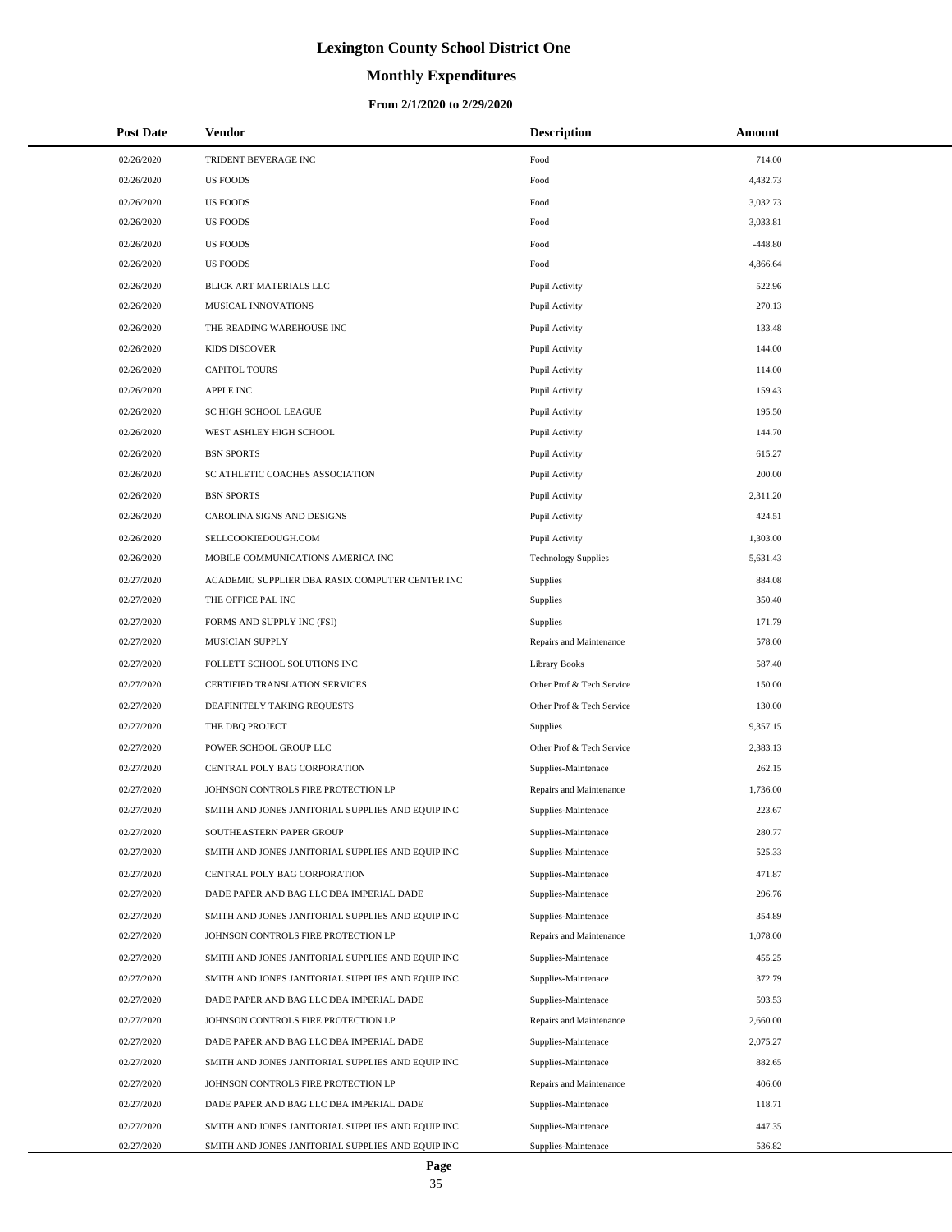# Lexington County School District One

## Monthly Expenditures

### From 2/1/2020 to 2/29/2020

| Post Date | Vendor | Description | Amount |
|---|---|---|---|
| 02/26/2020 | TRIDENT BEVERAGE INC | Food | 714.00 |
| 02/26/2020 | US FOODS | Food | 4,432.73 |
| 02/26/2020 | US FOODS | Food | 3,032.73 |
| 02/26/2020 | US FOODS | Food | 3,033.81 |
| 02/26/2020 | US FOODS | Food | -448.80 |
| 02/26/2020 | US FOODS | Food | 4,866.64 |
| 02/26/2020 | BLICK ART MATERIALS LLC | Pupil Activity | 522.96 |
| 02/26/2020 | MUSICAL INNOVATIONS | Pupil Activity | 270.13 |
| 02/26/2020 | THE READING WAREHOUSE INC | Pupil Activity | 133.48 |
| 02/26/2020 | KIDS DISCOVER | Pupil Activity | 144.00 |
| 02/26/2020 | CAPITOL TOURS | Pupil Activity | 114.00 |
| 02/26/2020 | APPLE INC | Pupil Activity | 159.43 |
| 02/26/2020 | SC HIGH SCHOOL LEAGUE | Pupil Activity | 195.50 |
| 02/26/2020 | WEST ASHLEY HIGH SCHOOL | Pupil Activity | 144.70 |
| 02/26/2020 | BSN SPORTS | Pupil Activity | 615.27 |
| 02/26/2020 | SC ATHLETIC COACHES ASSOCIATION | Pupil Activity | 200.00 |
| 02/26/2020 | BSN SPORTS | Pupil Activity | 2,311.20 |
| 02/26/2020 | CAROLINA SIGNS AND DESIGNS | Pupil Activity | 424.51 |
| 02/26/2020 | SELLCOOKIEDOUGH.COM | Pupil Activity | 1,303.00 |
| 02/26/2020 | MOBILE COMMUNICATIONS AMERICA INC | Technology Supplies | 5,631.43 |
| 02/27/2020 | ACADEMIC SUPPLIER DBA RASIX COMPUTER CENTER INC | Supplies | 884.08 |
| 02/27/2020 | THE OFFICE PAL INC | Supplies | 350.40 |
| 02/27/2020 | FORMS AND SUPPLY INC (FSI) | Supplies | 171.79 |
| 02/27/2020 | MUSICIAN SUPPLY | Repairs and Maintenance | 578.00 |
| 02/27/2020 | FOLLETT SCHOOL SOLUTIONS INC | Library Books | 587.40 |
| 02/27/2020 | CERTIFIED TRANSLATION SERVICES | Other Prof & Tech Service | 150.00 |
| 02/27/2020 | DEAFINITELY TAKING REQUESTS | Other Prof & Tech Service | 130.00 |
| 02/27/2020 | THE DBQ PROJECT | Supplies | 9,357.15 |
| 02/27/2020 | POWER SCHOOL GROUP LLC | Other Prof & Tech Service | 2,383.13 |
| 02/27/2020 | CENTRAL POLY BAG CORPORATION | Supplies-Maintenace | 262.15 |
| 02/27/2020 | JOHNSON CONTROLS FIRE PROTECTION LP | Repairs and Maintenance | 1,736.00 |
| 02/27/2020 | SMITH AND JONES JANITORIAL SUPPLIES AND EQUIP INC | Supplies-Maintenace | 223.67 |
| 02/27/2020 | SOUTHEASTERN PAPER GROUP | Supplies-Maintenace | 280.77 |
| 02/27/2020 | SMITH AND JONES JANITORIAL SUPPLIES AND EQUIP INC | Supplies-Maintenace | 525.33 |
| 02/27/2020 | CENTRAL POLY BAG CORPORATION | Supplies-Maintenace | 471.87 |
| 02/27/2020 | DADE PAPER AND BAG LLC DBA IMPERIAL DADE | Supplies-Maintenace | 296.76 |
| 02/27/2020 | SMITH AND JONES JANITORIAL SUPPLIES AND EQUIP INC | Supplies-Maintenace | 354.89 |
| 02/27/2020 | JOHNSON CONTROLS FIRE PROTECTION LP | Repairs and Maintenance | 1,078.00 |
| 02/27/2020 | SMITH AND JONES JANITORIAL SUPPLIES AND EQUIP INC | Supplies-Maintenace | 455.25 |
| 02/27/2020 | SMITH AND JONES JANITORIAL SUPPLIES AND EQUIP INC | Supplies-Maintenace | 372.79 |
| 02/27/2020 | DADE PAPER AND BAG LLC DBA IMPERIAL DADE | Supplies-Maintenace | 593.53 |
| 02/27/2020 | JOHNSON CONTROLS FIRE PROTECTION LP | Repairs and Maintenance | 2,660.00 |
| 02/27/2020 | DADE PAPER AND BAG LLC DBA IMPERIAL DADE | Supplies-Maintenace | 2,075.27 |
| 02/27/2020 | SMITH AND JONES JANITORIAL SUPPLIES AND EQUIP INC | Supplies-Maintenace | 882.65 |
| 02/27/2020 | JOHNSON CONTROLS FIRE PROTECTION LP | Repairs and Maintenance | 406.00 |
| 02/27/2020 | DADE PAPER AND BAG LLC DBA IMPERIAL DADE | Supplies-Maintenace | 118.71 |
| 02/27/2020 | SMITH AND JONES JANITORIAL SUPPLIES AND EQUIP INC | Supplies-Maintenace | 447.35 |
| 02/27/2020 | SMITH AND JONES JANITORIAL SUPPLIES AND EQUIP INC | Supplies-Maintenace | 536.82 |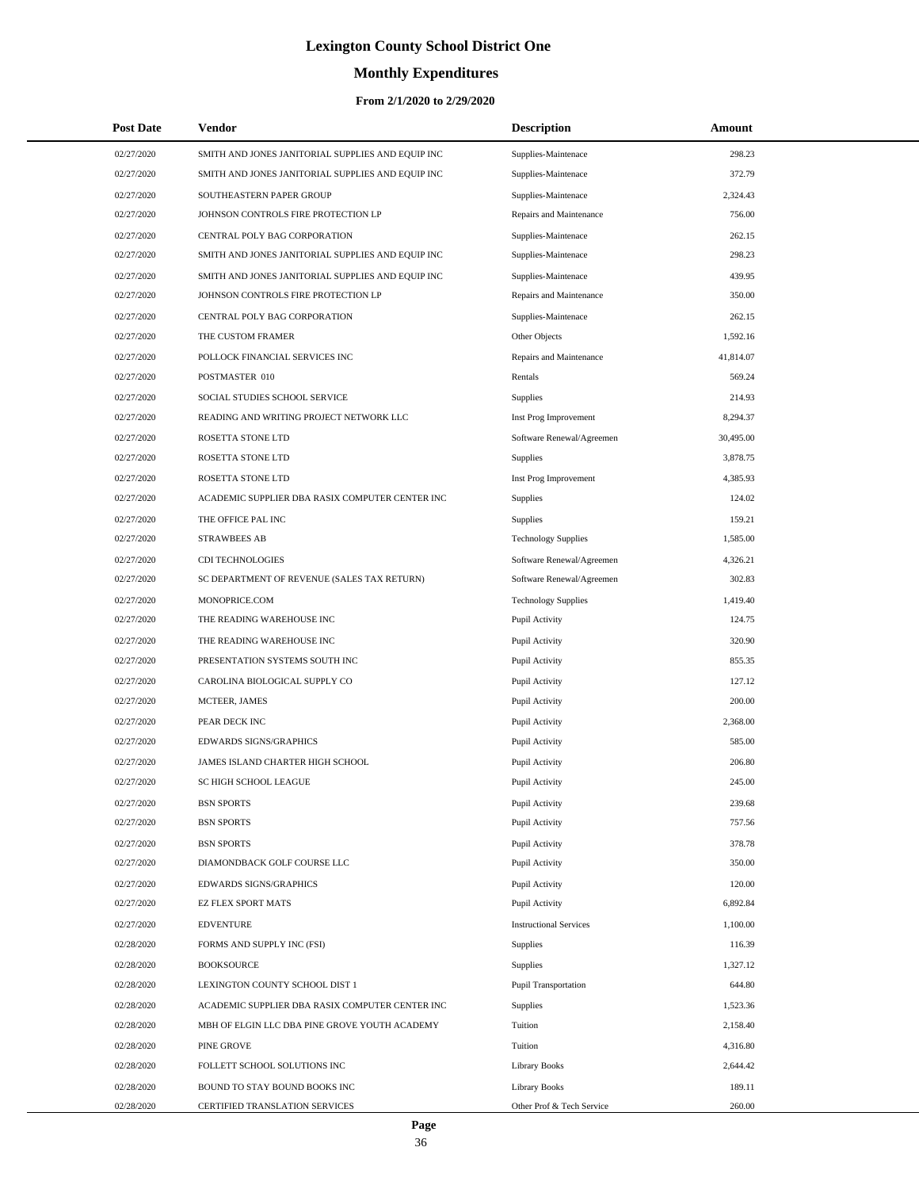# Lexington County School District One

## Monthly Expenditures

### From 2/1/2020 to 2/29/2020

| Post Date | Vendor | Description | Amount |
|---|---|---|---|
| 02/27/2020 | SMITH AND JONES JANITORIAL SUPPLIES AND EQUIP INC | Supplies-Maintenace | 298.23 |
| 02/27/2020 | SMITH AND JONES JANITORIAL SUPPLIES AND EQUIP INC | Supplies-Maintenace | 372.79 |
| 02/27/2020 | SOUTHEASTERN PAPER GROUP | Supplies-Maintenace | 2,324.43 |
| 02/27/2020 | JOHNSON CONTROLS FIRE PROTECTION LP | Repairs and Maintenance | 756.00 |
| 02/27/2020 | CENTRAL POLY BAG CORPORATION | Supplies-Maintenace | 262.15 |
| 02/27/2020 | SMITH AND JONES JANITORIAL SUPPLIES AND EQUIP INC | Supplies-Maintenace | 298.23 |
| 02/27/2020 | SMITH AND JONES JANITORIAL SUPPLIES AND EQUIP INC | Supplies-Maintenace | 439.95 |
| 02/27/2020 | JOHNSON CONTROLS FIRE PROTECTION LP | Repairs and Maintenance | 350.00 |
| 02/27/2020 | CENTRAL POLY BAG CORPORATION | Supplies-Maintenace | 262.15 |
| 02/27/2020 | THE CUSTOM FRAMER | Other Objects | 1,592.16 |
| 02/27/2020 | POLLOCK FINANCIAL SERVICES INC | Repairs and Maintenance | 41,814.07 |
| 02/27/2020 | POSTMASTER 010 | Rentals | 569.24 |
| 02/27/2020 | SOCIAL STUDIES SCHOOL SERVICE | Supplies | 214.93 |
| 02/27/2020 | READING AND WRITING PROJECT NETWORK LLC | Inst Prog Improvement | 8,294.37 |
| 02/27/2020 | ROSETTA STONE LTD | Software Renewal/Agreemen | 30,495.00 |
| 02/27/2020 | ROSETTA STONE LTD | Supplies | 3,878.75 |
| 02/27/2020 | ROSETTA STONE LTD | Inst Prog Improvement | 4,385.93 |
| 02/27/2020 | ACADEMIC SUPPLIER DBA RASIX COMPUTER CENTER INC | Supplies | 124.02 |
| 02/27/2020 | THE OFFICE PAL INC | Supplies | 159.21 |
| 02/27/2020 | STRAWBEES AB | Technology Supplies | 1,585.00 |
| 02/27/2020 | CDI TECHNOLOGIES | Software Renewal/Agreemen | 4,326.21 |
| 02/27/2020 | SC DEPARTMENT OF REVENUE (SALES TAX RETURN) | Software Renewal/Agreemen | 302.83 |
| 02/27/2020 | MONOPRICE.COM | Technology Supplies | 1,419.40 |
| 02/27/2020 | THE READING WAREHOUSE INC | Pupil Activity | 124.75 |
| 02/27/2020 | THE READING WAREHOUSE INC | Pupil Activity | 320.90 |
| 02/27/2020 | PRESENTATION SYSTEMS SOUTH INC | Pupil Activity | 855.35 |
| 02/27/2020 | CAROLINA BIOLOGICAL SUPPLY CO | Pupil Activity | 127.12 |
| 02/27/2020 | MCTEER, JAMES | Pupil Activity | 200.00 |
| 02/27/2020 | PEAR DECK INC | Pupil Activity | 2,368.00 |
| 02/27/2020 | EDWARDS SIGNS/GRAPHICS | Pupil Activity | 585.00 |
| 02/27/2020 | JAMES ISLAND CHARTER HIGH SCHOOL | Pupil Activity | 206.80 |
| 02/27/2020 | SC HIGH SCHOOL LEAGUE | Pupil Activity | 245.00 |
| 02/27/2020 | BSN SPORTS | Pupil Activity | 239.68 |
| 02/27/2020 | BSN SPORTS | Pupil Activity | 757.56 |
| 02/27/2020 | BSN SPORTS | Pupil Activity | 378.78 |
| 02/27/2020 | DIAMONDBACK GOLF COURSE LLC | Pupil Activity | 350.00 |
| 02/27/2020 | EDWARDS SIGNS/GRAPHICS | Pupil Activity | 120.00 |
| 02/27/2020 | EZ FLEX SPORT MATS | Pupil Activity | 6,892.84 |
| 02/27/2020 | EDVENTURE | Instructional Services | 1,100.00 |
| 02/28/2020 | FORMS AND SUPPLY INC (FSI) | Supplies | 116.39 |
| 02/28/2020 | BOOKSOURCE | Supplies | 1,327.12 |
| 02/28/2020 | LEXINGTON COUNTY SCHOOL DIST 1 | Pupil Transportation | 644.80 |
| 02/28/2020 | ACADEMIC SUPPLIER DBA RASIX COMPUTER CENTER INC | Supplies | 1,523.36 |
| 02/28/2020 | MBH OF ELGIN LLC DBA PINE GROVE YOUTH ACADEMY | Tuition | 2,158.40 |
| 02/28/2020 | PINE GROVE | Tuition | 4,316.80 |
| 02/28/2020 | FOLLETT SCHOOL SOLUTIONS INC | Library Books | 2,644.42 |
| 02/28/2020 | BOUND TO STAY BOUND BOOKS INC | Library Books | 189.11 |
| 02/28/2020 | CERTIFIED TRANSLATION SERVICES | Other Prof & Tech Service | 260.00 |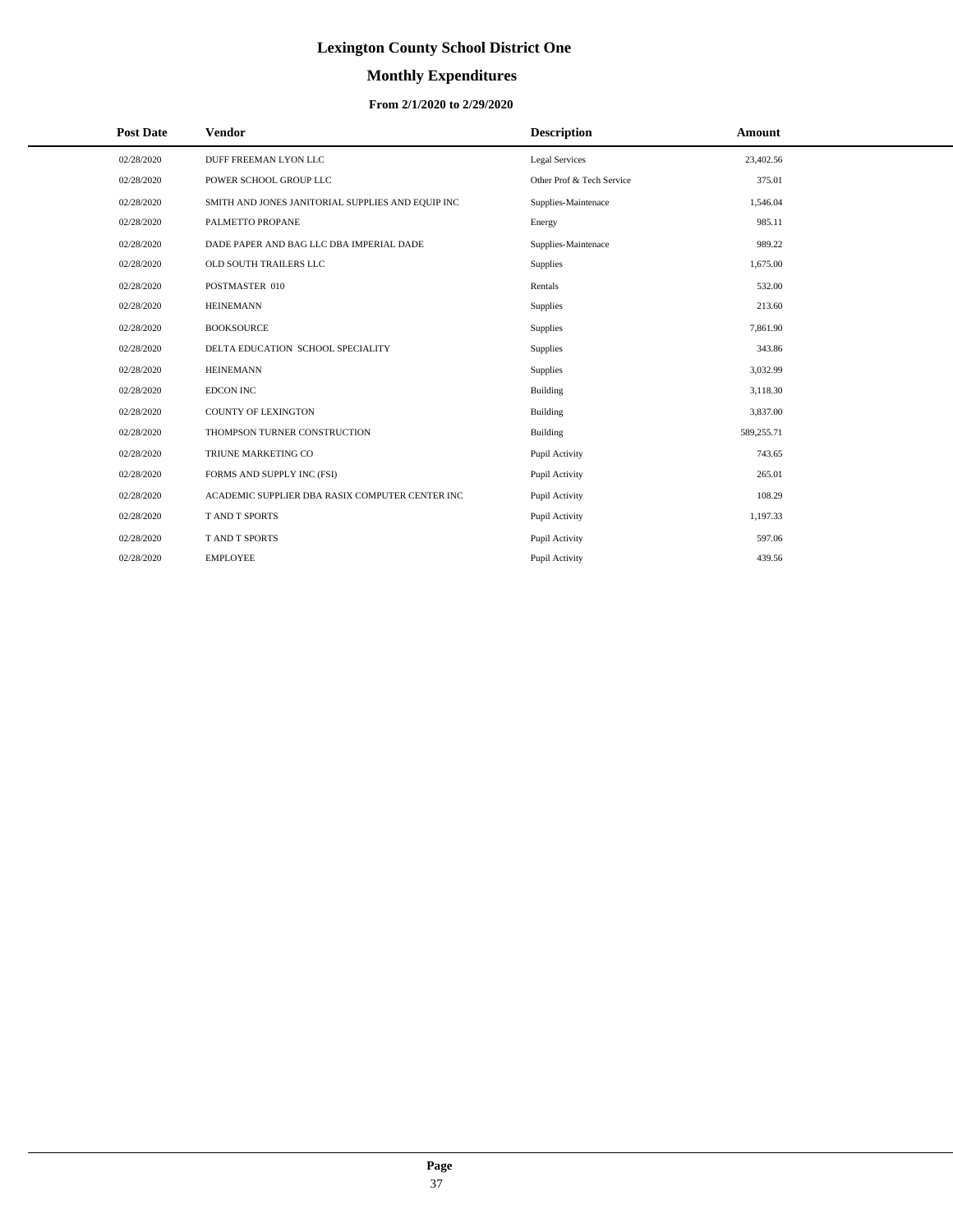# Lexington County School District One

## Monthly Expenditures

### From 2/1/2020 to 2/29/2020

| Post Date | Vendor | Description | Amount |
|---|---|---|---|
| 02/28/2020 | DUFF FREEMAN LYON LLC | Legal Services | 23,402.56 |
| 02/28/2020 | POWER SCHOOL GROUP LLC | Other Prof & Tech Service | 375.01 |
| 02/28/2020 | SMITH AND JONES JANITORIAL SUPPLIES AND EQUIP INC | Supplies-Maintenace | 1,546.04 |
| 02/28/2020 | PALMETTO PROPANE | Energy | 985.11 |
| 02/28/2020 | DADE PAPER AND BAG LLC DBA IMPERIAL DADE | Supplies-Maintenace | 989.22 |
| 02/28/2020 | OLD SOUTH TRAILERS LLC | Supplies | 1,675.00 |
| 02/28/2020 | POSTMASTER 010 | Rentals | 532.00 |
| 02/28/2020 | HEINEMANN | Supplies | 213.60 |
| 02/28/2020 | BOOKSOURCE | Supplies | 7,861.90 |
| 02/28/2020 | DELTA EDUCATION SCHOOL SPECIALITY | Supplies | 343.86 |
| 02/28/2020 | HEINEMANN | Supplies | 3,032.99 |
| 02/28/2020 | EDCON INC | Building | 3,118.30 |
| 02/28/2020 | COUNTY OF LEXINGTON | Building | 3,837.00 |
| 02/28/2020 | THOMPSON TURNER CONSTRUCTION | Building | 589,255.71 |
| 02/28/2020 | TRIUNE MARKETING CO | Pupil Activity | 743.65 |
| 02/28/2020 | FORMS AND SUPPLY INC (FSI) | Pupil Activity | 265.01 |
| 02/28/2020 | ACADEMIC SUPPLIER DBA RASIX COMPUTER CENTER INC | Pupil Activity | 108.29 |
| 02/28/2020 | T AND T SPORTS | Pupil Activity | 1,197.33 |
| 02/28/2020 | T AND T SPORTS | Pupil Activity | 597.06 |
| 02/28/2020 | EMPLOYEE | Pupil Activity | 439.56 |